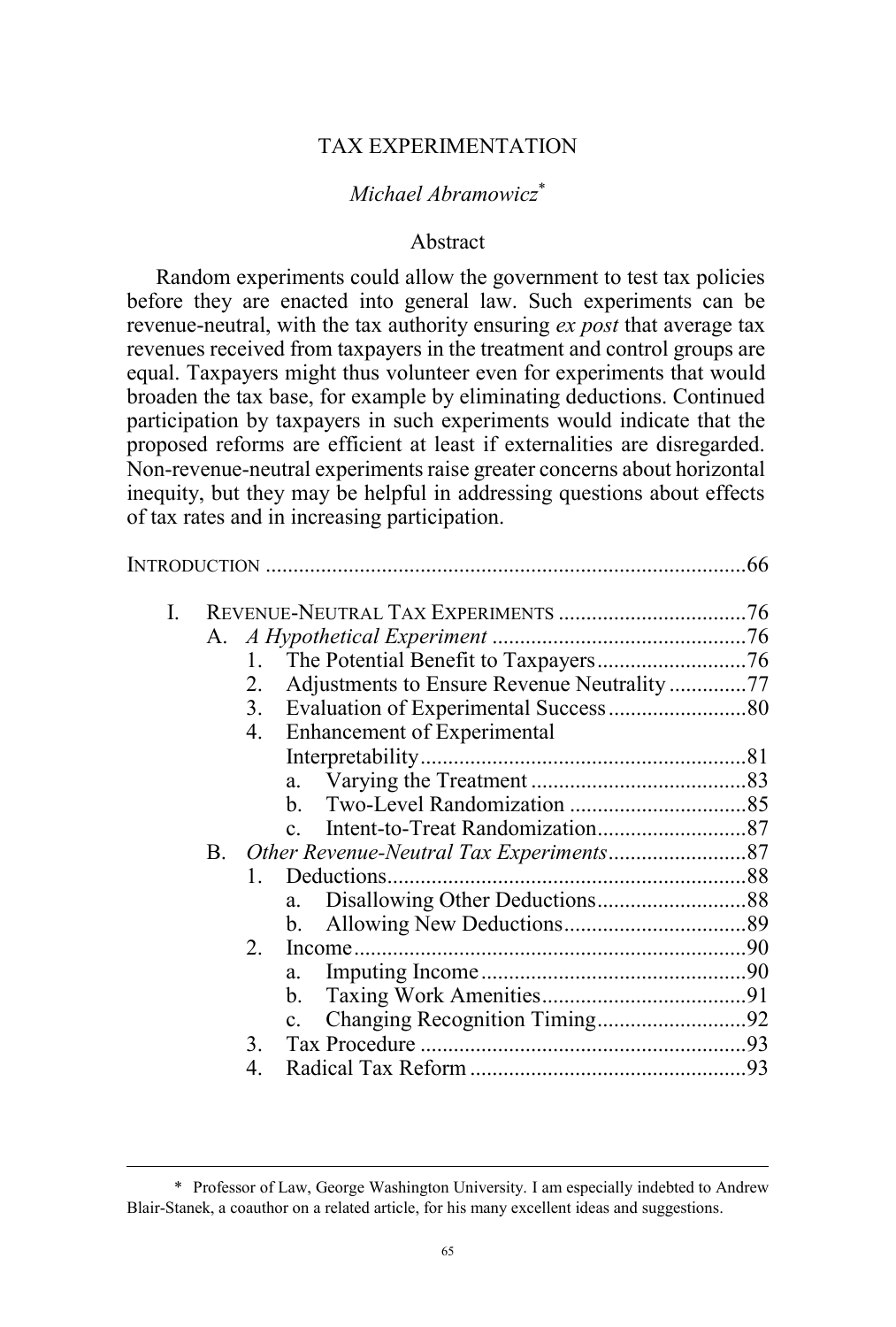# TAX EXPERIMENTATION

*Michael Abramowicz*[*]

## Abstract

Random experiments could allow the government to test tax policies before they are enacted into general law. Such experiments can be revenue-neutral, with the tax authority ensuring *ex post* that average tax revenues received from taxpayers in the treatment and control groups are equal. Taxpayers might thus volunteer even for experiments that would broaden the tax base, for example by eliminating deductions. Continued participation by taxpayers in such experiments would indicate that the proposed reforms are efficient at least if externalities are disregarded. Non-revenue-neutral experiments raise greater concerns about horizontal inequity, but they may be helpful in addressing questions about effects of tax rates and in increasing participation.

INTRODUCTION .......................................................................................66

- I. REVENUE-NEUTRAL TAX EXPERIMENTS ..................................76
  - A. *A Hypothetical Experiment* .............................................76
    - 1. The Potential Benefit to Taxpayers...........................76
    - 2. Adjustments to Ensure Revenue Neutrality .............77
    - 3. Evaluation of Experimental Success.........................80
    - 4. Enhancement of Experimental Interpretability...........................................................81
      - a. Varying the Treatment .......................................83
      - b. Two-Level Randomization ................................85
      - c. Intent-to-Treat Randomization...........................87
  - B. *Other Revenue-Neutral Tax Experiments*.........................87
    - 1. Deductions................................................................88
      - a. Disallowing Other Deductions...........................88
      - b. Allowing New Deductions.................................89
    - 2. Income.......................................................................90
      - a. Imputing Income................................................90
      - b. Taxing Work Amenities.....................................91
      - c. Changing Recognition Timing...........................92
    - 3. Tax Procedure ...........................................................93
    - 4. Radical Tax Reform ..................................................93

---

[*] Professor of Law, George Washington University. I am especially indebted to Andrew Blair-Stanek, a coauthor on a related article, for his many excellent ideas and suggestions.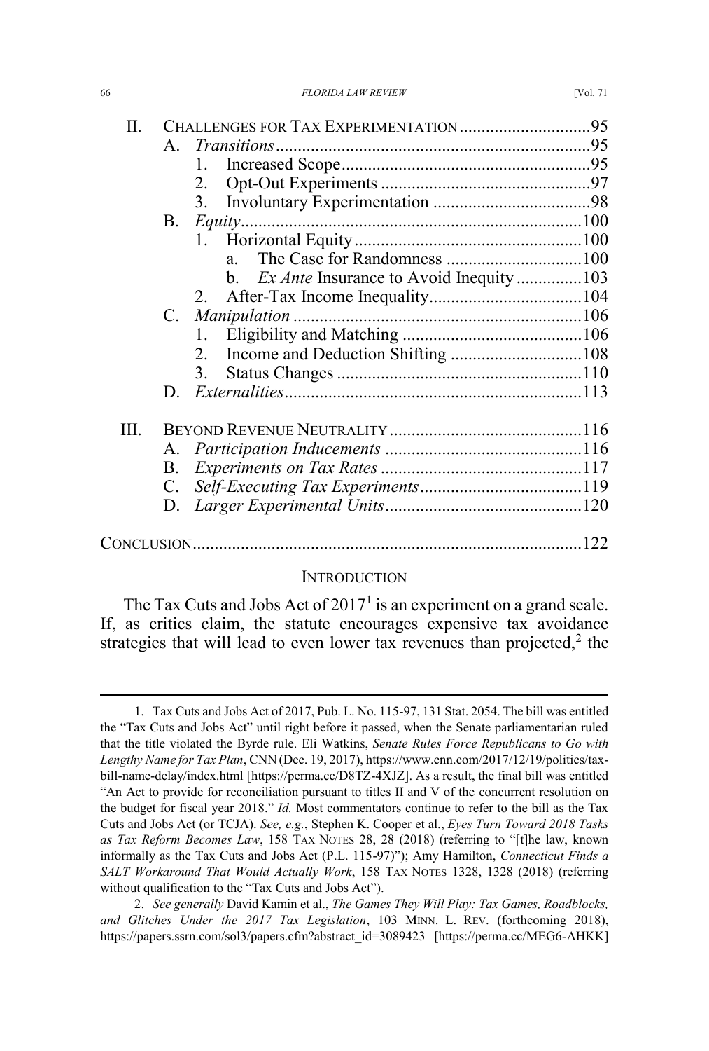II. CHALLENGES FOR TAX EXPERIMENTATION .............................95
  A. *Transitions* .......................................................................95
    1. Increased Scope.........................................................95
    2. Opt-Out Experiments ................................................97
    3. Involuntary Experimentation ....................................98
  B. *Equity* ...........................................................................100
    1. Horizontal Equity ....................................................100
      a. The Case for Randomness ...............................100
      b. *Ex Ante* Insurance to Avoid Inequity ...............103
    2. After-Tax Income Inequality...................................104
  C. *Manipulation* ................................................................106
    1. Eligibility and Matching .........................................106
    2. Income and Deduction Shifting ..............................108
    3. Status Changes ........................................................110
  D. *Externalities*..................................................................113

III. BEYOND REVENUE NEUTRALITY ............................................116
  A. *Participation Inducements* .............................................116
  B. *Experiments on Tax Rates* ..............................................117
  C. *Self-Executing Tax Experiments*.....................................119
  D. *Larger Experimental Units*.............................................120

CONCLUSION........................................................................................122

## INTRODUCTION

The Tax Cuts and Jobs Act of 2017[1] is an experiment on a grand scale. If, as critics claim, the statute encourages expensive tax avoidance strategies that will lead to even lower tax revenues than projected,[2] the

---

1. Tax Cuts and Jobs Act of 2017, Pub. L. No. 115-97, 131 Stat. 2054. The bill was entitled the "Tax Cuts and Jobs Act" until right before it passed, when the Senate parliamentarian ruled that the title violated the Byrde rule. Eli Watkins, *Senate Rules Force Republicans to Go with Lengthy Name for Tax Plan*, CNN (Dec. 19, 2017), https://www.cnn.com/2017/12/19/politics/tax-bill-name-delay/index.html [https://perma.cc/D8TZ-4XJZ]. As a result, the final bill was entitled "An Act to provide for reconciliation pursuant to titles II and V of the concurrent resolution on the budget for fiscal year 2018." *Id.* Most commentators continue to refer to the bill as the Tax Cuts and Jobs Act (or TCJA). *See, e.g.*, Stephen K. Cooper et al., *Eyes Turn Toward 2018 Tasks as Tax Reform Becomes Law*, 158 TAX NOTES 28, 28 (2018) (referring to "[t]he law, known informally as the Tax Cuts and Jobs Act (P.L. 115-97)"); Amy Hamilton, *Connecticut Finds a SALT Workaround That Would Actually Work*, 158 TAX NOTES 1328, 1328 (2018) (referring without qualification to the "Tax Cuts and Jobs Act").

2. *See generally* David Kamin et al., *The Games They Will Play: Tax Games, Roadblocks, and Glitches Under the 2017 Tax Legislation*, 103 MINN. L. REV. (forthcoming 2018), https://papers.ssrn.com/sol3/papers.cfm?abstract_id=3089423 [https://perma.cc/MEG6-AHKK]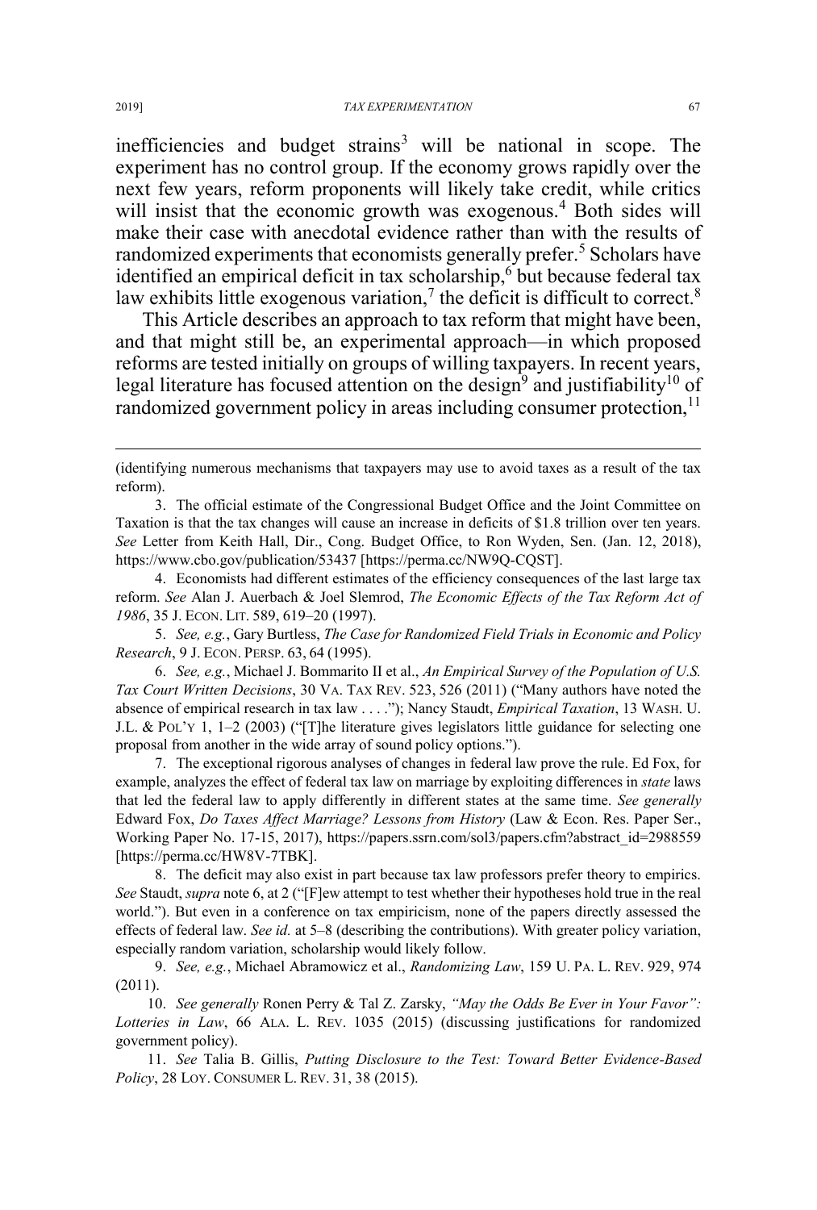inefficiencies and budget strains[3] will be national in scope. The experiment has no control group. If the economy grows rapidly over the next few years, reform proponents will likely take credit, while critics will insist that the economic growth was exogenous.[4] Both sides will make their case with anecdotal evidence rather than with the results of randomized experiments that economists generally prefer.[5] Scholars have identified an empirical deficit in tax scholarship,[6] but because federal tax law exhibits little exogenous variation,[7] the deficit is difficult to correct.[8]

This Article describes an approach to tax reform that might have been, and that might still be, an experimental approach—in which proposed reforms are tested initially on groups of willing taxpayers. In recent years, legal literature has focused attention on the design[9] and justifiability[10] of randomized government policy in areas including consumer protection,[11]

---

(identifying numerous mechanisms that taxpayers may use to avoid taxes as a result of the tax reform).

3. The official estimate of the Congressional Budget Office and the Joint Committee on Taxation is that the tax changes will cause an increase in deficits of $1.8 trillion over ten years. *See* Letter from Keith Hall, Dir., Cong. Budget Office, to Ron Wyden, Sen. (Jan. 12, 2018), https://www.cbo.gov/publication/53437 [https://perma.cc/NW9Q-CQST].

4. Economists had different estimates of the efficiency consequences of the last large tax reform. *See* Alan J. Auerbach & Joel Slemrod, *The Economic Effects of the Tax Reform Act of 1986*, 35 J. ECON. LIT. 589, 619–20 (1997).

5. *See, e.g.*, Gary Burtless, *The Case for Randomized Field Trials in Economic and Policy Research*, 9 J. ECON. PERSP. 63, 64 (1995).

6. *See, e.g.*, Michael J. Bommarito II et al., *An Empirical Survey of the Population of U.S. Tax Court Written Decisions*, 30 VA. TAX REV. 523, 526 (2011) ("Many authors have noted the absence of empirical research in tax law . . . ."); Nancy Staudt, *Empirical Taxation*, 13 WASH. U. J.L. & POL'Y 1, 1–2 (2003) ("[T]he literature gives legislators little guidance for selecting one proposal from another in the wide array of sound policy options.").

7. The exceptional rigorous analyses of changes in federal law prove the rule. Ed Fox, for example, analyzes the effect of federal tax law on marriage by exploiting differences in *state* laws that led the federal law to apply differently in different states at the same time. *See generally* Edward Fox, *Do Taxes Affect Marriage? Lessons from History* (Law & Econ. Res. Paper Ser., Working Paper No. 17-15, 2017), https://papers.ssrn.com/sol3/papers.cfm?abstract_id=2988559 [https://perma.cc/HW8V-7TBK].

8. The deficit may also exist in part because tax law professors prefer theory to empirics. *See* Staudt, *supra* note 6, at 2 ("[F]ew attempt to test whether their hypotheses hold true in the real world."). But even in a conference on tax empiricism, none of the papers directly assessed the effects of federal law. *See id.* at 5–8 (describing the contributions). With greater policy variation, especially random variation, scholarship would likely follow.

9. *See, e.g.*, Michael Abramowicz et al., *Randomizing Law*, 159 U. PA. L. REV. 929, 974 (2011).

10. *See generally* Ronen Perry & Tal Z. Zarsky, *"May the Odds Be Ever in Your Favor": Lotteries in Law*, 66 ALA. L. REV. 1035 (2015) (discussing justifications for randomized government policy).

11. *See* Talia B. Gillis, *Putting Disclosure to the Test: Toward Better Evidence-Based Policy*, 28 LOY. CONSUMER L. REV. 31, 38 (2015).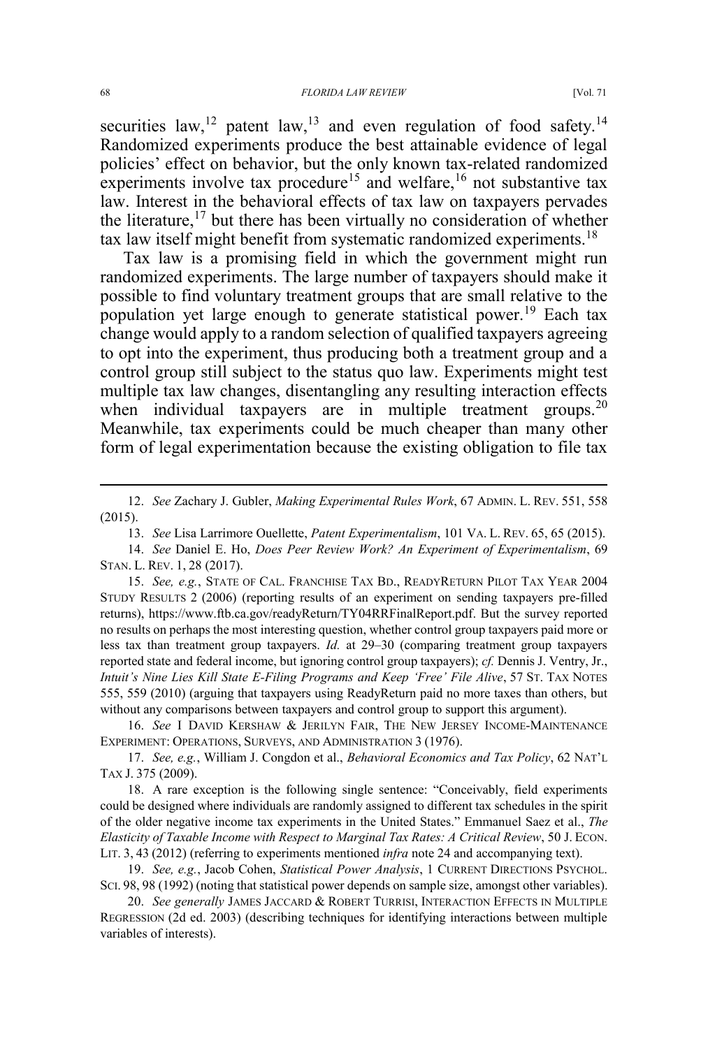securities law,[12] patent law,[13] and even regulation of food safety.[14] Randomized experiments produce the best attainable evidence of legal policies' effect on behavior, but the only known tax-related randomized experiments involve tax procedure[15] and welfare,[16] not substantive tax law. Interest in the behavioral effects of tax law on taxpayers pervades the literature,[17] but there has been virtually no consideration of whether tax law itself might benefit from systematic randomized experiments.[18]

Tax law is a promising field in which the government might run randomized experiments. The large number of taxpayers should make it possible to find voluntary treatment groups that are small relative to the population yet large enough to generate statistical power.[19] Each tax change would apply to a random selection of qualified taxpayers agreeing to opt into the experiment, thus producing both a treatment group and a control group still subject to the status quo law. Experiments might test multiple tax law changes, disentangling any resulting interaction effects when individual taxpayers are in multiple treatment groups.[20] Meanwhile, tax experiments could be much cheaper than many other form of legal experimentation because the existing obligation to file tax

---

12. *See* Zachary J. Gubler, *Making Experimental Rules Work*, 67 ADMIN. L. REV. 551, 558 (2015).

13. *See* Lisa Larrimore Ouellette, *Patent Experimentalism*, 101 VA. L. REV. 65, 65 (2015).

14. *See* Daniel E. Ho, *Does Peer Review Work? An Experiment of Experimentalism*, 69 STAN. L. REV. 1, 28 (2017).

15. *See, e.g.*, STATE OF CAL. FRANCHISE TAX BD., READYRETURN PILOT TAX YEAR 2004 STUDY RESULTS 2 (2006) (reporting results of an experiment on sending taxpayers pre-filled returns), https://www.ftb.ca.gov/readyReturn/TY04RRFinalReport.pdf. But the survey reported no results on perhaps the most interesting question, whether control group taxpayers paid more or less tax than treatment group taxpayers. *Id.* at 29–30 (comparing treatment group taxpayers reported state and federal income, but ignoring control group taxpayers); *cf.* Dennis J. Ventry, Jr., *Intuit's Nine Lies Kill State E-Filing Programs and Keep 'Free' File Alive*, 57 ST. TAX NOTES 555, 559 (2010) (arguing that taxpayers using ReadyReturn paid no more taxes than others, but without any comparisons between taxpayers and control group to support this argument).

16. *See* I DAVID KERSHAW & JERILYN FAIR, THE NEW JERSEY INCOME-MAINTENANCE EXPERIMENT: OPERATIONS, SURVEYS, AND ADMINISTRATION 3 (1976).

17. *See, e.g.*, William J. Congdon et al., *Behavioral Economics and Tax Policy*, 62 NAT'L TAX J. 375 (2009).

18. A rare exception is the following single sentence: "Conceivably, field experiments could be designed where individuals are randomly assigned to different tax schedules in the spirit of the older negative income tax experiments in the United States." Emmanuel Saez et al., *The Elasticity of Taxable Income with Respect to Marginal Tax Rates: A Critical Review*, 50 J. ECON. LIT. 3, 43 (2012) (referring to experiments mentioned *infra* note 24 and accompanying text).

19. *See, e.g.*, Jacob Cohen, *Statistical Power Analysis*, 1 CURRENT DIRECTIONS PSYCHOL. SCI. 98, 98 (1992) (noting that statistical power depends on sample size, amongst other variables).

20. *See generally* JAMES JACCARD & ROBERT TURRISI, INTERACTION EFFECTS IN MULTIPLE REGRESSION (2d ed. 2003) (describing techniques for identifying interactions between multiple variables of interests).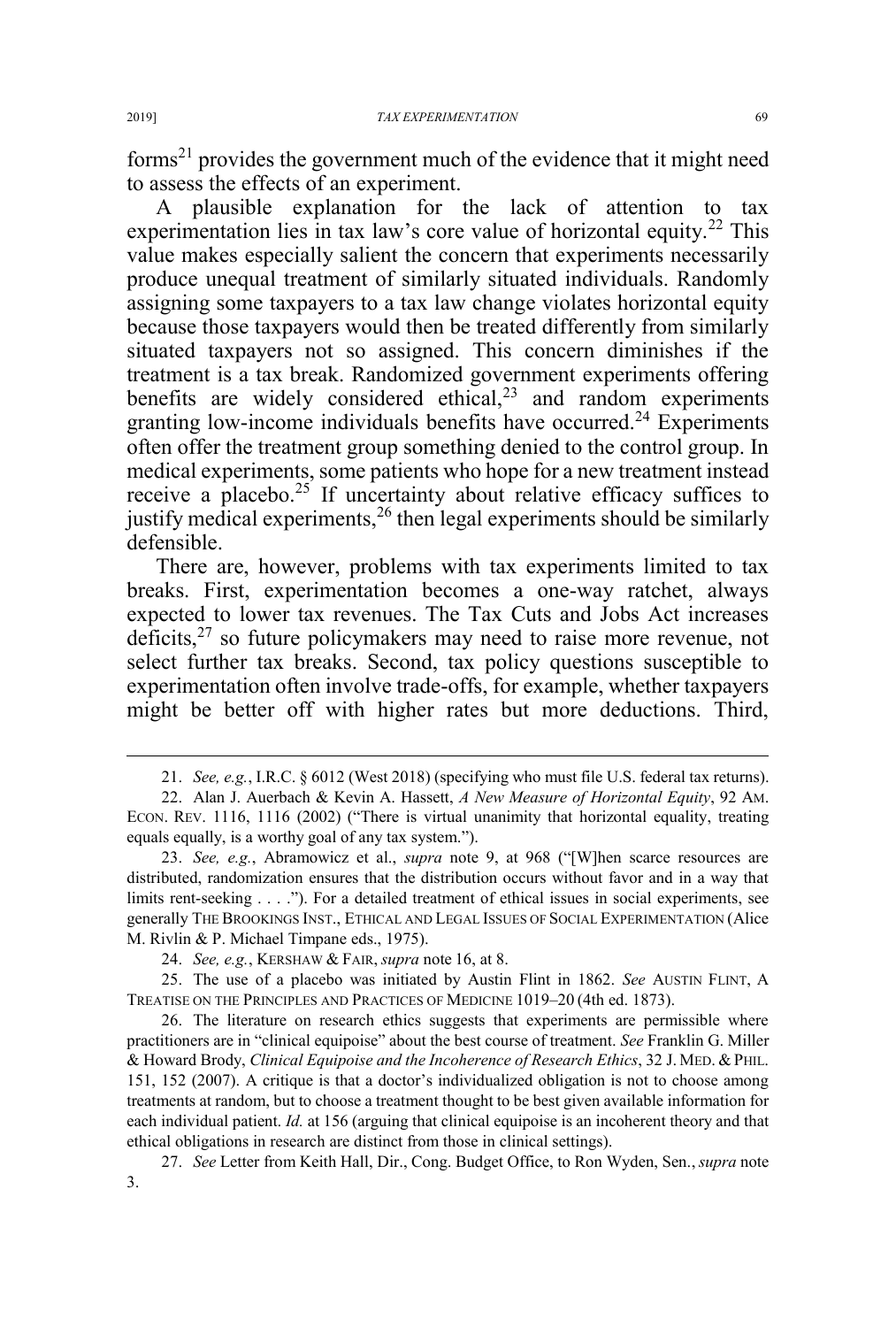forms[21] provides the government much of the evidence that it might need to assess the effects of an experiment.

A plausible explanation for the lack of attention to tax experimentation lies in tax law's core value of horizontal equity.[22] This value makes especially salient the concern that experiments necessarily produce unequal treatment of similarly situated individuals. Randomly assigning some taxpayers to a tax law change violates horizontal equity because those taxpayers would then be treated differently from similarly situated taxpayers not so assigned. This concern diminishes if the treatment is a tax break. Randomized government experiments offering benefits are widely considered ethical,[23] and random experiments granting low-income individuals benefits have occurred.[24] Experiments often offer the treatment group something denied to the control group. In medical experiments, some patients who hope for a new treatment instead receive a placebo.[25] If uncertainty about relative efficacy suffices to justify medical experiments,[26] then legal experiments should be similarly defensible.

There are, however, problems with tax experiments limited to tax breaks. First, experimentation becomes a one-way ratchet, always expected to lower tax revenues. The Tax Cuts and Jobs Act increases deficits,[27] so future policymakers may need to raise more revenue, not select further tax breaks. Second, tax policy questions susceptible to experimentation often involve trade-offs, for example, whether taxpayers might be better off with higher rates but more deductions. Third,

---

21. *See, e.g.*, I.R.C. § 6012 (West 2018) (specifying who must file U.S. federal tax returns).

22. Alan J. Auerbach & Kevin A. Hassett, *A New Measure of Horizontal Equity*, 92 AM. ECON. REV. 1116, 1116 (2002) ("There is virtual unanimity that horizontal equality, treating equals equally, is a worthy goal of any tax system.").

23. *See, e.g.*, Abramowicz et al., *supra* note 9, at 968 ("[W]hen scarce resources are distributed, randomization ensures that the distribution occurs without favor and in a way that limits rent-seeking . . . ."). For a detailed treatment of ethical issues in social experiments, see generally THE BROOKINGS INST., ETHICAL AND LEGAL ISSUES OF SOCIAL EXPERIMENTATION (Alice M. Rivlin & P. Michael Timpane eds., 1975).

24. *See, e.g.*, KERSHAW & FAIR, *supra* note 16, at 8.

25. The use of a placebo was initiated by Austin Flint in 1862. *See* AUSTIN FLINT, A TREATISE ON THE PRINCIPLES AND PRACTICES OF MEDICINE 1019–20 (4th ed. 1873).

26. The literature on research ethics suggests that experiments are permissible where practitioners are in "clinical equipoise" about the best course of treatment. *See* Franklin G. Miller & Howard Brody, *Clinical Equipoise and the Incoherence of Research Ethics*, 32 J. MED. & PHIL. 151, 152 (2007). A critique is that a doctor's individualized obligation is not to choose among treatments at random, but to choose a treatment thought to be best given available information for each individual patient. *Id.* at 156 (arguing that clinical equipoise is an incoherent theory and that ethical obligations in research are distinct from those in clinical settings).

27. *See* Letter from Keith Hall, Dir., Cong. Budget Office, to Ron Wyden, Sen., *supra* note 3.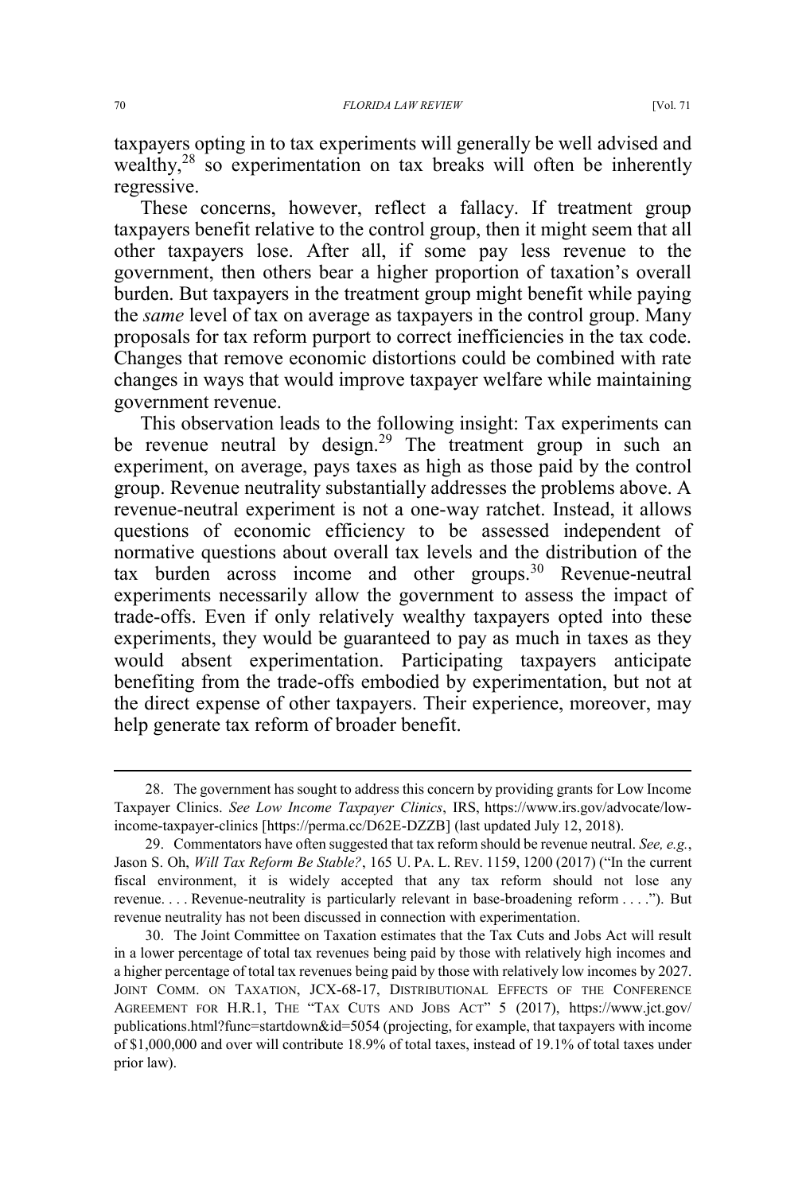taxpayers opting in to tax experiments will generally be well advised and wealthy,[28] so experimentation on tax breaks will often be inherently regressive.

These concerns, however, reflect a fallacy. If treatment group taxpayers benefit relative to the control group, then it might seem that all other taxpayers lose. After all, if some pay less revenue to the government, then others bear a higher proportion of taxation's overall burden. But taxpayers in the treatment group might benefit while paying the *same* level of tax on average as taxpayers in the control group. Many proposals for tax reform purport to correct inefficiencies in the tax code. Changes that remove economic distortions could be combined with rate changes in ways that would improve taxpayer welfare while maintaining government revenue.

This observation leads to the following insight: Tax experiments can be revenue neutral by design.[29] The treatment group in such an experiment, on average, pays taxes as high as those paid by the control group. Revenue neutrality substantially addresses the problems above. A revenue-neutral experiment is not a one-way ratchet. Instead, it allows questions of economic efficiency to be assessed independent of normative questions about overall tax levels and the distribution of the tax burden across income and other groups.[30] Revenue-neutral experiments necessarily allow the government to assess the impact of trade-offs. Even if only relatively wealthy taxpayers opted into these experiments, they would be guaranteed to pay as much in taxes as they would absent experimentation. Participating taxpayers anticipate benefiting from the trade-offs embodied by experimentation, but not at the direct expense of other taxpayers. Their experience, moreover, may help generate tax reform of broader benefit.

---

28. The government has sought to address this concern by providing grants for Low Income Taxpayer Clinics. *See Low Income Taxpayer Clinics*, IRS, https://www.irs.gov/advocate/low-income-taxpayer-clinics [https://perma.cc/D62E-DZZB] (last updated July 12, 2018).

29. Commentators have often suggested that tax reform should be revenue neutral. *See, e.g.*, Jason S. Oh, *Will Tax Reform Be Stable?*, 165 U. PA. L. REV. 1159, 1200 (2017) ("In the current fiscal environment, it is widely accepted that any tax reform should not lose any revenue. . . . Revenue-neutrality is particularly relevant in base-broadening reform . . . ."). But revenue neutrality has not been discussed in connection with experimentation.

30. The Joint Committee on Taxation estimates that the Tax Cuts and Jobs Act will result in a lower percentage of total tax revenues being paid by those with relatively high incomes and a higher percentage of total tax revenues being paid by those with relatively low incomes by 2027. JOINT COMM. ON TAXATION, JCX-68-17, DISTRIBUTIONAL EFFECTS OF THE CONFERENCE AGREEMENT FOR H.R.1, THE "TAX CUTS AND JOBS ACT" 5 (2017), https://www.jct.gov/publications.html?func=startdown&id=5054 (projecting, for example, that taxpayers with income of $1,000,000 and over will contribute 18.9% of total taxes, instead of 19.1% of total taxes under prior law).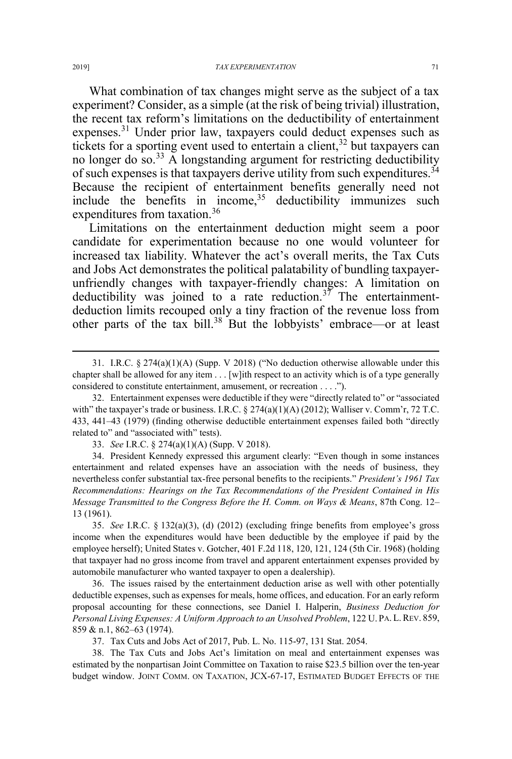What combination of tax changes might serve as the subject of a tax experiment? Consider, as a simple (at the risk of being trivial) illustration, the recent tax reform's limitations on the deductibility of entertainment expenses.[31] Under prior law, taxpayers could deduct expenses such as tickets for a sporting event used to entertain a client,[32] but taxpayers can no longer do so.[33] A longstanding argument for restricting deductibility of such expenses is that taxpayers derive utility from such expenditures.[34] Because the recipient of entertainment benefits generally need not include the benefits in income,[35] deductibility immunizes such expenditures from taxation.[36]

Limitations on the entertainment deduction might seem a poor candidate for experimentation because no one would volunteer for increased tax liability. Whatever the act's overall merits, the Tax Cuts and Jobs Act demonstrates the political palatability of bundling taxpayer-unfriendly changes with taxpayer-friendly changes: A limitation on deductibility was joined to a rate reduction.[37] The entertainment-deduction limits recouped only a tiny fraction of the revenue loss from other parts of the tax bill.[38] But the lobbyists' embrace—or at least

---

31. I.R.C. § 274(a)(1)(A) (Supp. V 2018) ("No deduction otherwise allowable under this chapter shall be allowed for any item . . . [w]ith respect to an activity which is of a type generally considered to constitute entertainment, amusement, or recreation . . . .").

32. Entertainment expenses were deductible if they were "directly related to" or "associated with" the taxpayer's trade or business. I.R.C. § 274(a)(1)(A) (2012); Walliser v. Comm'r, 72 T.C. 433, 441–43 (1979) (finding otherwise deductible entertainment expenses failed both "directly related to" and "associated with" tests).

33. *See* I.R.C. § 274(a)(1)(A) (Supp. V 2018).

34. President Kennedy expressed this argument clearly: "Even though in some instances entertainment and related expenses have an association with the needs of business, they nevertheless confer substantial tax-free personal benefits to the recipients." *President's 1961 Tax Recommendations: Hearings on the Tax Recommendations of the President Contained in His Message Transmitted to the Congress Before the H. Comm. on Ways & Means*, 87th Cong. 12–13 (1961).

35. *See* I.R.C. § 132(a)(3), (d) (2012) (excluding fringe benefits from employee's gross income when the expenditures would have been deductible by the employee if paid by the employee herself); United States v. Gotcher, 401 F.2d 118, 120, 121, 124 (5th Cir. 1968) (holding that taxpayer had no gross income from travel and apparent entertainment expenses provided by automobile manufacturer who wanted taxpayer to open a dealership).

36. The issues raised by the entertainment deduction arise as well with other potentially deductible expenses, such as expenses for meals, home offices, and education. For an early reform proposal accounting for these connections, see Daniel I. Halperin, *Business Deduction for Personal Living Expenses: A Uniform Approach to an Unsolved Problem*, 122 U. PA. L. REV. 859, 859 & n.1, 862–63 (1974).

37. Tax Cuts and Jobs Act of 2017, Pub. L. No. 115-97, 131 Stat. 2054.

38. The Tax Cuts and Jobs Act's limitation on meal and entertainment expenses was estimated by the nonpartisan Joint Committee on Taxation to raise $23.5 billion over the ten-year budget window. JOINT COMM. ON TAXATION, JCX-67-17, ESTIMATED BUDGET EFFECTS OF THE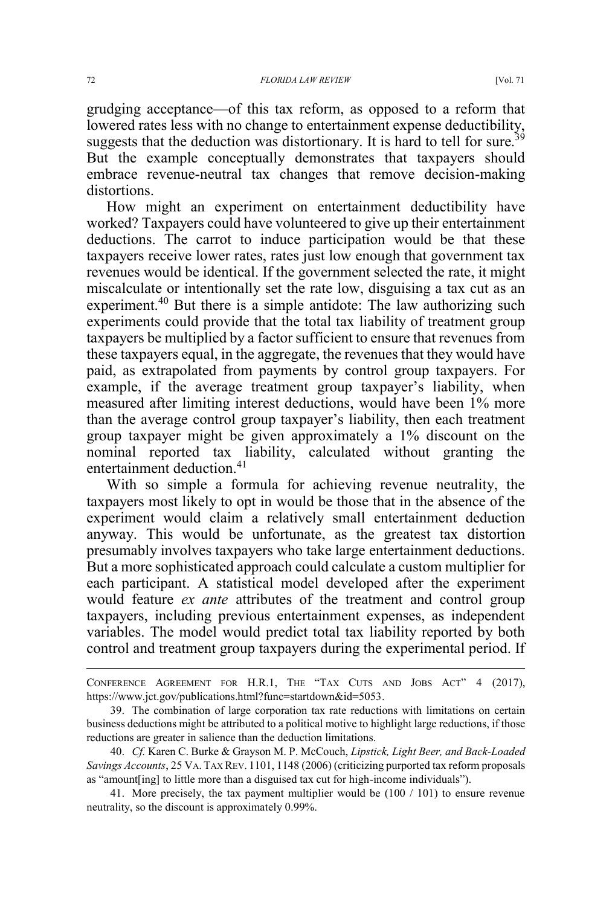grudging acceptance—of this tax reform, as opposed to a reform that lowered rates less with no change to entertainment expense deductibility, suggests that the deduction was distortionary. It is hard to tell for sure.[39] But the example conceptually demonstrates that taxpayers should embrace revenue-neutral tax changes that remove decision-making distortions.

How might an experiment on entertainment deductibility have worked? Taxpayers could have volunteered to give up their entertainment deductions. The carrot to induce participation would be that these taxpayers receive lower rates, rates just low enough that government tax revenues would be identical. If the government selected the rate, it might miscalculate or intentionally set the rate low, disguising a tax cut as an experiment.[40] But there is a simple antidote: The law authorizing such experiments could provide that the total tax liability of treatment group taxpayers be multiplied by a factor sufficient to ensure that revenues from these taxpayers equal, in the aggregate, the revenues that they would have paid, as extrapolated from payments by control group taxpayers. For example, if the average treatment group taxpayer's liability, when measured after limiting interest deductions, would have been 1% more than the average control group taxpayer's liability, then each treatment group taxpayer might be given approximately a 1% discount on the nominal reported tax liability, calculated without granting the entertainment deduction.[41]

With so simple a formula for achieving revenue neutrality, the taxpayers most likely to opt in would be those that in the absence of the experiment would claim a relatively small entertainment deduction anyway. This would be unfortunate, as the greatest tax distortion presumably involves taxpayers who take large entertainment deductions. But a more sophisticated approach could calculate a custom multiplier for each participant. A statistical model developed after the experiment would feature *ex ante* attributes of the treatment and control group taxpayers, including previous entertainment expenses, as independent variables. The model would predict total tax liability reported by both control and treatment group taxpayers during the experimental period. If

---

CONFERENCE AGREEMENT FOR H.R.1, THE "TAX CUTS AND JOBS ACT" 4 (2017), https://www.jct.gov/publications.html?func=startdown&id=5053.

39. The combination of large corporation tax rate reductions with limitations on certain business deductions might be attributed to a political motive to highlight large reductions, if those reductions are greater in salience than the deduction limitations.

40. *Cf.* Karen C. Burke & Grayson M. P. McCouch, *Lipstick, Light Beer, and Back-Loaded Savings Accounts*, 25 VA. TAX REV. 1101, 1148 (2006) (criticizing purported tax reform proposals as "amount[ing] to little more than a disguised tax cut for high-income individuals").

41. More precisely, the tax payment multiplier would be (100 / 101) to ensure revenue neutrality, so the discount is approximately 0.99%.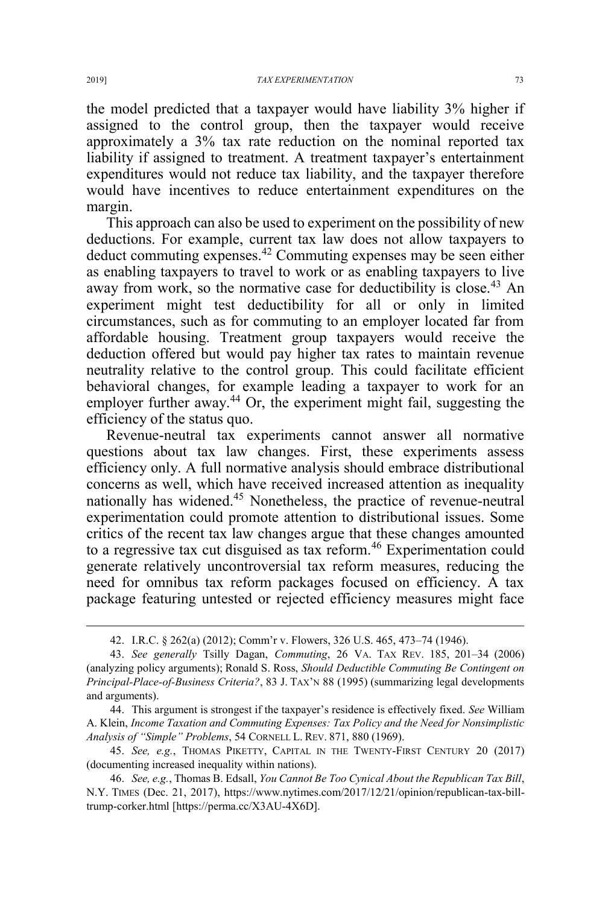the model predicted that a taxpayer would have liability 3% higher if assigned to the control group, then the taxpayer would receive approximately a 3% tax rate reduction on the nominal reported tax liability if assigned to treatment. A treatment taxpayer's entertainment expenditures would not reduce tax liability, and the taxpayer therefore would have incentives to reduce entertainment expenditures on the margin.

This approach can also be used to experiment on the possibility of new deductions. For example, current tax law does not allow taxpayers to deduct commuting expenses.[42] Commuting expenses may be seen either as enabling taxpayers to travel to work or as enabling taxpayers to live away from work, so the normative case for deductibility is close.[43] An experiment might test deductibility for all or only in limited circumstances, such as for commuting to an employer located far from affordable housing. Treatment group taxpayers would receive the deduction offered but would pay higher tax rates to maintain revenue neutrality relative to the control group. This could facilitate efficient behavioral changes, for example leading a taxpayer to work for an employer further away.[44] Or, the experiment might fail, suggesting the efficiency of the status quo.

Revenue-neutral tax experiments cannot answer all normative questions about tax law changes. First, these experiments assess efficiency only. A full normative analysis should embrace distributional concerns as well, which have received increased attention as inequality nationally has widened.[45] Nonetheless, the practice of revenue-neutral experimentation could promote attention to distributional issues. Some critics of the recent tax law changes argue that these changes amounted to a regressive tax cut disguised as tax reform.[46] Experimentation could generate relatively uncontroversial tax reform measures, reducing the need for omnibus tax reform packages focused on efficiency. A tax package featuring untested or rejected efficiency measures might face

---

42. I.R.C. § 262(a) (2012); Comm'r v. Flowers, 326 U.S. 465, 473–74 (1946).

43. *See generally* Tsilly Dagan, *Commuting*, 26 VA. TAX REV. 185, 201–34 (2006) (analyzing policy arguments); Ronald S. Ross, *Should Deductible Commuting Be Contingent on Principal-Place-of-Business Criteria?*, 83 J. TAX'N 88 (1995) (summarizing legal developments and arguments).

44. This argument is strongest if the taxpayer's residence is effectively fixed. *See* William A. Klein, *Income Taxation and Commuting Expenses: Tax Policy and the Need for Nonsimplistic Analysis of "Simple" Problems*, 54 CORNELL L. REV. 871, 880 (1969).

45. *See, e.g.*, THOMAS PIKETTY, CAPITAL IN THE TWENTY-FIRST CENTURY 20 (2017) (documenting increased inequality within nations).

46. *See, e.g.*, Thomas B. Edsall, *You Cannot Be Too Cynical About the Republican Tax Bill*, N.Y. TIMES (Dec. 21, 2017), https://www.nytimes.com/2017/12/21/opinion/republican-tax-bill-trump-corker.html [https://perma.cc/X3AU-4X6D].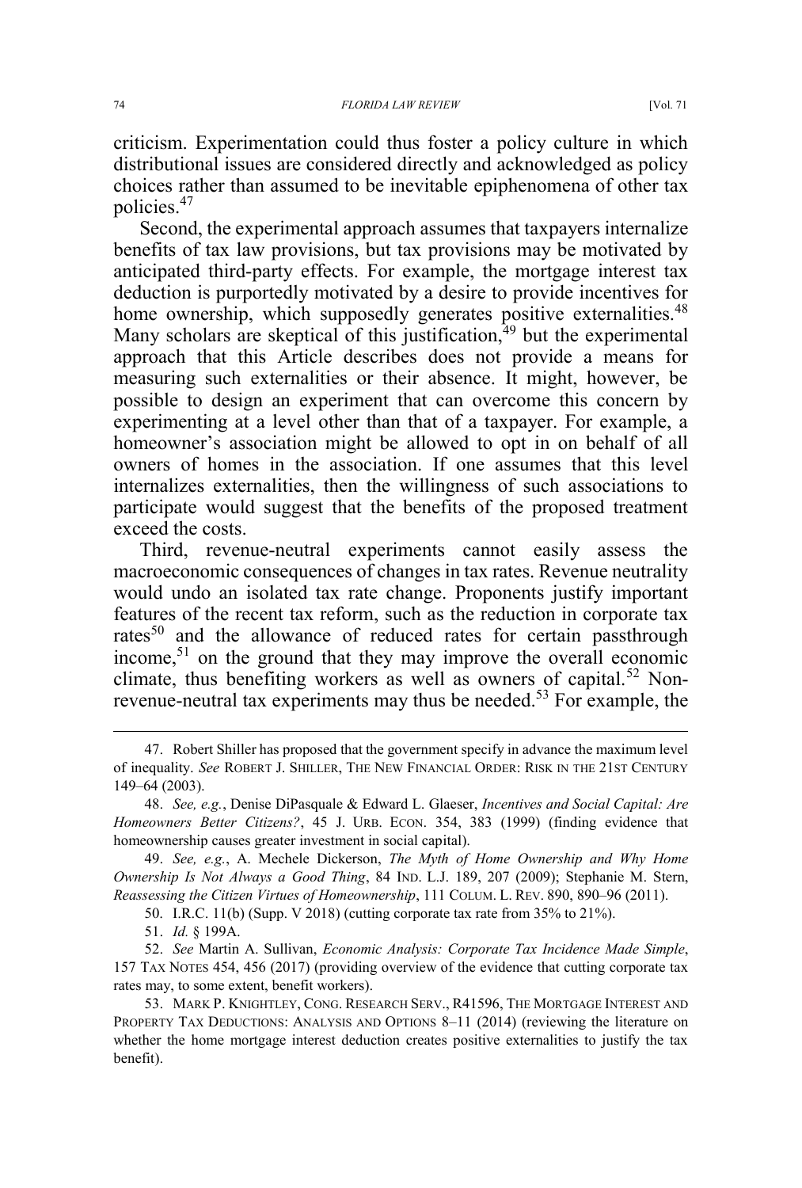criticism. Experimentation could thus foster a policy culture in which distributional issues are considered directly and acknowledged as policy choices rather than assumed to be inevitable epiphenomena of other tax policies.[47]

Second, the experimental approach assumes that taxpayers internalize benefits of tax law provisions, but tax provisions may be motivated by anticipated third-party effects. For example, the mortgage interest tax deduction is purportedly motivated by a desire to provide incentives for home ownership, which supposedly generates positive externalities.[48] Many scholars are skeptical of this justification,[49] but the experimental approach that this Article describes does not provide a means for measuring such externalities or their absence. It might, however, be possible to design an experiment that can overcome this concern by experimenting at a level other than that of a taxpayer. For example, a homeowner's association might be allowed to opt in on behalf of all owners of homes in the association. If one assumes that this level internalizes externalities, then the willingness of such associations to participate would suggest that the benefits of the proposed treatment exceed the costs.

Third, revenue-neutral experiments cannot easily assess the macroeconomic consequences of changes in tax rates. Revenue neutrality would undo an isolated tax rate change. Proponents justify important features of the recent tax reform, such as the reduction in corporate tax rates[50] and the allowance of reduced rates for certain passthrough income,[51] on the ground that they may improve the overall economic climate, thus benefiting workers as well as owners of capital.[52] Non-revenue-neutral tax experiments may thus be needed.[53] For example, the

---

47. Robert Shiller has proposed that the government specify in advance the maximum level of inequality. *See* ROBERT J. SHILLER, THE NEW FINANCIAL ORDER: RISK IN THE 21ST CENTURY 149–64 (2003).

48. *See, e.g.*, Denise DiPasquale & Edward L. Glaeser, *Incentives and Social Capital: Are Homeowners Better Citizens?*, 45 J. URB. ECON. 354, 383 (1999) (finding evidence that homeownership causes greater investment in social capital).

49. *See, e.g.*, A. Mechele Dickerson, *The Myth of Home Ownership and Why Home Ownership Is Not Always a Good Thing*, 84 IND. L.J. 189, 207 (2009); Stephanie M. Stern, *Reassessing the Citizen Virtues of Homeownership*, 111 COLUM. L. REV. 890, 890–96 (2011).

50. I.R.C. 11(b) (Supp. V 2018) (cutting corporate tax rate from 35% to 21%).

51. *Id.* § 199A.

52. *See* Martin A. Sullivan, *Economic Analysis: Corporate Tax Incidence Made Simple*, 157 TAX NOTES 454, 456 (2017) (providing overview of the evidence that cutting corporate tax rates may, to some extent, benefit workers).

53. MARK P. KNIGHTLEY, CONG. RESEARCH SERV., R41596, THE MORTGAGE INTEREST AND PROPERTY TAX DEDUCTIONS: ANALYSIS AND OPTIONS 8–11 (2014) (reviewing the literature on whether the home mortgage interest deduction creates positive externalities to justify the tax benefit).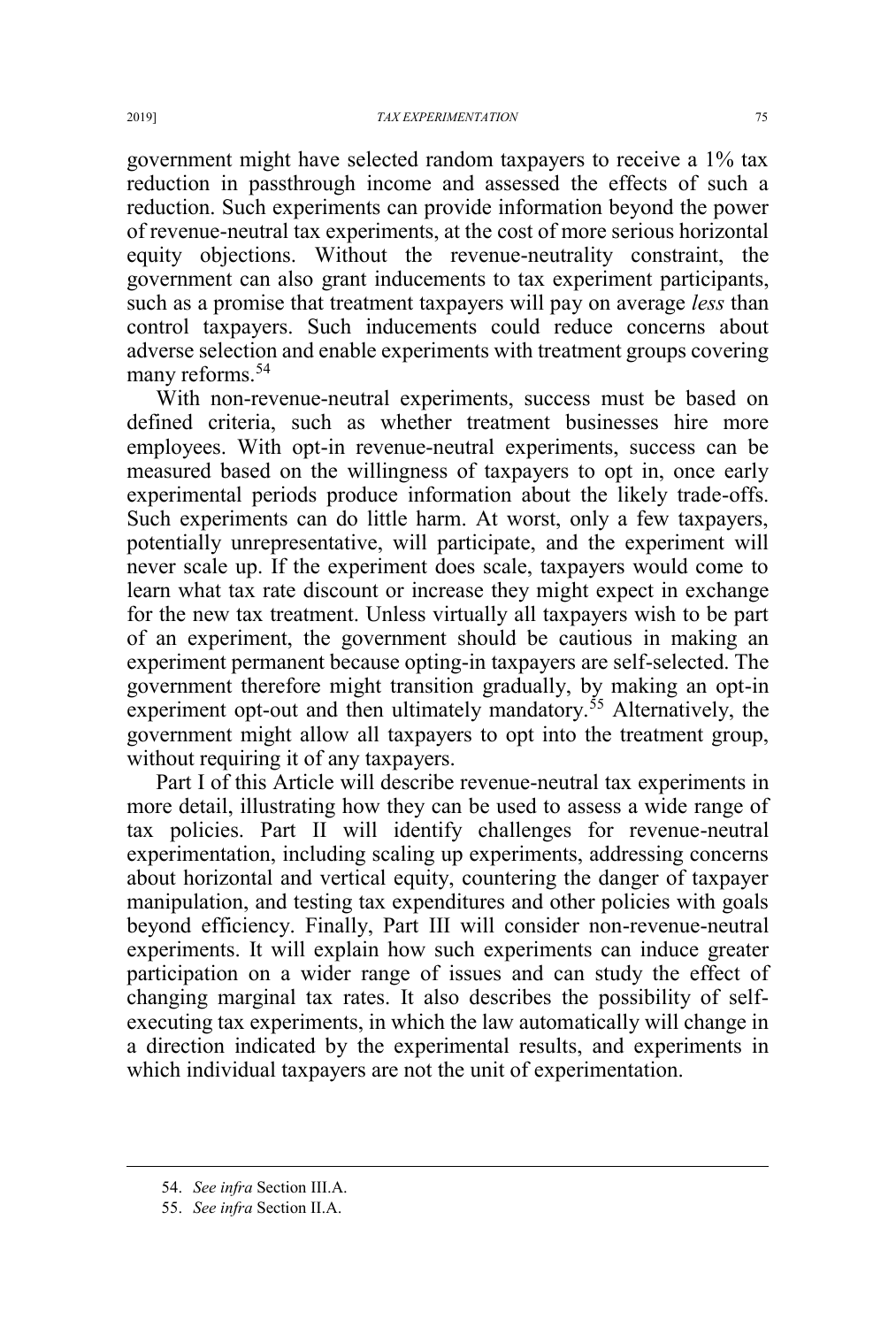government might have selected random taxpayers to receive a 1% tax reduction in passthrough income and assessed the effects of such a reduction. Such experiments can provide information beyond the power of revenue-neutral tax experiments, at the cost of more serious horizontal equity objections. Without the revenue-neutrality constraint, the government can also grant inducements to tax experiment participants, such as a promise that treatment taxpayers will pay on average *less* than control taxpayers. Such inducements could reduce concerns about adverse selection and enable experiments with treatment groups covering many reforms.[54]

With non-revenue-neutral experiments, success must be based on defined criteria, such as whether treatment businesses hire more employees. With opt-in revenue-neutral experiments, success can be measured based on the willingness of taxpayers to opt in, once early experimental periods produce information about the likely trade-offs. Such experiments can do little harm. At worst, only a few taxpayers, potentially unrepresentative, will participate, and the experiment will never scale up. If the experiment does scale, taxpayers would come to learn what tax rate discount or increase they might expect in exchange for the new tax treatment. Unless virtually all taxpayers wish to be part of an experiment, the government should be cautious in making an experiment permanent because opting-in taxpayers are self-selected. The government therefore might transition gradually, by making an opt-in experiment opt-out and then ultimately mandatory.[55] Alternatively, the government might allow all taxpayers to opt into the treatment group, without requiring it of any taxpayers.

Part I of this Article will describe revenue-neutral tax experiments in more detail, illustrating how they can be used to assess a wide range of tax policies. Part II will identify challenges for revenue-neutral experimentation, including scaling up experiments, addressing concerns about horizontal and vertical equity, countering the danger of taxpayer manipulation, and testing tax expenditures and other policies with goals beyond efficiency. Finally, Part III will consider non-revenue-neutral experiments. It will explain how such experiments can induce greater participation on a wider range of issues and can study the effect of changing marginal tax rates. It also describes the possibility of self-executing tax experiments, in which the law automatically will change in a direction indicated by the experimental results, and experiments in which individual taxpayers are not the unit of experimentation.

---

54. *See infra* Section III.A.

55. *See infra* Section II.A.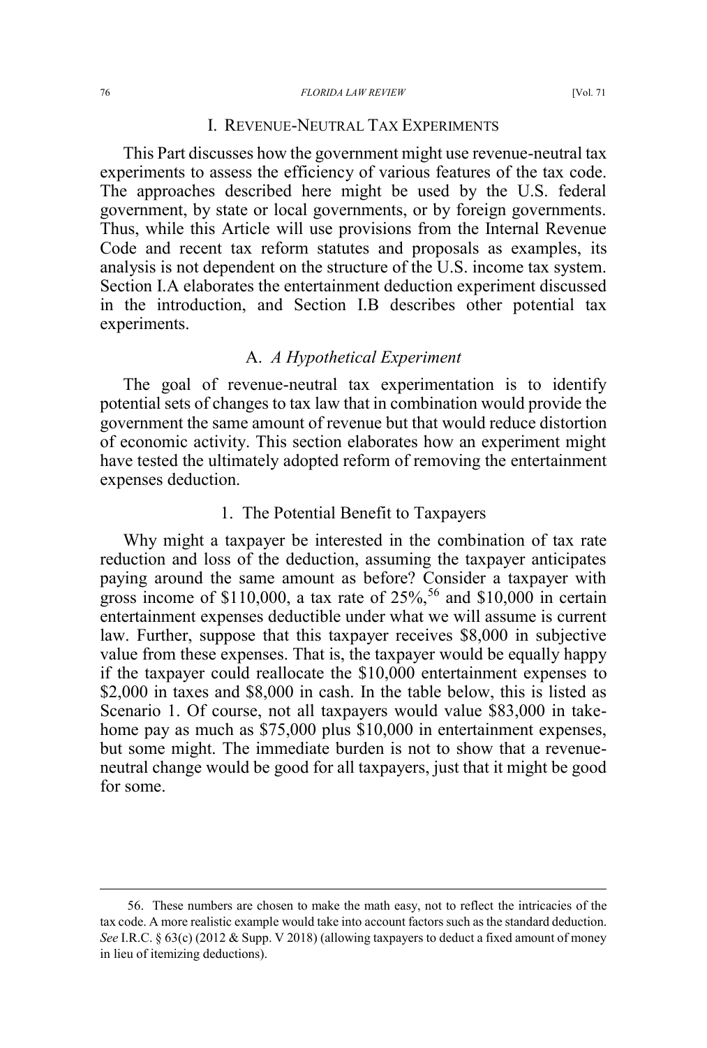# I. Revenue-Neutral Tax Experiments

This Part discusses how the government might use revenue-neutral tax experiments to assess the efficiency of various features of the tax code. The approaches described here might be used by the U.S. federal government, by state or local governments, or by foreign governments. Thus, while this Article will use provisions from the Internal Revenue Code and recent tax reform statutes and proposals as examples, its analysis is not dependent on the structure of the U.S. income tax system. Section I.A elaborates the entertainment deduction experiment discussed in the introduction, and Section I.B describes other potential tax experiments.

## A. *A Hypothetical Experiment*

The goal of revenue-neutral tax experimentation is to identify potential sets of changes to tax law that in combination would provide the government the same amount of revenue but that would reduce distortion of economic activity. This section elaborates how an experiment might have tested the ultimately adopted reform of removing the entertainment expenses deduction.

### 1. The Potential Benefit to Taxpayers

Why might a taxpayer be interested in the combination of tax rate reduction and loss of the deduction, assuming the taxpayer anticipates paying around the same amount as before? Consider a taxpayer with gross income of $110,000, a tax rate of 25%,[56] and $10,000 in certain entertainment expenses deductible under what we will assume is current law. Further, suppose that this taxpayer receives $8,000 in subjective value from these expenses. That is, the taxpayer would be equally happy if the taxpayer could reallocate the $10,000 entertainment expenses to $2,000 in taxes and $8,000 in cash. In the table below, this is listed as Scenario 1. Of course, not all taxpayers would value $83,000 in take-home pay as much as $75,000 plus $10,000 in entertainment expenses, but some might. The immediate burden is not to show that a revenue-neutral change would be good for all taxpayers, just that it might be good for some.

---

56. These numbers are chosen to make the math easy, not to reflect the intricacies of the tax code. A more realistic example would take into account factors such as the standard deduction. *See* I.R.C. § 63(c) (2012 & Supp. V 2018) (allowing taxpayers to deduct a fixed amount of money in lieu of itemizing deductions).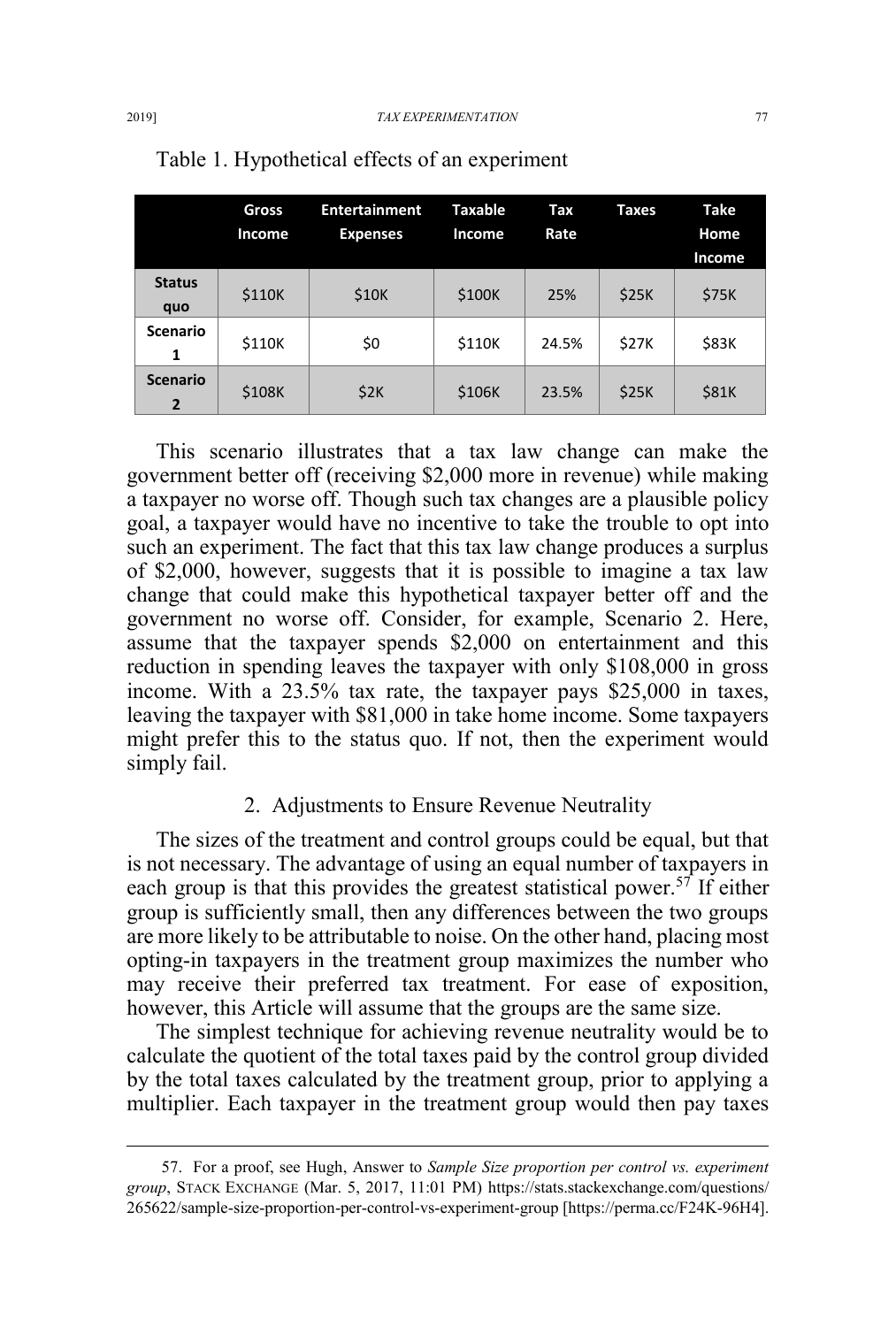Table 1. Hypothetical effects of an experiment

| | Gross Income | Entertainment Expenses | Taxable Income | Tax Rate | Taxes | Take Home Income |
|---|---|---|---|---|---|---|
| **Status quo** | $110K | $10K | $100K | 25% | $25K | $75K |
| **Scenario 1** | $110K | $0 | $110K | 24.5% | $27K | $83K |
| **Scenario 2** | $108K | $2K | $106K | 23.5% | $25K | $81K |

This scenario illustrates that a tax law change can make the government better off (receiving $2,000 more in revenue) while making a taxpayer no worse off. Though such tax changes are a plausible policy goal, a taxpayer would have no incentive to take the trouble to opt into such an experiment. The fact that this tax law change produces a surplus of $2,000, however, suggests that it is possible to imagine a tax law change that could make this hypothetical taxpayer better off and the government no worse off. Consider, for example, Scenario 2. Here, assume that the taxpayer spends $2,000 on entertainment and this reduction in spending leaves the taxpayer with only $108,000 in gross income. With a 23.5% tax rate, the taxpayer pays $25,000 in taxes, leaving the taxpayer with $81,000 in take home income. Some taxpayers might prefer this to the status quo. If not, then the experiment would simply fail.

### 2. Adjustments to Ensure Revenue Neutrality

The sizes of the treatment and control groups could be equal, but that is not necessary. The advantage of using an equal number of taxpayers in each group is that this provides the greatest statistical power.[57] If either group is sufficiently small, then any differences between the two groups are more likely to be attributable to noise. On the other hand, placing most opting-in taxpayers in the treatment group maximizes the number who may receive their preferred tax treatment. For ease of exposition, however, this Article will assume that the groups are the same size.

The simplest technique for achieving revenue neutrality would be to calculate the quotient of the total taxes paid by the control group divided by the total taxes calculated by the treatment group, prior to applying a multiplier. Each taxpayer in the treatment group would then pay taxes

57. For a proof, see Hugh, Answer to *Sample Size proportion per control vs. experiment group*, STACK EXCHANGE (Mar. 5, 2017, 11:01 PM) https://stats.stackexchange.com/questions/265622/sample-size-proportion-per-control-vs-experiment-group [https://perma.cc/F24K-96H4].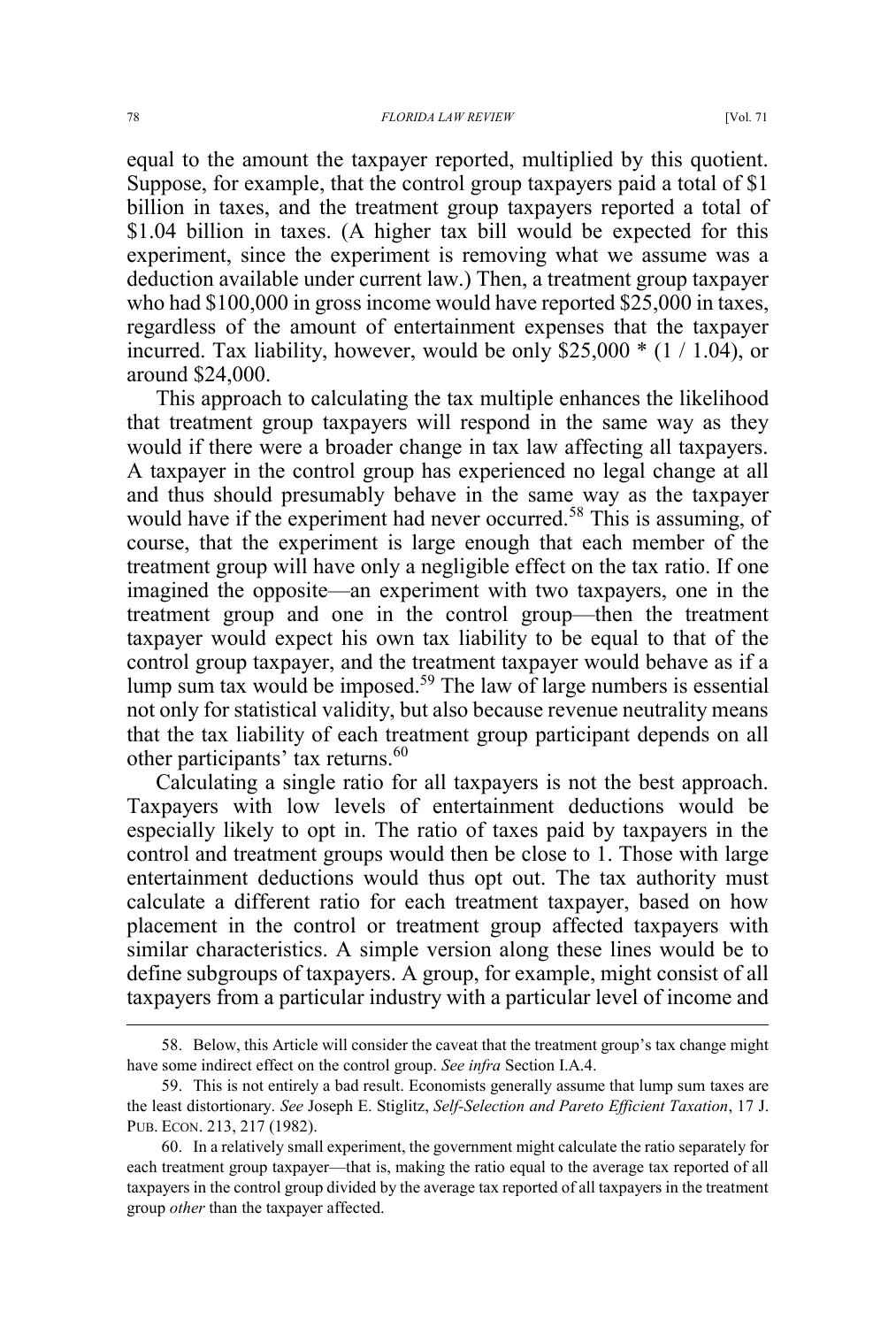equal to the amount the taxpayer reported, multiplied by this quotient. Suppose, for example, that the control group taxpayers paid a total of $1 billion in taxes, and the treatment group taxpayers reported a total of $1.04 billion in taxes. (A higher tax bill would be expected for this experiment, since the experiment is removing what we assume was a deduction available under current law.) Then, a treatment group taxpayer who had $100,000 in gross income would have reported $25,000 in taxes, regardless of the amount of entertainment expenses that the taxpayer incurred. Tax liability, however, would be only $25,000 * (1 / 1.04), or around $24,000.

This approach to calculating the tax multiple enhances the likelihood that treatment group taxpayers will respond in the same way as they would if there were a broader change in tax law affecting all taxpayers. A taxpayer in the control group has experienced no legal change at all and thus should presumably behave in the same way as the taxpayer would have if the experiment had never occurred.[58] This is assuming, of course, that the experiment is large enough that each member of the treatment group will have only a negligible effect on the tax ratio. If one imagined the opposite—an experiment with two taxpayers, one in the treatment group and one in the control group—then the treatment taxpayer would expect his own tax liability to be equal to that of the control group taxpayer, and the treatment taxpayer would behave as if a lump sum tax would be imposed.[59] The law of large numbers is essential not only for statistical validity, but also because revenue neutrality means that the tax liability of each treatment group participant depends on all other participants' tax returns.[60]

Calculating a single ratio for all taxpayers is not the best approach. Taxpayers with low levels of entertainment deductions would be especially likely to opt in. The ratio of taxes paid by taxpayers in the control and treatment groups would then be close to 1. Those with large entertainment deductions would thus opt out. The tax authority must calculate a different ratio for each treatment taxpayer, based on how placement in the control or treatment group affected taxpayers with similar characteristics. A simple version along these lines would be to define subgroups of taxpayers. A group, for example, might consist of all taxpayers from a particular industry with a particular level of income and

---

58. Below, this Article will consider the caveat that the treatment group's tax change might have some indirect effect on the control group. *See infra* Section I.A.4.

59. This is not entirely a bad result. Economists generally assume that lump sum taxes are the least distortionary. *See* Joseph E. Stiglitz, *Self-Selection and Pareto Efficient Taxation*, 17 J. PUB. ECON. 213, 217 (1982).

60. In a relatively small experiment, the government might calculate the ratio separately for each treatment group taxpayer—that is, making the ratio equal to the average tax reported of all taxpayers in the control group divided by the average tax reported of all taxpayers in the treatment group *other* than the taxpayer affected.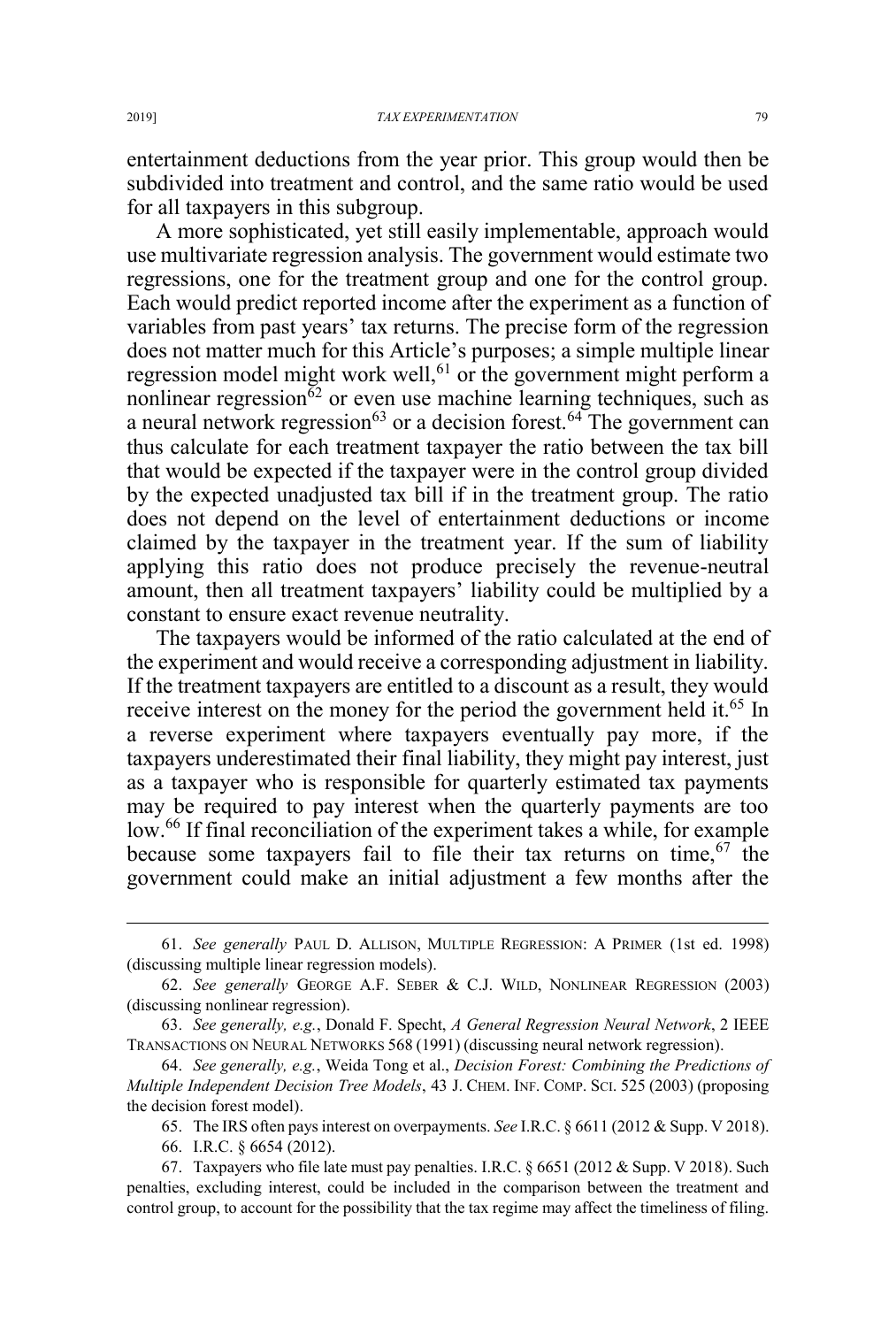entertainment deductions from the year prior. This group would then be subdivided into treatment and control, and the same ratio would be used for all taxpayers in this subgroup.

A more sophisticated, yet still easily implementable, approach would use multivariate regression analysis. The government would estimate two regressions, one for the treatment group and one for the control group. Each would predict reported income after the experiment as a function of variables from past years' tax returns. The precise form of the regression does not matter much for this Article's purposes; a simple multiple linear regression model might work well,[61] or the government might perform a nonlinear regression[62] or even use machine learning techniques, such as a neural network regression[63] or a decision forest.[64] The government can thus calculate for each treatment taxpayer the ratio between the tax bill that would be expected if the taxpayer were in the control group divided by the expected unadjusted tax bill if in the treatment group. The ratio does not depend on the level of entertainment deductions or income claimed by the taxpayer in the treatment year. If the sum of liability applying this ratio does not produce precisely the revenue-neutral amount, then all treatment taxpayers' liability could be multiplied by a constant to ensure exact revenue neutrality.

The taxpayers would be informed of the ratio calculated at the end of the experiment and would receive a corresponding adjustment in liability. If the treatment taxpayers are entitled to a discount as a result, they would receive interest on the money for the period the government held it.[65] In a reverse experiment where taxpayers eventually pay more, if the taxpayers underestimated their final liability, they might pay interest, just as a taxpayer who is responsible for quarterly estimated tax payments may be required to pay interest when the quarterly payments are too low.[66] If final reconciliation of the experiment takes a while, for example because some taxpayers fail to file their tax returns on time,[67] the government could make an initial adjustment a few months after the

61. *See generally* PAUL D. ALLISON, MULTIPLE REGRESSION: A PRIMER (1st ed. 1998) (discussing multiple linear regression models).

62. *See generally* GEORGE A.F. SEBER & C.J. WILD, NONLINEAR REGRESSION (2003) (discussing nonlinear regression).

63. *See generally, e.g.*, Donald F. Specht, *A General Regression Neural Network*, 2 IEEE TRANSACTIONS ON NEURAL NETWORKS 568 (1991) (discussing neural network regression).

64. *See generally, e.g.*, Weida Tong et al., *Decision Forest: Combining the Predictions of Multiple Independent Decision Tree Models*, 43 J. CHEM. INF. COMP. SCI. 525 (2003) (proposing the decision forest model).

65. The IRS often pays interest on overpayments. *See* I.R.C. § 6611 (2012 & Supp. V 2018).

66. I.R.C. § 6654 (2012).

67. Taxpayers who file late must pay penalties. I.R.C. § 6651 (2012 & Supp. V 2018). Such penalties, excluding interest, could be included in the comparison between the treatment and control group, to account for the possibility that the tax regime may affect the timeliness of filing.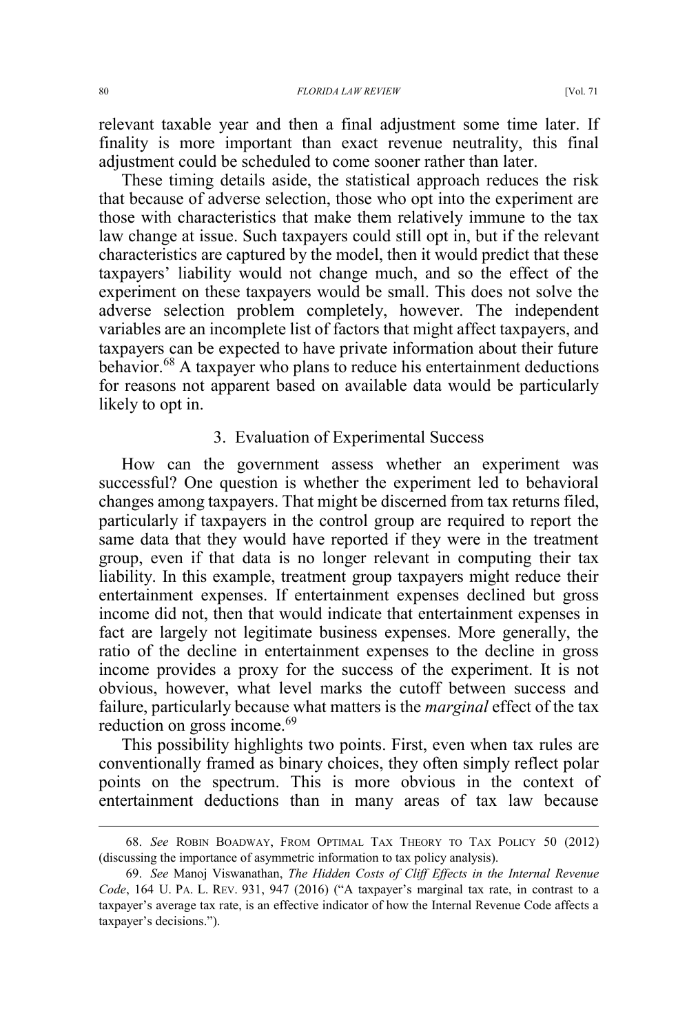relevant taxable year and then a final adjustment some time later. If finality is more important than exact revenue neutrality, this final adjustment could be scheduled to come sooner rather than later.

These timing details aside, the statistical approach reduces the risk that because of adverse selection, those who opt into the experiment are those with characteristics that make them relatively immune to the tax law change at issue. Such taxpayers could still opt in, but if the relevant characteristics are captured by the model, then it would predict that these taxpayers' liability would not change much, and so the effect of the experiment on these taxpayers would be small. This does not solve the adverse selection problem completely, however. The independent variables are an incomplete list of factors that might affect taxpayers, and taxpayers can be expected to have private information about their future behavior.[68] A taxpayer who plans to reduce his entertainment deductions for reasons not apparent based on available data would be particularly likely to opt in.

### 3. Evaluation of Experimental Success

How can the government assess whether an experiment was successful? One question is whether the experiment led to behavioral changes among taxpayers. That might be discerned from tax returns filed, particularly if taxpayers in the control group are required to report the same data that they would have reported if they were in the treatment group, even if that data is no longer relevant in computing their tax liability. In this example, treatment group taxpayers might reduce their entertainment expenses. If entertainment expenses declined but gross income did not, then that would indicate that entertainment expenses in fact are largely not legitimate business expenses. More generally, the ratio of the decline in entertainment expenses to the decline in gross income provides a proxy for the success of the experiment. It is not obvious, however, what level marks the cutoff between success and failure, particularly because what matters is the *marginal* effect of the tax reduction on gross income.[69]

This possibility highlights two points. First, even when tax rules are conventionally framed as binary choices, they often simply reflect polar points on the spectrum. This is more obvious in the context of entertainment deductions than in many areas of tax law because

---

68. *See* ROBIN BOADWAY, FROM OPTIMAL TAX THEORY TO TAX POLICY 50 (2012) (discussing the importance of asymmetric information to tax policy analysis).

69. *See* Manoj Viswanathan, *The Hidden Costs of Cliff Effects in the Internal Revenue Code*, 164 U. PA. L. REV. 931, 947 (2016) ("A taxpayer's marginal tax rate, in contrast to a taxpayer's average tax rate, is an effective indicator of how the Internal Revenue Code affects a taxpayer's decisions.").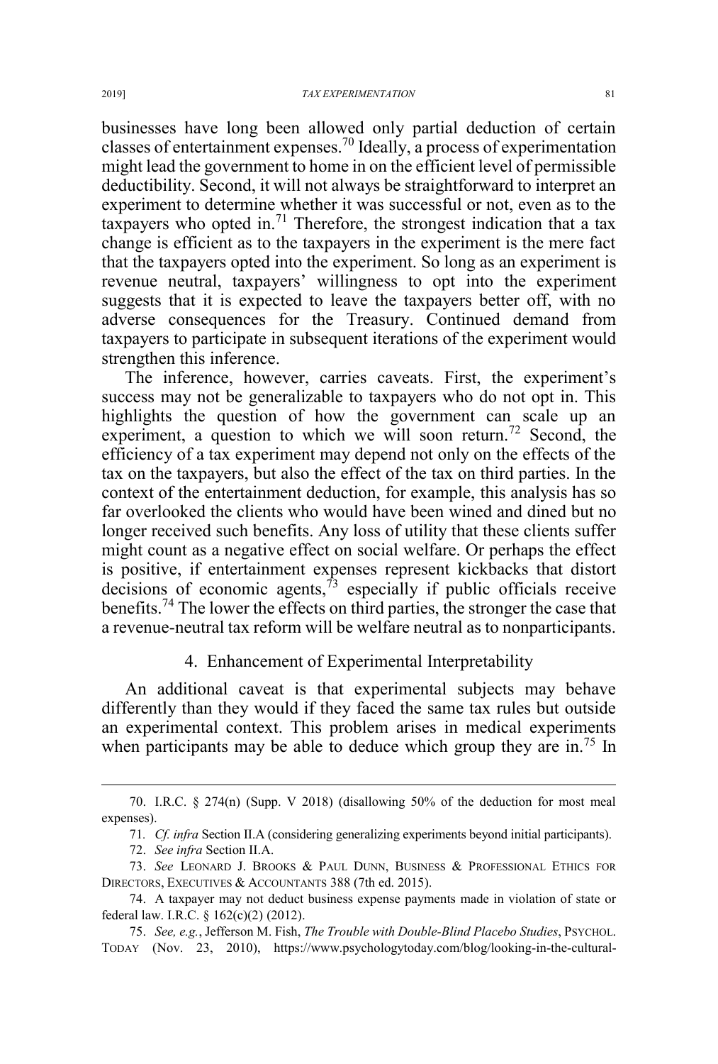businesses have long been allowed only partial deduction of certain classes of entertainment expenses.[70] Ideally, a process of experimentation might lead the government to home in on the efficient level of permissible deductibility. Second, it will not always be straightforward to interpret an experiment to determine whether it was successful or not, even as to the taxpayers who opted in.[71] Therefore, the strongest indication that a tax change is efficient as to the taxpayers in the experiment is the mere fact that the taxpayers opted into the experiment. So long as an experiment is revenue neutral, taxpayers' willingness to opt into the experiment suggests that it is expected to leave the taxpayers better off, with no adverse consequences for the Treasury. Continued demand from taxpayers to participate in subsequent iterations of the experiment would strengthen this inference.

The inference, however, carries caveats. First, the experiment's success may not be generalizable to taxpayers who do not opt in. This highlights the question of how the government can scale up an experiment, a question to which we will soon return.[72] Second, the efficiency of a tax experiment may depend not only on the effects of the tax on the taxpayers, but also the effect of the tax on third parties. In the context of the entertainment deduction, for example, this analysis has so far overlooked the clients who would have been wined and dined but no longer received such benefits. Any loss of utility that these clients suffer might count as a negative effect on social welfare. Or perhaps the effect is positive, if entertainment expenses represent kickbacks that distort decisions of economic agents,[73] especially if public officials receive benefits.[74] The lower the effects on third parties, the stronger the case that a revenue-neutral tax reform will be welfare neutral as to nonparticipants.

#### 4. Enhancement of Experimental Interpretability

An additional caveat is that experimental subjects may behave differently than they would if they faced the same tax rules but outside an experimental context. This problem arises in medical experiments when participants may be able to deduce which group they are in.[75] In

---

70. I.R.C. § 274(n) (Supp. V 2018) (disallowing 50% of the deduction for most meal expenses).

71. *Cf. infra* Section II.A (considering generalizing experiments beyond initial participants).

72. *See infra* Section II.A.

73. *See* LEONARD J. BROOKS & PAUL DUNN, BUSINESS & PROFESSIONAL ETHICS FOR DIRECTORS, EXECUTIVES & ACCOUNTANTS 388 (7th ed. 2015).

74. A taxpayer may not deduct business expense payments made in violation of state or federal law. I.R.C. § 162(c)(2) (2012).

75. *See, e.g.*, Jefferson M. Fish, *The Trouble with Double-Blind Placebo Studies*, PSYCHOL. TODAY (Nov. 23, 2010), https://www.psychologytoday.com/blog/looking-in-the-cultural-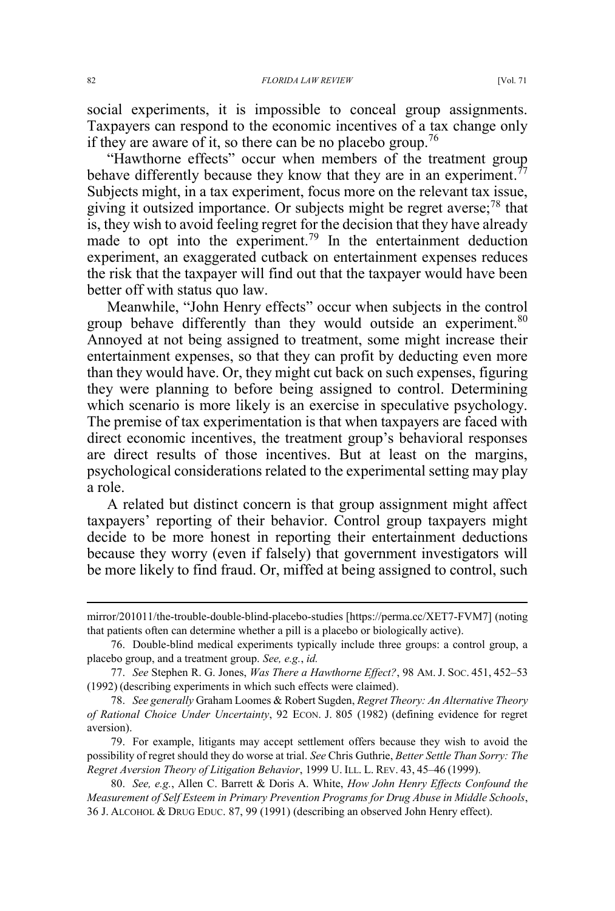social experiments, it is impossible to conceal group assignments. Taxpayers can respond to the economic incentives of a tax change only if they are aware of it, so there can be no placebo group.[76]

"Hawthorne effects" occur when members of the treatment group behave differently because they know that they are in an experiment.[77] Subjects might, in a tax experiment, focus more on the relevant tax issue, giving it outsized importance. Or subjects might be regret averse;[78] that is, they wish to avoid feeling regret for the decision that they have already made to opt into the experiment.[79] In the entertainment deduction experiment, an exaggerated cutback on entertainment expenses reduces the risk that the taxpayer will find out that the taxpayer would have been better off with status quo law.

Meanwhile, "John Henry effects" occur when subjects in the control group behave differently than they would outside an experiment.[80] Annoyed at not being assigned to treatment, some might increase their entertainment expenses, so that they can profit by deducting even more than they would have. Or, they might cut back on such expenses, figuring they were planning to before being assigned to control. Determining which scenario is more likely is an exercise in speculative psychology. The premise of tax experimentation is that when taxpayers are faced with direct economic incentives, the treatment group's behavioral responses are direct results of those incentives. But at least on the margins, psychological considerations related to the experimental setting may play a role.

A related but distinct concern is that group assignment might affect taxpayers' reporting of their behavior. Control group taxpayers might decide to be more honest in reporting their entertainment deductions because they worry (even if falsely) that government investigators will be more likely to find fraud. Or, miffed at being assigned to control, such

---

mirror/201011/the-trouble-double-blind-placebo-studies [https://perma.cc/XET7-FVM7] (noting that patients often can determine whether a pill is a placebo or biologically active).

76. Double-blind medical experiments typically include three groups: a control group, a placebo group, and a treatment group. *See, e.g.*, *id.*

77. *See* Stephen R. G. Jones, *Was There a Hawthorne Effect?*, 98 AM. J. SOC. 451, 452–53 (1992) (describing experiments in which such effects were claimed).

78. *See generally* Graham Loomes & Robert Sugden, *Regret Theory: An Alternative Theory of Rational Choice Under Uncertainty*, 92 ECON. J. 805 (1982) (defining evidence for regret aversion).

79. For example, litigants may accept settlement offers because they wish to avoid the possibility of regret should they do worse at trial. *See* Chris Guthrie, *Better Settle Than Sorry: The Regret Aversion Theory of Litigation Behavior*, 1999 U. ILL. L. REV. 43, 45–46 (1999).

80. *See, e.g.*, Allen C. Barrett & Doris A. White, *How John Henry Effects Confound the Measurement of Self Esteem in Primary Prevention Programs for Drug Abuse in Middle Schools*, 36 J. ALCOHOL & DRUG EDUC. 87, 99 (1991) (describing an observed John Henry effect).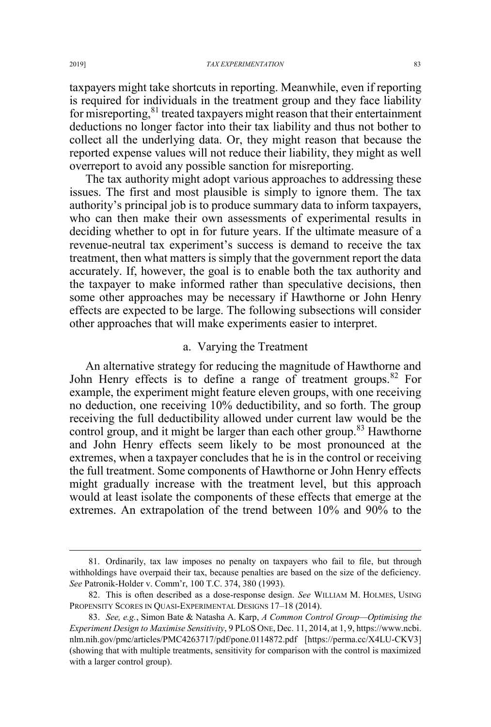taxpayers might take shortcuts in reporting. Meanwhile, even if reporting is required for individuals in the treatment group and they face liability for misreporting,[81] treated taxpayers might reason that their entertainment deductions no longer factor into their tax liability and thus not bother to collect all the underlying data. Or, they might reason that because the reported expense values will not reduce their liability, they might as well overreport to avoid any possible sanction for misreporting.

The tax authority might adopt various approaches to addressing these issues. The first and most plausible is simply to ignore them. The tax authority's principal job is to produce summary data to inform taxpayers, who can then make their own assessments of experimental results in deciding whether to opt in for future years. If the ultimate measure of a revenue-neutral tax experiment's success is demand to receive the tax treatment, then what matters is simply that the government report the data accurately. If, however, the goal is to enable both the tax authority and the taxpayer to make informed rather than speculative decisions, then some other approaches may be necessary if Hawthorne or John Henry effects are expected to be large. The following subsections will consider other approaches that will make experiments easier to interpret.

### a. Varying the Treatment

An alternative strategy for reducing the magnitude of Hawthorne and John Henry effects is to define a range of treatment groups.[82] For example, the experiment might feature eleven groups, with one receiving no deduction, one receiving 10% deductibility, and so forth. The group receiving the full deductibility allowed under current law would be the control group, and it might be larger than each other group.[83] Hawthorne and John Henry effects seem likely to be most pronounced at the extremes, when a taxpayer concludes that he is in the control or receiving the full treatment. Some components of Hawthorne or John Henry effects might gradually increase with the treatment level, but this approach would at least isolate the components of these effects that emerge at the extremes. An extrapolation of the trend between 10% and 90% to the

---

81. Ordinarily, tax law imposes no penalty on taxpayers who fail to file, but through withholdings have overpaid their tax, because penalties are based on the size of the deficiency. *See* Patronik-Holder v. Comm'r, 100 T.C. 374, 380 (1993).

82. This is often described as a dose-response design. *See* WILLIAM M. HOLMES, USING PROPENSITY SCORES IN QUASI-EXPERIMENTAL DESIGNS 17–18 (2014).

83. *See, e.g.*, Simon Bate & Natasha A. Karp, *A Common Control Group—Optimising the Experiment Design to Maximise Sensitivity*, 9 PLOS ONE, Dec. 11, 2014, at 1, 9, https://www.ncbi.nlm.nih.gov/pmc/articles/PMC4263717/pdf/pone.0114872.pdf [https://perma.cc/X4LU-CKV3] (showing that with multiple treatments, sensitivity for comparison with the control is maximized with a larger control group).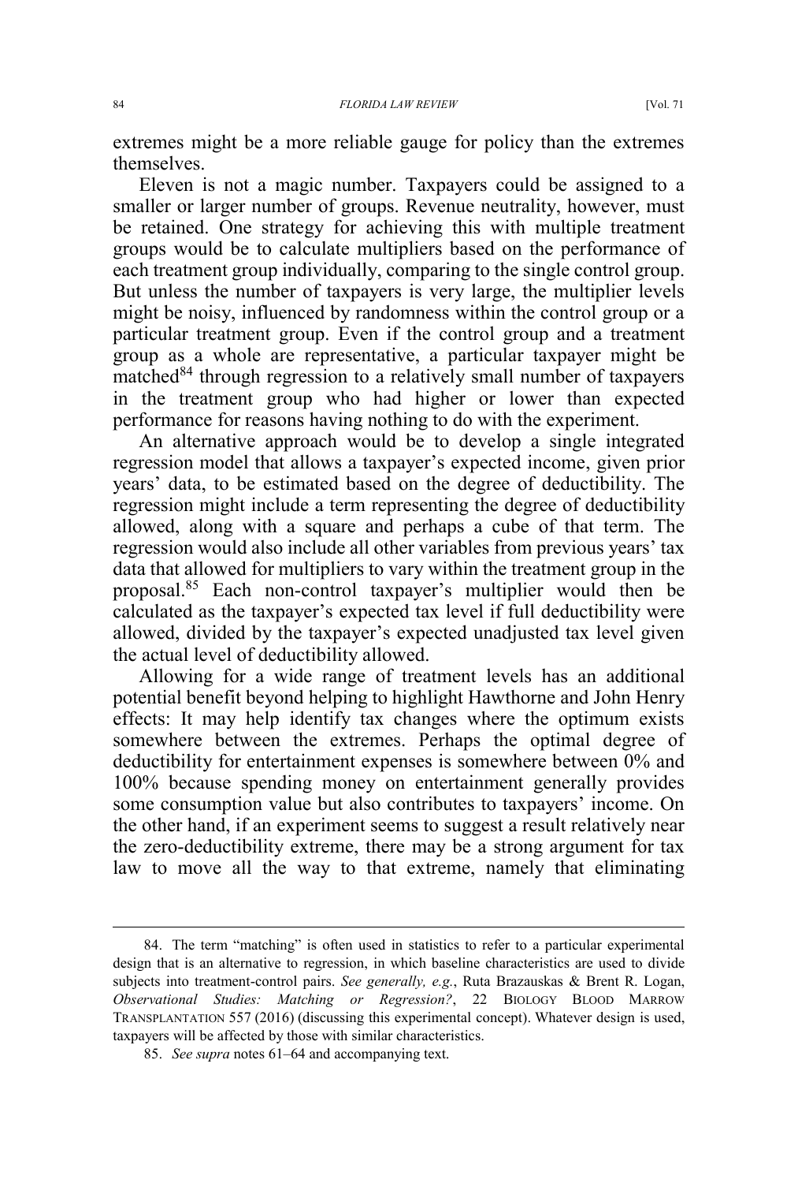extremes might be a more reliable gauge for policy than the extremes themselves.

Eleven is not a magic number. Taxpayers could be assigned to a smaller or larger number of groups. Revenue neutrality, however, must be retained. One strategy for achieving this with multiple treatment groups would be to calculate multipliers based on the performance of each treatment group individually, comparing to the single control group. But unless the number of taxpayers is very large, the multiplier levels might be noisy, influenced by randomness within the control group or a particular treatment group. Even if the control group and a treatment group as a whole are representative, a particular taxpayer might be matched[84] through regression to a relatively small number of taxpayers in the treatment group who had higher or lower than expected performance for reasons having nothing to do with the experiment.

An alternative approach would be to develop a single integrated regression model that allows a taxpayer's expected income, given prior years' data, to be estimated based on the degree of deductibility. The regression might include a term representing the degree of deductibility allowed, along with a square and perhaps a cube of that term. The regression would also include all other variables from previous years' tax data that allowed for multipliers to vary within the treatment group in the proposal.[85] Each non-control taxpayer's multiplier would then be calculated as the taxpayer's expected tax level if full deductibility were allowed, divided by the taxpayer's expected unadjusted tax level given the actual level of deductibility allowed.

Allowing for a wide range of treatment levels has an additional potential benefit beyond helping to highlight Hawthorne and John Henry effects: It may help identify tax changes where the optimum exists somewhere between the extremes. Perhaps the optimal degree of deductibility for entertainment expenses is somewhere between 0% and 100% because spending money on entertainment generally provides some consumption value but also contributes to taxpayers' income. On the other hand, if an experiment seems to suggest a result relatively near the zero-deductibility extreme, there may be a strong argument for tax law to move all the way to that extreme, namely that eliminating

---

84. The term "matching" is often used in statistics to refer to a particular experimental design that is an alternative to regression, in which baseline characteristics are used to divide subjects into treatment-control pairs. *See generally, e.g.*, Ruta Brazauskas & Brent R. Logan, *Observational Studies: Matching or Regression?*, 22 BIOLOGY BLOOD MARROW TRANSPLANTATION 557 (2016) (discussing this experimental concept). Whatever design is used, taxpayers will be affected by those with similar characteristics.

85. *See supra* notes 61–64 and accompanying text.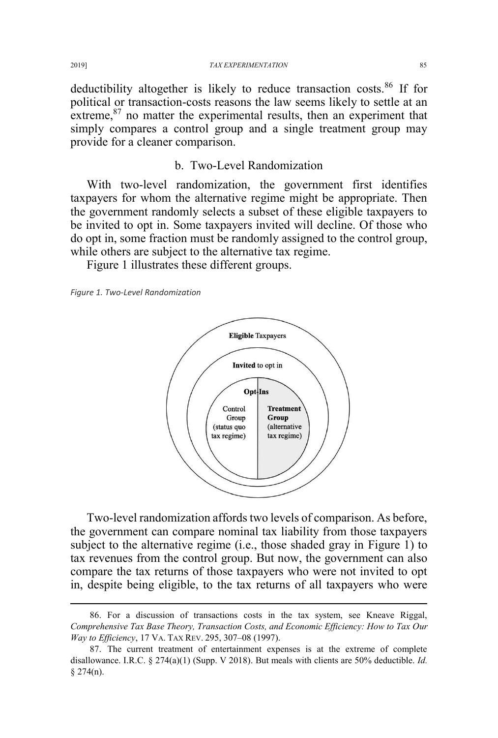deductibility altogether is likely to reduce transaction costs.[86] If for political or transaction-costs reasons the law seems likely to settle at an extreme,[87] no matter the experimental results, then an experiment that simply compares a control group and a single treatment group may provide for a cleaner comparison.

### b. Two-Level Randomization

With two-level randomization, the government first identifies taxpayers for whom the alternative regime might be appropriate. Then the government randomly selects a subset of these eligible taxpayers to be invited to opt in. Some taxpayers invited will decline. Of those who do opt in, some fraction must be randomly assigned to the control group, while others are subject to the alternative tax regime.

Figure 1 illustrates these different groups.

*Figure 1. Two-Level Randomization*

Two-level randomization affords two levels of comparison. As before, the government can compare nominal tax liability from those taxpayers subject to the alternative regime (i.e., those shaded gray in Figure 1) to tax revenues from the control group. But now, the government can also compare the tax returns of those taxpayers who were not invited to opt in, despite being eligible, to the tax returns of all taxpayers who were

---

86. For a discussion of transactions costs in the tax system, see Kneave Riggal, *Comprehensive Tax Base Theory, Transaction Costs, and Economic Efficiency: How to Tax Our Way to Efficiency*, 17 VA. TAX REV. 295, 307–08 (1997).

87. The current treatment of entertainment expenses is at the extreme of complete disallowance. I.R.C. § 274(a)(1) (Supp. V 2018). But meals with clients are 50% deductible. *Id.* § 274(n).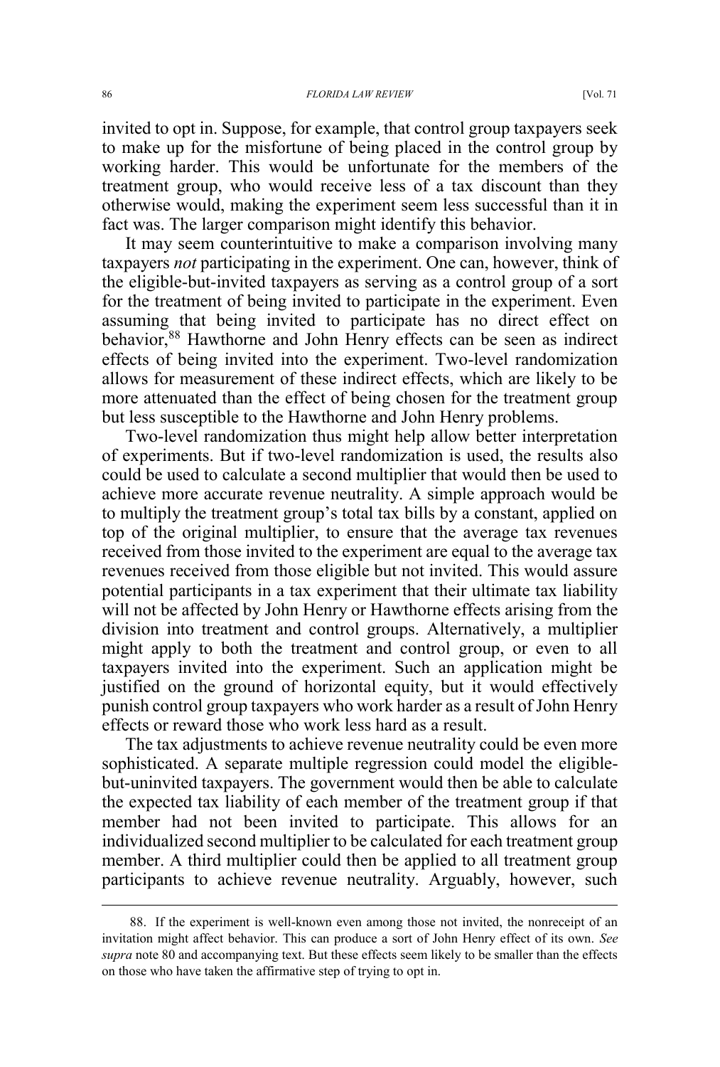invited to opt in. Suppose, for example, that control group taxpayers seek to make up for the misfortune of being placed in the control group by working harder. This would be unfortunate for the members of the treatment group, who would receive less of a tax discount than they otherwise would, making the experiment seem less successful than it in fact was. The larger comparison might identify this behavior.

It may seem counterintuitive to make a comparison involving many taxpayers *not* participating in the experiment. One can, however, think of the eligible-but-invited taxpayers as serving as a control group of a sort for the treatment of being invited to participate in the experiment. Even assuming that being invited to participate has no direct effect on behavior,[88] Hawthorne and John Henry effects can be seen as indirect effects of being invited into the experiment. Two-level randomization allows for measurement of these indirect effects, which are likely to be more attenuated than the effect of being chosen for the treatment group but less susceptible to the Hawthorne and John Henry problems.

Two-level randomization thus might help allow better interpretation of experiments. But if two-level randomization is used, the results also could be used to calculate a second multiplier that would then be used to achieve more accurate revenue neutrality. A simple approach would be to multiply the treatment group's total tax bills by a constant, applied on top of the original multiplier, to ensure that the average tax revenues received from those invited to the experiment are equal to the average tax revenues received from those eligible but not invited. This would assure potential participants in a tax experiment that their ultimate tax liability will not be affected by John Henry or Hawthorne effects arising from the division into treatment and control groups. Alternatively, a multiplier might apply to both the treatment and control group, or even to all taxpayers invited into the experiment. Such an application might be justified on the ground of horizontal equity, but it would effectively punish control group taxpayers who work harder as a result of John Henry effects or reward those who work less hard as a result.

The tax adjustments to achieve revenue neutrality could be even more sophisticated. A separate multiple regression could model the eligible-but-uninvited taxpayers. The government would then be able to calculate the expected tax liability of each member of the treatment group if that member had not been invited to participate. This allows for an individualized second multiplier to be calculated for each treatment group member. A third multiplier could then be applied to all treatment group participants to achieve revenue neutrality. Arguably, however, such

88. If the experiment is well-known even among those not invited, the nonreceipt of an invitation might affect behavior. This can produce a sort of John Henry effect of its own. *See supra* note 80 and accompanying text. But these effects seem likely to be smaller than the effects on those who have taken the affirmative step of trying to opt in.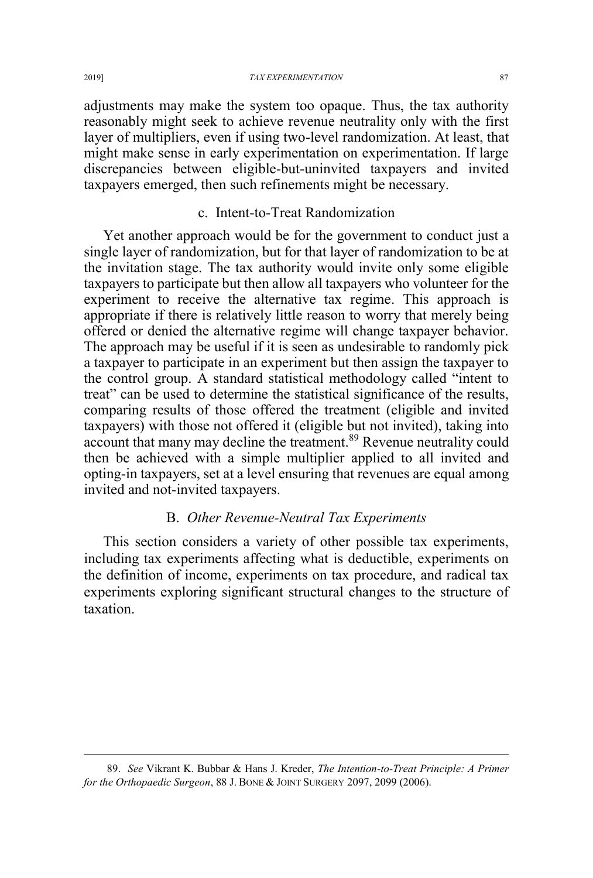adjustments may make the system too opaque. Thus, the tax authority reasonably might seek to achieve revenue neutrality only with the first layer of multipliers, even if using two-level randomization. At least, that might make sense in early experimentation on experimentation. If large discrepancies between eligible-but-uninvited taxpayers and invited taxpayers emerged, then such refinements might be necessary.

#### c. Intent-to-Treat Randomization

Yet another approach would be for the government to conduct just a single layer of randomization, but for that layer of randomization to be at the invitation stage. The tax authority would invite only some eligible taxpayers to participate but then allow all taxpayers who volunteer for the experiment to receive the alternative tax regime. This approach is appropriate if there is relatively little reason to worry that merely being offered or denied the alternative regime will change taxpayer behavior. The approach may be useful if it is seen as undesirable to randomly pick a taxpayer to participate in an experiment but then assign the taxpayer to the control group. A standard statistical methodology called "intent to treat" can be used to determine the statistical significance of the results, comparing results of those offered the treatment (eligible and invited taxpayers) with those not offered it (eligible but not invited), taking into account that many may decline the treatment.[89] Revenue neutrality could then be achieved with a simple multiplier applied to all invited and opting-in taxpayers, set at a level ensuring that revenues are equal among invited and not-invited taxpayers.

### B. *Other Revenue-Neutral Tax Experiments*

This section considers a variety of other possible tax experiments, including tax experiments affecting what is deductible, experiments on the definition of income, experiments on tax procedure, and radical tax experiments exploring significant structural changes to the structure of taxation.

---

89. *See* Vikrant K. Bubbar & Hans J. Kreder, *The Intention-to-Treat Principle: A Primer for the Orthopaedic Surgeon*, 88 J. BONE & JOINT SURGERY 2097, 2099 (2006).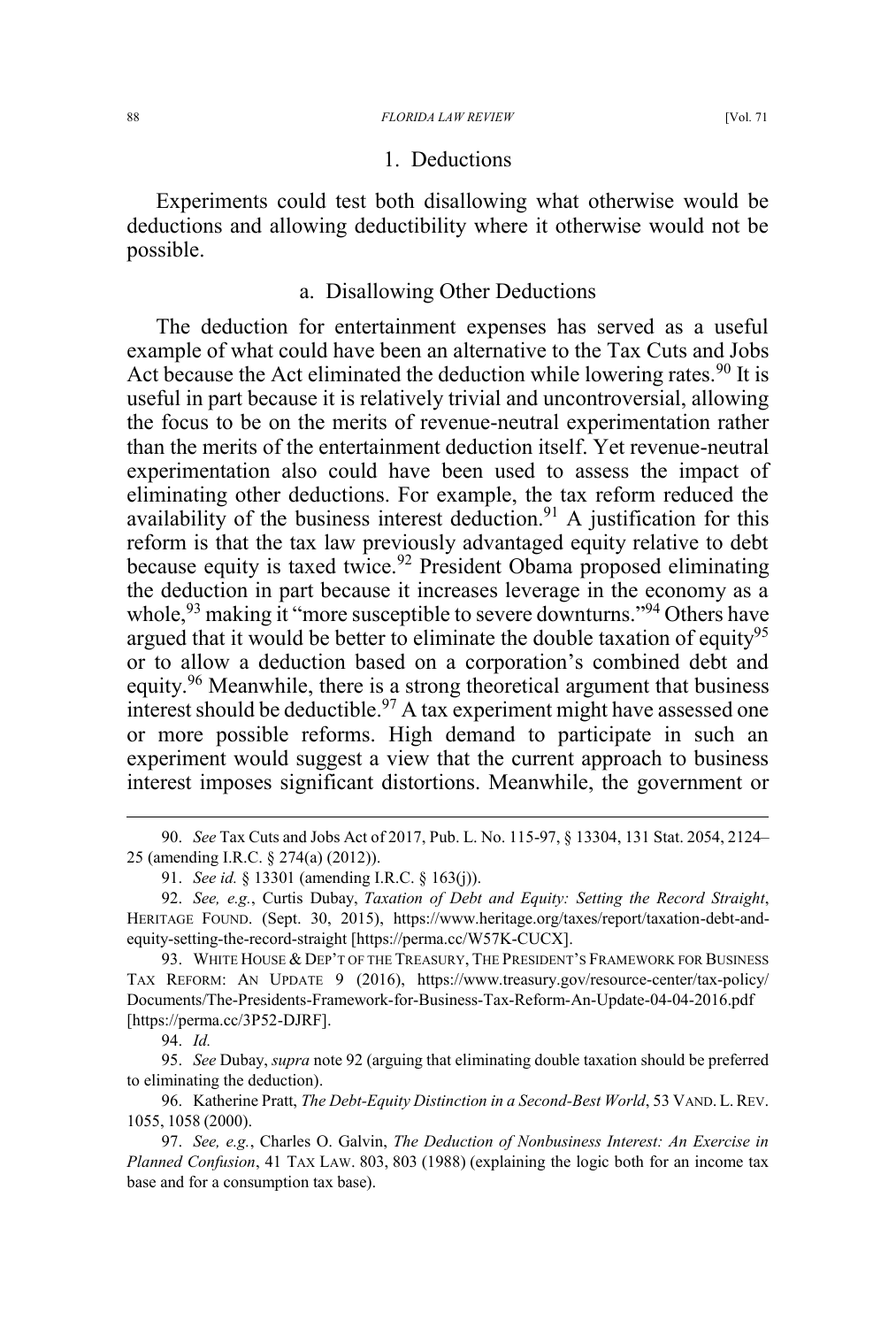### 1. Deductions

Experiments could test both disallowing what otherwise would be deductions and allowing deductibility where it otherwise would not be possible.

#### a. Disallowing Other Deductions

The deduction for entertainment expenses has served as a useful example of what could have been an alternative to the Tax Cuts and Jobs Act because the Act eliminated the deduction while lowering rates.[90] It is useful in part because it is relatively trivial and uncontroversial, allowing the focus to be on the merits of revenue-neutral experimentation rather than the merits of the entertainment deduction itself. Yet revenue-neutral experimentation also could have been used to assess the impact of eliminating other deductions. For example, the tax reform reduced the availability of the business interest deduction.[91] A justification for this reform is that the tax law previously advantaged equity relative to debt because equity is taxed twice.[92] President Obama proposed eliminating the deduction in part because it increases leverage in the economy as a whole,[93] making it "more susceptible to severe downturns."[94] Others have argued that it would be better to eliminate the double taxation of equity[95] or to allow a deduction based on a corporation's combined debt and equity.[96] Meanwhile, there is a strong theoretical argument that business interest should be deductible.[97] A tax experiment might have assessed one or more possible reforms. High demand to participate in such an experiment would suggest a view that the current approach to business interest imposes significant distortions. Meanwhile, the government or

---

90. *See* Tax Cuts and Jobs Act of 2017, Pub. L. No. 115-97, § 13304, 131 Stat. 2054, 2124–25 (amending I.R.C. § 274(a) (2012)).

91. *See id.* § 13301 (amending I.R.C. § 163(j)).

92. *See, e.g.*, Curtis Dubay, *Taxation of Debt and Equity: Setting the Record Straight*, HERITAGE FOUND. (Sept. 30, 2015), https://www.heritage.org/taxes/report/taxation-debt-and-equity-setting-the-record-straight [https://perma.cc/W57K-CUCX].

93. WHITE HOUSE & DEP'T OF THE TREASURY, THE PRESIDENT'S FRAMEWORK FOR BUSINESS TAX REFORM: AN UPDATE 9 (2016), https://www.treasury.gov/resource-center/tax-policy/Documents/The-Presidents-Framework-for-Business-Tax-Reform-An-Update-04-04-2016.pdf [https://perma.cc/3P52-DJRF].

94. *Id.*

95. *See* Dubay, *supra* note 92 (arguing that eliminating double taxation should be preferred to eliminating the deduction).

96. Katherine Pratt, *The Debt-Equity Distinction in a Second-Best World*, 53 VAND. L. REV. 1055, 1058 (2000).

97. *See, e.g.*, Charles O. Galvin, *The Deduction of Nonbusiness Interest: An Exercise in Planned Confusion*, 41 TAX LAW. 803, 803 (1988) (explaining the logic both for an income tax base and for a consumption tax base).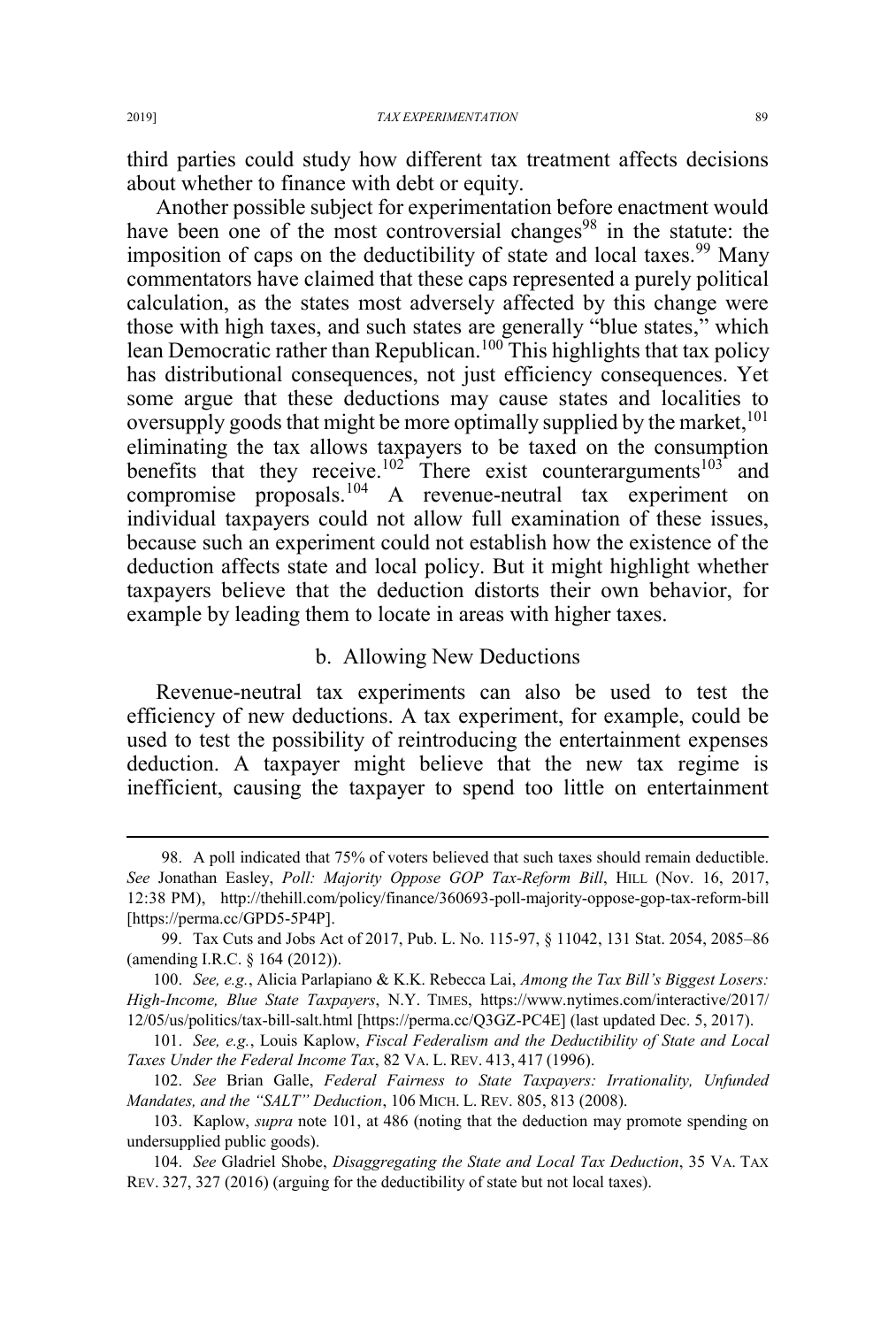third parties could study how different tax treatment affects decisions about whether to finance with debt or equity.

Another possible subject for experimentation before enactment would have been one of the most controversial changes[98] in the statute: the imposition of caps on the deductibility of state and local taxes.[99] Many commentators have claimed that these caps represented a purely political calculation, as the states most adversely affected by this change were those with high taxes, and such states are generally "blue states," which lean Democratic rather than Republican.[100] This highlights that tax policy has distributional consequences, not just efficiency consequences. Yet some argue that these deductions may cause states and localities to oversupply goods that might be more optimally supplied by the market,[101] eliminating the tax allows taxpayers to be taxed on the consumption benefits that they receive.[102] There exist counterarguments[103] and compromise proposals.[104] A revenue-neutral tax experiment on individual taxpayers could not allow full examination of these issues, because such an experiment could not establish how the existence of the deduction affects state and local policy. But it might highlight whether taxpayers believe that the deduction distorts their own behavior, for example by leading them to locate in areas with higher taxes.

### b. Allowing New Deductions

Revenue-neutral tax experiments can also be used to test the efficiency of new deductions. A tax experiment, for example, could be used to test the possibility of reintroducing the entertainment expenses deduction. A taxpayer might believe that the new tax regime is inefficient, causing the taxpayer to spend too little on entertainment

---

98. A poll indicated that 75% of voters believed that such taxes should remain deductible. *See* Jonathan Easley, *Poll: Majority Oppose GOP Tax-Reform Bill*, HILL (Nov. 16, 2017, 12:38 PM), http://thehill.com/policy/finance/360693-poll-majority-oppose-gop-tax-reform-bill [https://perma.cc/GPD5-5P4P].

99. Tax Cuts and Jobs Act of 2017, Pub. L. No. 115-97, § 11042, 131 Stat. 2054, 2085–86 (amending I.R.C. § 164 (2012)).

100. *See, e.g.*, Alicia Parlapiano & K.K. Rebecca Lai, *Among the Tax Bill's Biggest Losers: High-Income, Blue State Taxpayers*, N.Y. TIMES, https://www.nytimes.com/interactive/2017/12/05/us/politics/tax-bill-salt.html [https://perma.cc/Q3GZ-PC4E] (last updated Dec. 5, 2017).

101. *See, e.g.*, Louis Kaplow, *Fiscal Federalism and the Deductibility of State and Local Taxes Under the Federal Income Tax*, 82 VA. L. REV. 413, 417 (1996).

102. *See* Brian Galle, *Federal Fairness to State Taxpayers: Irrationality, Unfunded Mandates, and the "SALT" Deduction*, 106 MICH. L. REV. 805, 813 (2008).

103. Kaplow, *supra* note 101, at 486 (noting that the deduction may promote spending on undersupplied public goods).

104. *See* Gladriel Shobe, *Disaggregating the State and Local Tax Deduction*, 35 VA. TAX REV. 327, 327 (2016) (arguing for the deductibility of state but not local taxes).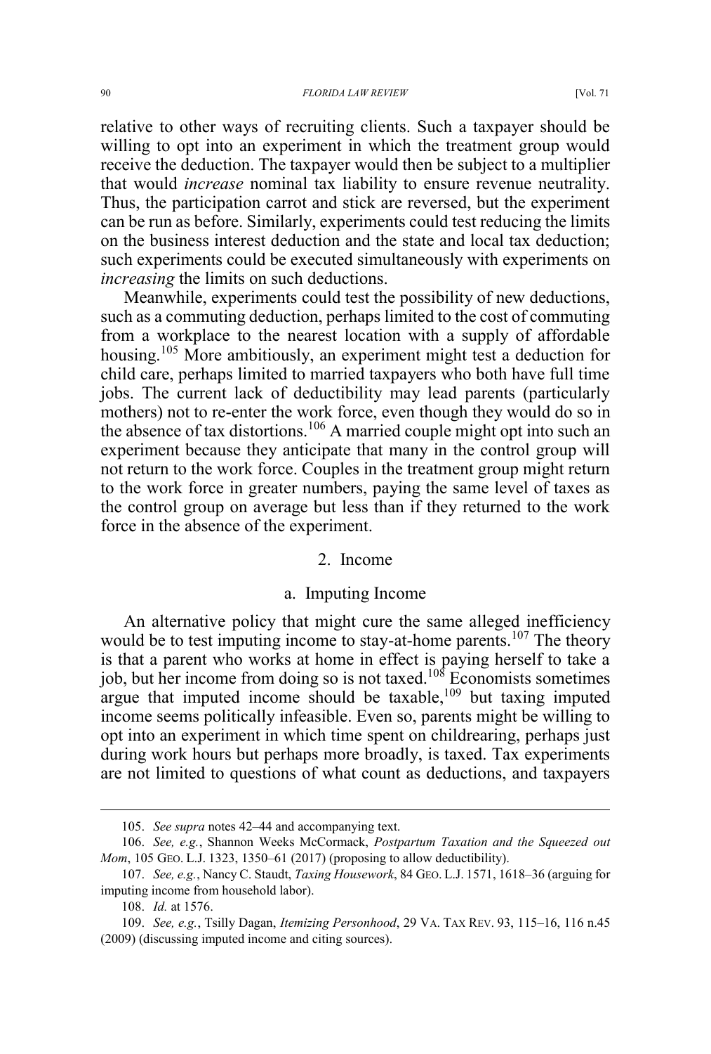relative to other ways of recruiting clients. Such a taxpayer should be willing to opt into an experiment in which the treatment group would receive the deduction. The taxpayer would then be subject to a multiplier that would *increase* nominal tax liability to ensure revenue neutrality. Thus, the participation carrot and stick are reversed, but the experiment can be run as before. Similarly, experiments could test reducing the limits on the business interest deduction and the state and local tax deduction; such experiments could be executed simultaneously with experiments on *increasing* the limits on such deductions.

Meanwhile, experiments could test the possibility of new deductions, such as a commuting deduction, perhaps limited to the cost of commuting from a workplace to the nearest location with a supply of affordable housing.[105] More ambitiously, an experiment might test a deduction for child care, perhaps limited to married taxpayers who both have full time jobs. The current lack of deductibility may lead parents (particularly mothers) not to re-enter the work force, even though they would do so in the absence of tax distortions.[106] A married couple might opt into such an experiment because they anticipate that many in the control group will not return to the work force. Couples in the treatment group might return to the work force in greater numbers, paying the same level of taxes as the control group on average but less than if they returned to the work force in the absence of the experiment.

### 2. Income

#### a. Imputing Income

An alternative policy that might cure the same alleged inefficiency would be to test imputing income to stay-at-home parents.[107] The theory is that a parent who works at home in effect is paying herself to take a job, but her income from doing so is not taxed.[108] Economists sometimes argue that imputed income should be taxable,[109] but taxing imputed income seems politically infeasible. Even so, parents might be willing to opt into an experiment in which time spent on childrearing, perhaps just during work hours but perhaps more broadly, is taxed. Tax experiments are not limited to questions of what count as deductions, and taxpayers

---

105. *See supra* notes 42–44 and accompanying text.

106. *See, e.g.*, Shannon Weeks McCormack, *Postpartum Taxation and the Squeezed out Mom*, 105 GEO. L.J. 1323, 1350–61 (2017) (proposing to allow deductibility).

107. *See, e.g.*, Nancy C. Staudt, *Taxing Housework*, 84 GEO. L.J. 1571, 1618–36 (arguing for imputing income from household labor).

108. *Id.* at 1576.

109. *See, e.g.*, Tsilly Dagan, *Itemizing Personhood*, 29 VA. TAX REV. 93, 115–16, 116 n.45 (2009) (discussing imputed income and citing sources).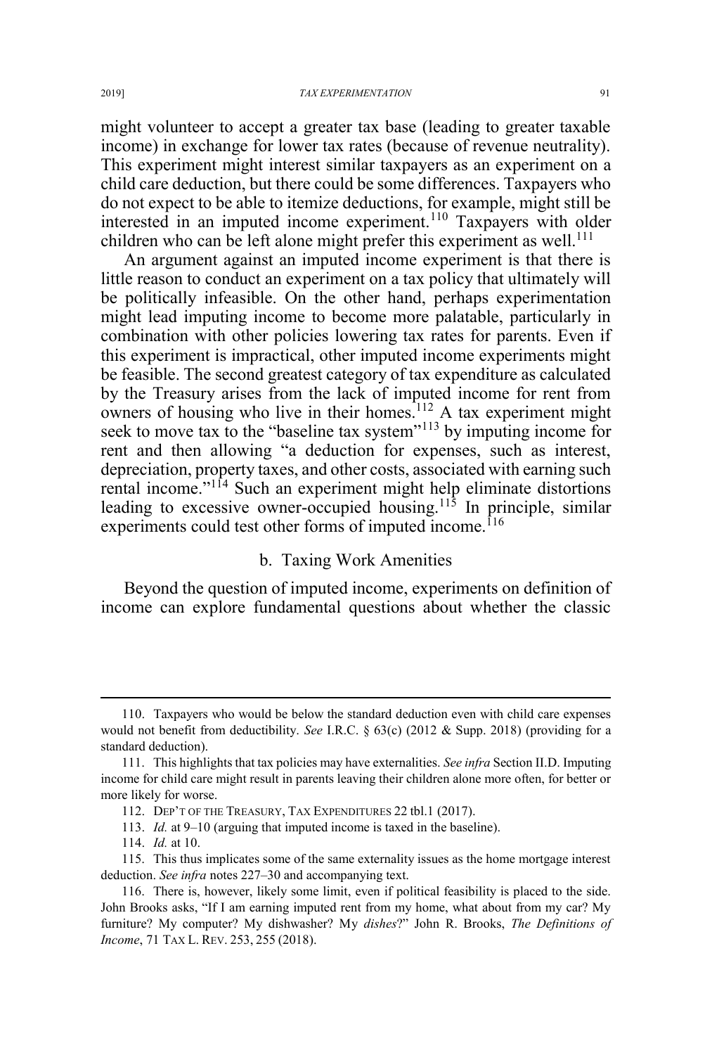might volunteer to accept a greater tax base (leading to greater taxable income) in exchange for lower tax rates (because of revenue neutrality). This experiment might interest similar taxpayers as an experiment on a child care deduction, but there could be some differences. Taxpayers who do not expect to be able to itemize deductions, for example, might still be interested in an imputed income experiment.[110] Taxpayers with older children who can be left alone might prefer this experiment as well.[111]

An argument against an imputed income experiment is that there is little reason to conduct an experiment on a tax policy that ultimately will be politically infeasible. On the other hand, perhaps experimentation might lead imputing income to become more palatable, particularly in combination with other policies lowering tax rates for parents. Even if this experiment is impractical, other imputed income experiments might be feasible. The second greatest category of tax expenditure as calculated by the Treasury arises from the lack of imputed income for rent from owners of housing who live in their homes.[112] A tax experiment might seek to move tax to the "baseline tax system"[113] by imputing income for rent and then allowing "a deduction for expenses, such as interest, depreciation, property taxes, and other costs, associated with earning such rental income."[114] Such an experiment might help eliminate distortions leading to excessive owner-occupied housing.[115] In principle, similar experiments could test other forms of imputed income.[116]

### b. Taxing Work Amenities

Beyond the question of imputed income, experiments on definition of income can explore fundamental questions about whether the classic

---

110. Taxpayers who would be below the standard deduction even with child care expenses would not benefit from deductibility. *See* I.R.C. § 63(c) (2012 & Supp. 2018) (providing for a standard deduction).

111. This highlights that tax policies may have externalities. *See infra* Section II.D. Imputing income for child care might result in parents leaving their children alone more often, for better or more likely for worse.

112. DEP'T OF THE TREASURY, TAX EXPENDITURES 22 tbl.1 (2017).

113. *Id.* at 9–10 (arguing that imputed income is taxed in the baseline).

114. *Id.* at 10.

115. This thus implicates some of the same externality issues as the home mortgage interest deduction. *See infra* notes 227–30 and accompanying text.

116. There is, however, likely some limit, even if political feasibility is placed to the side. John Brooks asks, "If I am earning imputed rent from my home, what about from my car? My furniture? My computer? My dishwasher? My *dishes*?" John R. Brooks, *The Definitions of Income*, 71 TAX L. REV. 253, 255 (2018).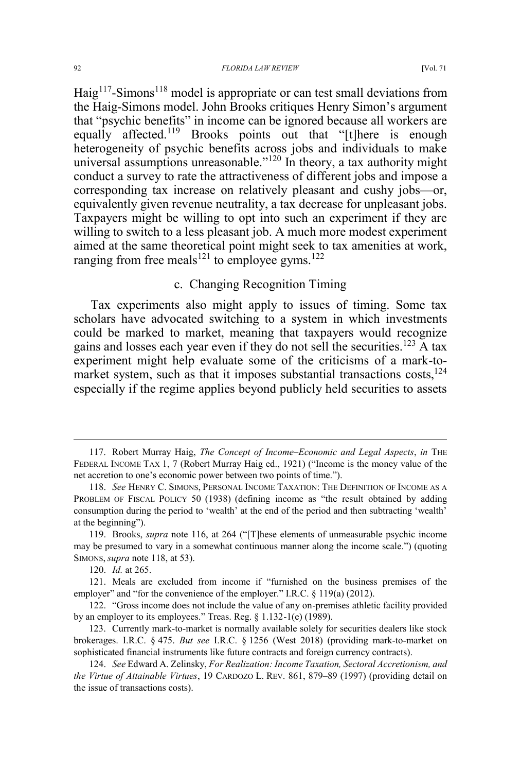Haig[117]-Simons[118] model is appropriate or can test small deviations from the Haig-Simons model. John Brooks critiques Henry Simon's argument that "psychic benefits" in income can be ignored because all workers are equally affected.[119] Brooks points out that "[t]here is enough heterogeneity of psychic benefits across jobs and individuals to make universal assumptions unreasonable."[120] In theory, a tax authority might conduct a survey to rate the attractiveness of different jobs and impose a corresponding tax increase on relatively pleasant and cushy jobs—or, equivalently given revenue neutrality, a tax decrease for unpleasant jobs. Taxpayers might be willing to opt into such an experiment if they are willing to switch to a less pleasant job. A much more modest experiment aimed at the same theoretical point might seek to tax amenities at work, ranging from free meals[121] to employee gyms.[122]

### c. Changing Recognition Timing

Tax experiments also might apply to issues of timing. Some tax scholars have advocated switching to a system in which investments could be marked to market, meaning that taxpayers would recognize gains and losses each year even if they do not sell the securities.[123] A tax experiment might help evaluate some of the criticisms of a mark-to-market system, such as that it imposes substantial transactions costs,[124] especially if the regime applies beyond publicly held securities to assets

---

117. Robert Murray Haig, *The Concept of Income–Economic and Legal Aspects*, *in* THE FEDERAL INCOME TAX 1, 7 (Robert Murray Haig ed., 1921) ("Income is the money value of the net accretion to one's economic power between two points of time.").

118. *See* HENRY C. SIMONS, PERSONAL INCOME TAXATION: THE DEFINITION OF INCOME AS A PROBLEM OF FISCAL POLICY 50 (1938) (defining income as "the result obtained by adding consumption during the period to 'wealth' at the end of the period and then subtracting 'wealth' at the beginning").

119. Brooks, *supra* note 116, at 264 ("[T]hese elements of unmeasurable psychic income may be presumed to vary in a somewhat continuous manner along the income scale.") (quoting SIMONS, *supra* note 118, at 53).

120. *Id.* at 265.

121. Meals are excluded from income if "furnished on the business premises of the employer" and "for the convenience of the employer." I.R.C. § 119(a) (2012).

122. "Gross income does not include the value of any on-premises athletic facility provided by an employer to its employees." Treas. Reg. § 1.132-1(e) (1989).

123. Currently mark-to-market is normally available solely for securities dealers like stock brokerages. I.R.C. § 475. *But see* I.R.C. § 1256 (West 2018) (providing mark-to-market on sophisticated financial instruments like future contracts and foreign currency contracts).

124. *See* Edward A. Zelinsky, *For Realization: Income Taxation, Sectoral Accretionism, and the Virtue of Attainable Virtues*, 19 CARDOZO L. REV. 861, 879–89 (1997) (providing detail on the issue of transactions costs).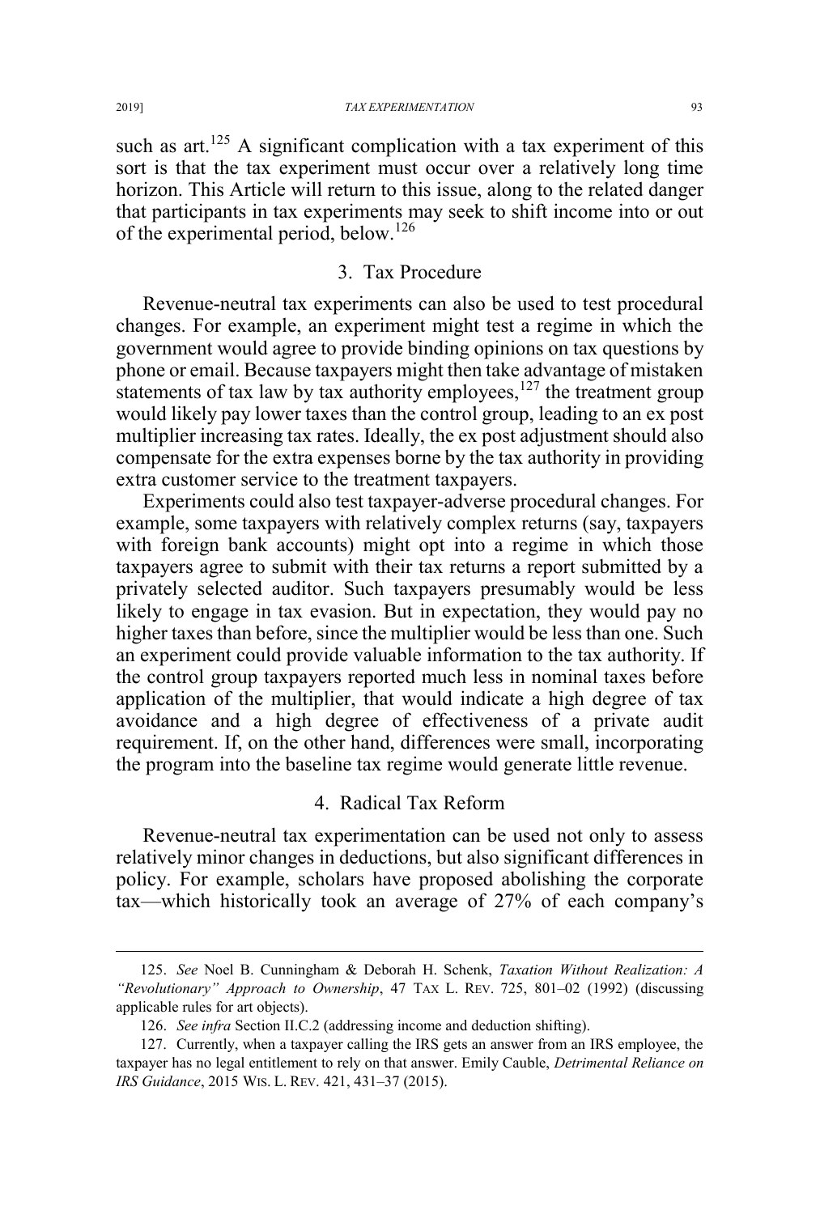such as art.[125] A significant complication with a tax experiment of this sort is that the tax experiment must occur over a relatively long time horizon. This Article will return to this issue, along to the related danger that participants in tax experiments may seek to shift income into or out of the experimental period, below.[126]

### 3. Tax Procedure

Revenue-neutral tax experiments can also be used to test procedural changes. For example, an experiment might test a regime in which the government would agree to provide binding opinions on tax questions by phone or email. Because taxpayers might then take advantage of mistaken statements of tax law by tax authority employees,[127] the treatment group would likely pay lower taxes than the control group, leading to an ex post multiplier increasing tax rates. Ideally, the ex post adjustment should also compensate for the extra expenses borne by the tax authority in providing extra customer service to the treatment taxpayers.

Experiments could also test taxpayer-adverse procedural changes. For example, some taxpayers with relatively complex returns (say, taxpayers with foreign bank accounts) might opt into a regime in which those taxpayers agree to submit with their tax returns a report submitted by a privately selected auditor. Such taxpayers presumably would be less likely to engage in tax evasion. But in expectation, they would pay no higher taxes than before, since the multiplier would be less than one. Such an experiment could provide valuable information to the tax authority. If the control group taxpayers reported much less in nominal taxes before application of the multiplier, that would indicate a high degree of tax avoidance and a high degree of effectiveness of a private audit requirement. If, on the other hand, differences were small, incorporating the program into the baseline tax regime would generate little revenue.

### 4. Radical Tax Reform

Revenue-neutral tax experimentation can be used not only to assess relatively minor changes in deductions, but also significant differences in policy. For example, scholars have proposed abolishing the corporate tax—which historically took an average of 27% of each company's

---

125. *See* Noel B. Cunningham & Deborah H. Schenk, *Taxation Without Realization: A "Revolutionary" Approach to Ownership*, 47 TAX L. REV. 725, 801–02 (1992) (discussing applicable rules for art objects).

126. *See infra* Section II.C.2 (addressing income and deduction shifting).

127. Currently, when a taxpayer calling the IRS gets an answer from an IRS employee, the taxpayer has no legal entitlement to rely on that answer. Emily Cauble, *Detrimental Reliance on IRS Guidance*, 2015 WIS. L. REV. 421, 431–37 (2015).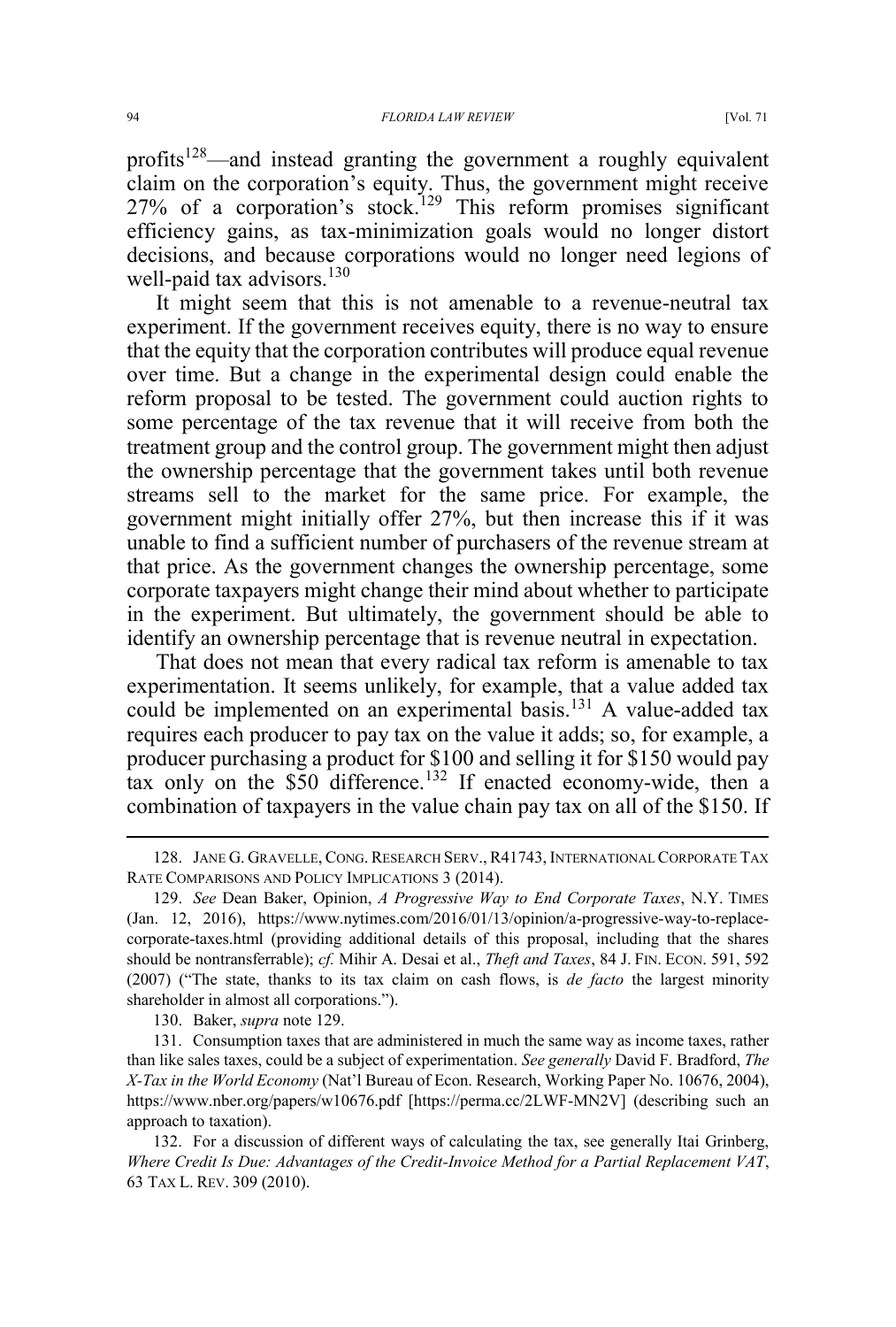profits[128]—and instead granting the government a roughly equivalent claim on the corporation's equity. Thus, the government might receive 27% of a corporation's stock.[129] This reform promises significant efficiency gains, as tax-minimization goals would no longer distort decisions, and because corporations would no longer need legions of well-paid tax advisors.[130]

It might seem that this is not amenable to a revenue-neutral tax experiment. If the government receives equity, there is no way to ensure that the equity that the corporation contributes will produce equal revenue over time. But a change in the experimental design could enable the reform proposal to be tested. The government could auction rights to some percentage of the tax revenue that it will receive from both the treatment group and the control group. The government might then adjust the ownership percentage that the government takes until both revenue streams sell to the market for the same price. For example, the government might initially offer 27%, but then increase this if it was unable to find a sufficient number of purchasers of the revenue stream at that price. As the government changes the ownership percentage, some corporate taxpayers might change their mind about whether to participate in the experiment. But ultimately, the government should be able to identify an ownership percentage that is revenue neutral in expectation.

That does not mean that every radical tax reform is amenable to tax experimentation. It seems unlikely, for example, that a value added tax could be implemented on an experimental basis.[131] A value-added tax requires each producer to pay tax on the value it adds; so, for example, a producer purchasing a product for $100 and selling it for $150 would pay tax only on the $50 difference.[132] If enacted economy-wide, then a combination of taxpayers in the value chain pay tax on all of the $150. If

---

128. JANE G. GRAVELLE, CONG. RESEARCH SERV., R41743, INTERNATIONAL CORPORATE TAX RATE COMPARISONS AND POLICY IMPLICATIONS 3 (2014).

129. *See* Dean Baker, Opinion, *A Progressive Way to End Corporate Taxes*, N.Y. TIMES (Jan. 12, 2016), https://www.nytimes.com/2016/01/13/opinion/a-progressive-way-to-replace-corporate-taxes.html (providing additional details of this proposal, including that the shares should be nontransferrable); *cf.* Mihir A. Desai et al., *Theft and Taxes*, 84 J. FIN. ECON. 591, 592 (2007) ("The state, thanks to its tax claim on cash flows, is *de facto* the largest minority shareholder in almost all corporations.").

130. Baker, *supra* note 129.

131. Consumption taxes that are administered in much the same way as income taxes, rather than like sales taxes, could be a subject of experimentation. *See generally* David F. Bradford, *The X-Tax in the World Economy* (Nat'l Bureau of Econ. Research, Working Paper No. 10676, 2004), https://www.nber.org/papers/w10676.pdf [https://perma.cc/2LWF-MN2V] (describing such an approach to taxation).

132. For a discussion of different ways of calculating the tax, see generally Itai Grinberg, *Where Credit Is Due: Advantages of the Credit-Invoice Method for a Partial Replacement VAT*, 63 TAX L. REV. 309 (2010).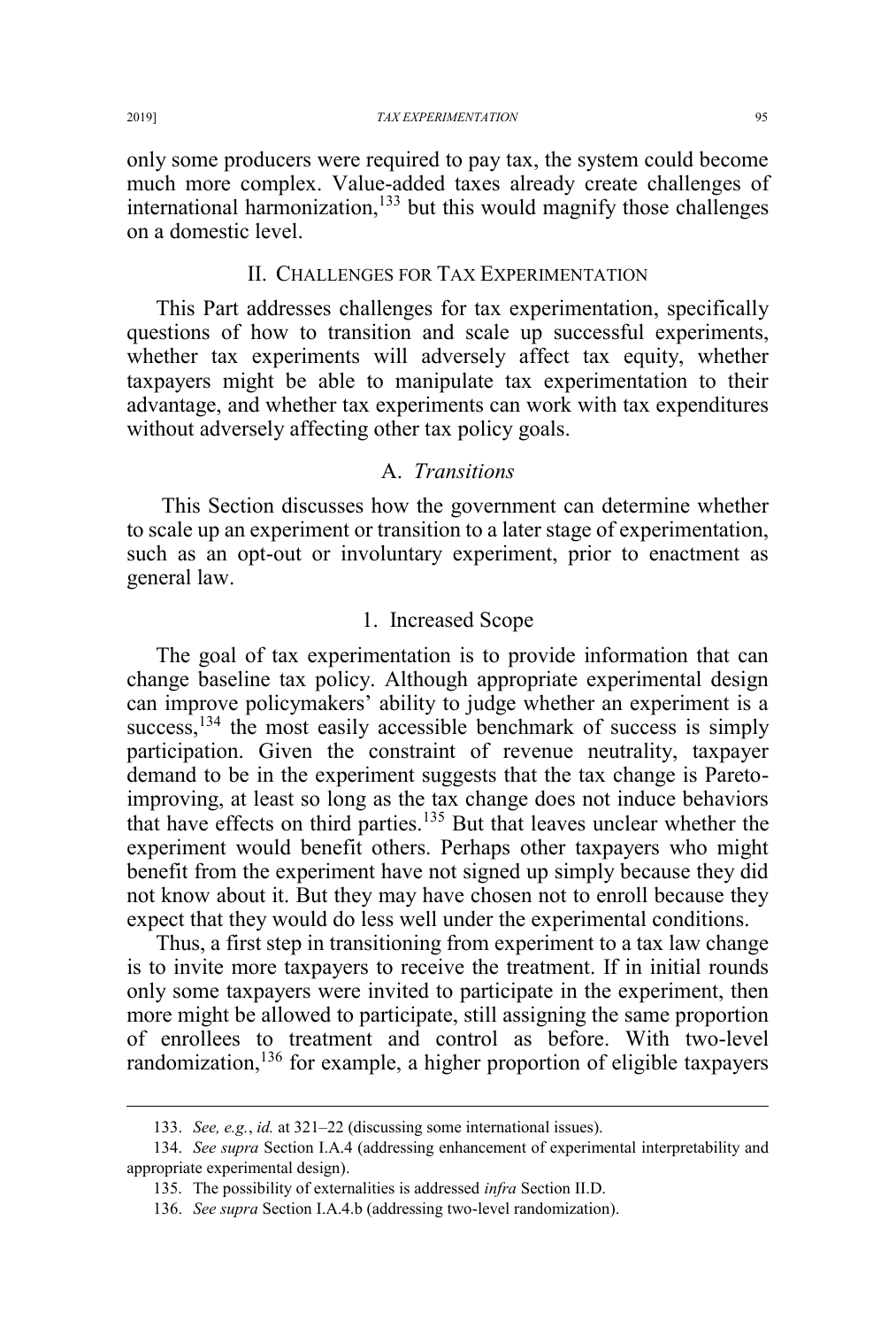only some producers were required to pay tax, the system could become much more complex. Value-added taxes already create challenges of international harmonization,[133] but this would magnify those challenges on a domestic level.

## II. Challenges for Tax Experimentation

This Part addresses challenges for tax experimentation, specifically questions of how to transition and scale up successful experiments, whether tax experiments will adversely affect tax equity, whether taxpayers might be able to manipulate tax experimentation to their advantage, and whether tax experiments can work with tax expenditures without adversely affecting other tax policy goals.

### A. *Transitions*

This Section discusses how the government can determine whether to scale up an experiment or transition to a later stage of experimentation, such as an opt-out or involuntary experiment, prior to enactment as general law.

#### 1. Increased Scope

The goal of tax experimentation is to provide information that can change baseline tax policy. Although appropriate experimental design can improve policymakers' ability to judge whether an experiment is a success,[134] the most easily accessible benchmark of success is simply participation. Given the constraint of revenue neutrality, taxpayer demand to be in the experiment suggests that the tax change is Pareto-improving, at least so long as the tax change does not induce behaviors that have effects on third parties.[135] But that leaves unclear whether the experiment would benefit others. Perhaps other taxpayers who might benefit from the experiment have not signed up simply because they did not know about it. But they may have chosen not to enroll because they expect that they would do less well under the experimental conditions.

Thus, a first step in transitioning from experiment to a tax law change is to invite more taxpayers to receive the treatment. If in initial rounds only some taxpayers were invited to participate in the experiment, then more might be allowed to participate, still assigning the same proportion of enrollees to treatment and control as before. With two-level randomization,[136] for example, a higher proportion of eligible taxpayers

---

133. *See, e.g.*, *id.* at 321–22 (discussing some international issues).

134. *See supra* Section I.A.4 (addressing enhancement of experimental interpretability and appropriate experimental design).

135. The possibility of externalities is addressed *infra* Section II.D.

136. *See supra* Section I.A.4.b (addressing two-level randomization).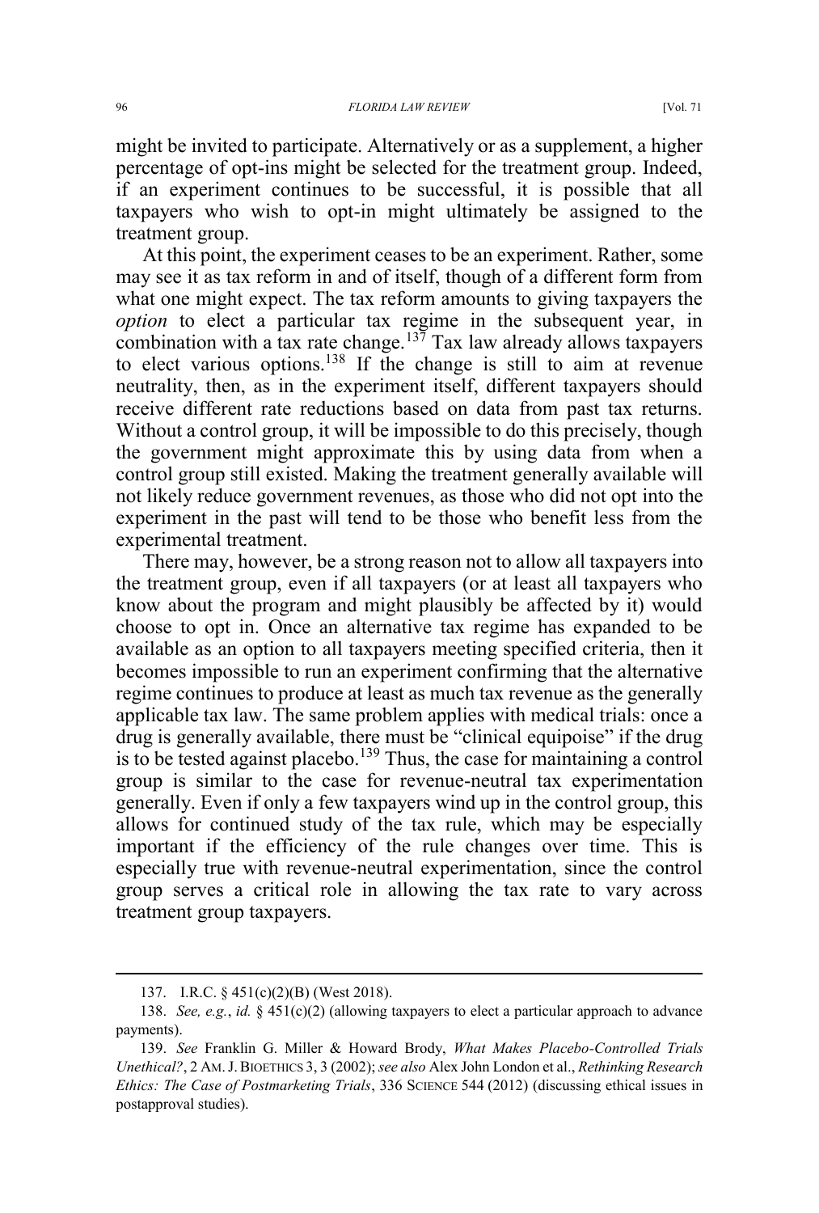might be invited to participate. Alternatively or as a supplement, a higher percentage of opt-ins might be selected for the treatment group. Indeed, if an experiment continues to be successful, it is possible that all taxpayers who wish to opt-in might ultimately be assigned to the treatment group.

At this point, the experiment ceases to be an experiment. Rather, some may see it as tax reform in and of itself, though of a different form from what one might expect. The tax reform amounts to giving taxpayers the *option* to elect a particular tax regime in the subsequent year, in combination with a tax rate change.[137] Tax law already allows taxpayers to elect various options.[138] If the change is still to aim at revenue neutrality, then, as in the experiment itself, different taxpayers should receive different rate reductions based on data from past tax returns. Without a control group, it will be impossible to do this precisely, though the government might approximate this by using data from when a control group still existed. Making the treatment generally available will not likely reduce government revenues, as those who did not opt into the experiment in the past will tend to be those who benefit less from the experimental treatment.

There may, however, be a strong reason not to allow all taxpayers into the treatment group, even if all taxpayers (or at least all taxpayers who know about the program and might plausibly be affected by it) would choose to opt in. Once an alternative tax regime has expanded to be available as an option to all taxpayers meeting specified criteria, then it becomes impossible to run an experiment confirming that the alternative regime continues to produce at least as much tax revenue as the generally applicable tax law. The same problem applies with medical trials: once a drug is generally available, there must be "clinical equipoise" if the drug is to be tested against placebo.[139] Thus, the case for maintaining a control group is similar to the case for revenue-neutral tax experimentation generally. Even if only a few taxpayers wind up in the control group, this allows for continued study of the tax rule, which may be especially important if the efficiency of the rule changes over time. This is especially true with revenue-neutral experimentation, since the control group serves a critical role in allowing the tax rate to vary across treatment group taxpayers.

---

137. I.R.C. § 451(c)(2)(B) (West 2018).

138. *See, e.g.*, *id.* § 451(c)(2) (allowing taxpayers to elect a particular approach to advance payments).

139. *See* Franklin G. Miller & Howard Brody, *What Makes Placebo-Controlled Trials Unethical?*, 2 AM. J. BIOETHICS 3, 3 (2002); *see also* Alex John London et al., *Rethinking Research Ethics: The Case of Postmarketing Trials*, 336 SCIENCE 544 (2012) (discussing ethical issues in postapproval studies).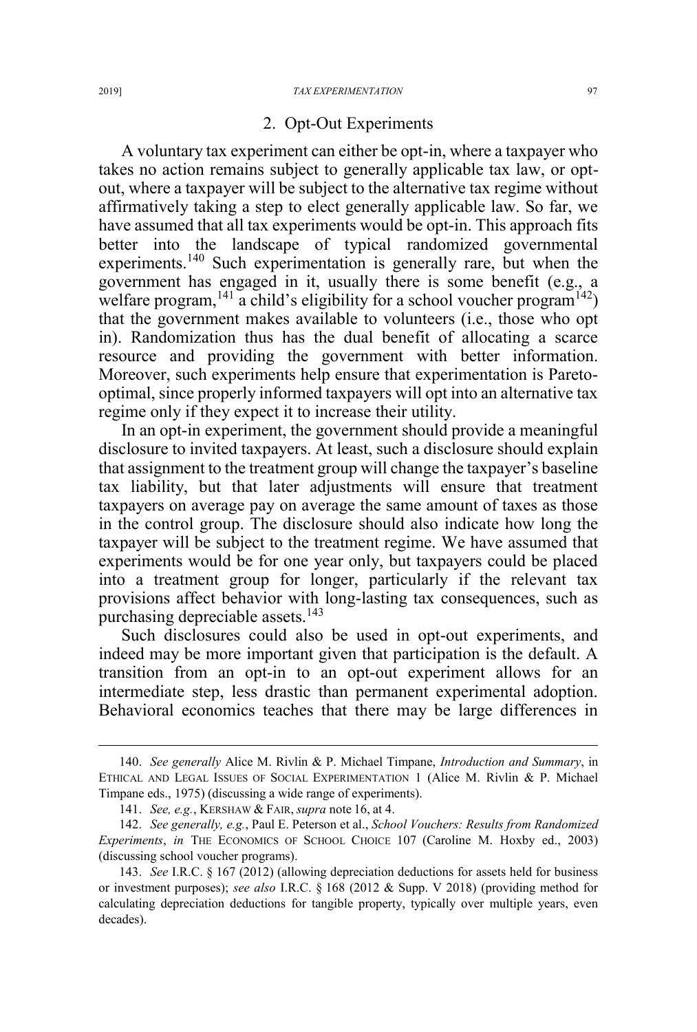### 2. Opt-Out Experiments

A voluntary tax experiment can either be opt-in, where a taxpayer who takes no action remains subject to generally applicable tax law, or opt-out, where a taxpayer will be subject to the alternative tax regime without affirmatively taking a step to elect generally applicable law. So far, we have assumed that all tax experiments would be opt-in. This approach fits better into the landscape of typical randomized governmental experiments.[140] Such experimentation is generally rare, but when the government has engaged in it, usually there is some benefit (e.g., a welfare program,[141] a child's eligibility for a school voucher program[142]) that the government makes available to volunteers (i.e., those who opt in). Randomization thus has the dual benefit of allocating a scarce resource and providing the government with better information. Moreover, such experiments help ensure that experimentation is Pareto-optimal, since properly informed taxpayers will opt into an alternative tax regime only if they expect it to increase their utility.

In an opt-in experiment, the government should provide a meaningful disclosure to invited taxpayers. At least, such a disclosure should explain that assignment to the treatment group will change the taxpayer's baseline tax liability, but that later adjustments will ensure that treatment taxpayers on average pay on average the same amount of taxes as those in the control group. The disclosure should also indicate how long the taxpayer will be subject to the treatment regime. We have assumed that experiments would be for one year only, but taxpayers could be placed into a treatment group for longer, particularly if the relevant tax provisions affect behavior with long-lasting tax consequences, such as purchasing depreciable assets.[143]

Such disclosures could also be used in opt-out experiments, and indeed may be more important given that participation is the default. A transition from an opt-in to an opt-out experiment allows for an intermediate step, less drastic than permanent experimental adoption. Behavioral economics teaches that there may be large differences in

---

140. *See generally* Alice M. Rivlin & P. Michael Timpane, *Introduction and Summary*, in ETHICAL AND LEGAL ISSUES OF SOCIAL EXPERIMENTATION 1 (Alice M. Rivlin & P. Michael Timpane eds., 1975) (discussing a wide range of experiments).

141. *See, e.g.*, KERSHAW & FAIR, *supra* note 16, at 4.

142. *See generally, e.g.*, Paul E. Peterson et al., *School Vouchers: Results from Randomized Experiments*, *in* THE ECONOMICS OF SCHOOL CHOICE 107 (Caroline M. Hoxby ed., 2003) (discussing school voucher programs).

143. *See* I.R.C. § 167 (2012) (allowing depreciation deductions for assets held for business or investment purposes); *see also* I.R.C. § 168 (2012 & Supp. V 2018) (providing method for calculating depreciation deductions for tangible property, typically over multiple years, even decades).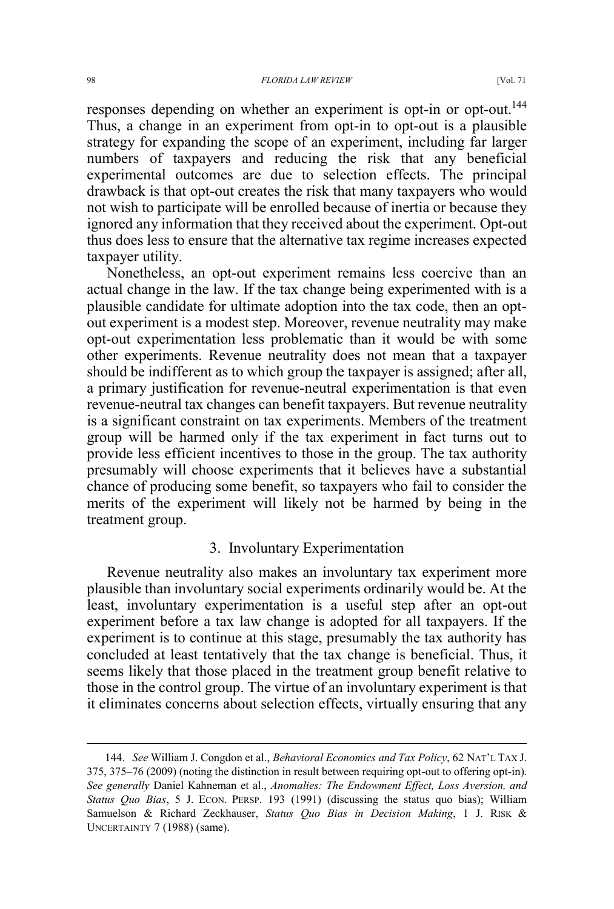responses depending on whether an experiment is opt-in or opt-out.[144] Thus, a change in an experiment from opt-in to opt-out is a plausible strategy for expanding the scope of an experiment, including far larger numbers of taxpayers and reducing the risk that any beneficial experimental outcomes are due to selection effects. The principal drawback is that opt-out creates the risk that many taxpayers who would not wish to participate will be enrolled because of inertia or because they ignored any information that they received about the experiment. Opt-out thus does less to ensure that the alternative tax regime increases expected taxpayer utility.

Nonetheless, an opt-out experiment remains less coercive than an actual change in the law. If the tax change being experimented with is a plausible candidate for ultimate adoption into the tax code, then an opt-out experiment is a modest step. Moreover, revenue neutrality may make opt-out experimentation less problematic than it would be with some other experiments. Revenue neutrality does not mean that a taxpayer should be indifferent as to which group the taxpayer is assigned; after all, a primary justification for revenue-neutral experimentation is that even revenue-neutral tax changes can benefit taxpayers. But revenue neutrality is a significant constraint on tax experiments. Members of the treatment group will be harmed only if the tax experiment in fact turns out to provide less efficient incentives to those in the group. The tax authority presumably will choose experiments that it believes have a substantial chance of producing some benefit, so taxpayers who fail to consider the merits of the experiment will likely not be harmed by being in the treatment group.

### 3. Involuntary Experimentation

Revenue neutrality also makes an involuntary tax experiment more plausible than involuntary social experiments ordinarily would be. At the least, involuntary experimentation is a useful step after an opt-out experiment before a tax law change is adopted for all taxpayers. If the experiment is to continue at this stage, presumably the tax authority has concluded at least tentatively that the tax change is beneficial. Thus, it seems likely that those placed in the treatment group benefit relative to those in the control group. The virtue of an involuntary experiment is that it eliminates concerns about selection effects, virtually ensuring that any

---

144. *See* William J. Congdon et al., *Behavioral Economics and Tax Policy*, 62 NAT'L TAX J. 375, 375–76 (2009) (noting the distinction in result between requiring opt-out to offering opt-in). *See generally* Daniel Kahneman et al., *Anomalies: The Endowment Effect, Loss Aversion, and Status Quo Bias*, 5 J. ECON. PERSP. 193 (1991) (discussing the status quo bias); William Samuelson & Richard Zeckhauser, *Status Quo Bias in Decision Making*, 1 J. RISK & UNCERTAINTY 7 (1988) (same).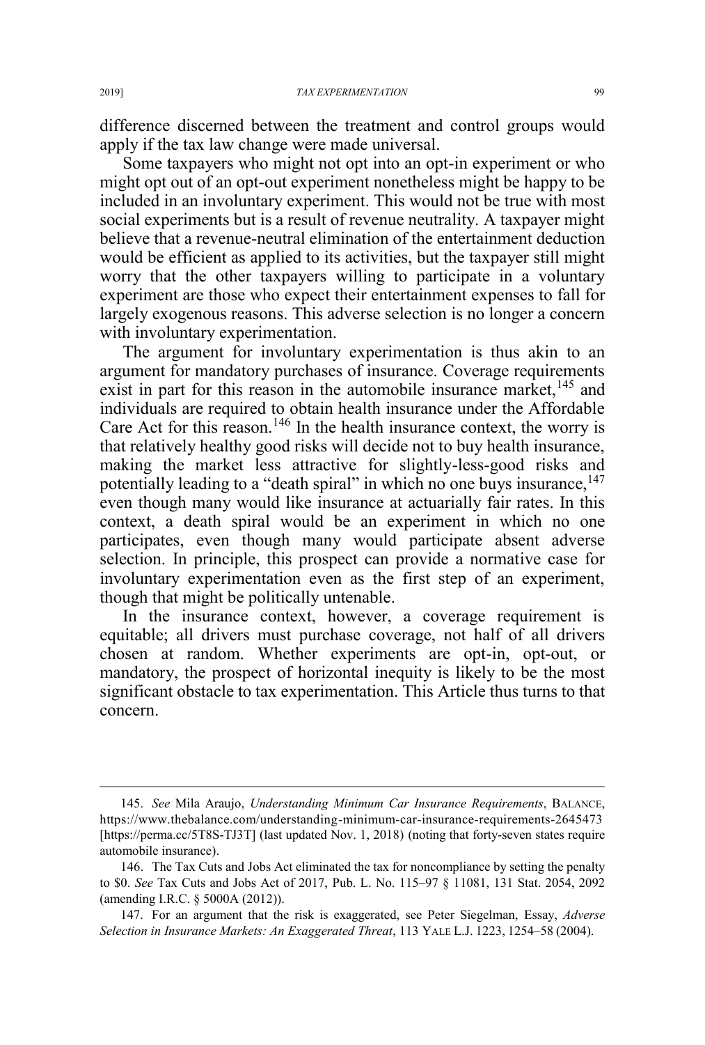difference discerned between the treatment and control groups would apply if the tax law change were made universal.

Some taxpayers who might not opt into an opt-in experiment or who might opt out of an opt-out experiment nonetheless might be happy to be included in an involuntary experiment. This would not be true with most social experiments but is a result of revenue neutrality. A taxpayer might believe that a revenue-neutral elimination of the entertainment deduction would be efficient as applied to its activities, but the taxpayer still might worry that the other taxpayers willing to participate in a voluntary experiment are those who expect their entertainment expenses to fall for largely exogenous reasons. This adverse selection is no longer a concern with involuntary experimentation.

The argument for involuntary experimentation is thus akin to an argument for mandatory purchases of insurance. Coverage requirements exist in part for this reason in the automobile insurance market,[145] and individuals are required to obtain health insurance under the Affordable Care Act for this reason.[146] In the health insurance context, the worry is that relatively healthy good risks will decide not to buy health insurance, making the market less attractive for slightly-less-good risks and potentially leading to a "death spiral" in which no one buys insurance,[147] even though many would like insurance at actuarially fair rates. In this context, a death spiral would be an experiment in which no one participates, even though many would participate absent adverse selection. In principle, this prospect can provide a normative case for involuntary experimentation even as the first step of an experiment, though that might be politically untenable.

In the insurance context, however, a coverage requirement is equitable; all drivers must purchase coverage, not half of all drivers chosen at random. Whether experiments are opt-in, opt-out, or mandatory, the prospect of horizontal inequity is likely to be the most significant obstacle to tax experimentation. This Article thus turns to that concern.

---

145. *See* Mila Araujo, *Understanding Minimum Car Insurance Requirements*, BALANCE, https://www.thebalance.com/understanding-minimum-car-insurance-requirements-2645473 [https://perma.cc/5T8S-TJ3T] (last updated Nov. 1, 2018) (noting that forty-seven states require automobile insurance).

146. The Tax Cuts and Jobs Act eliminated the tax for noncompliance by setting the penalty to $0. *See* Tax Cuts and Jobs Act of 2017, Pub. L. No. 115–97 § 11081, 131 Stat. 2054, 2092 (amending I.R.C. § 5000A (2012)).

147. For an argument that the risk is exaggerated, see Peter Siegelman, Essay, *Adverse Selection in Insurance Markets: An Exaggerated Threat*, 113 YALE L.J. 1223, 1254–58 (2004).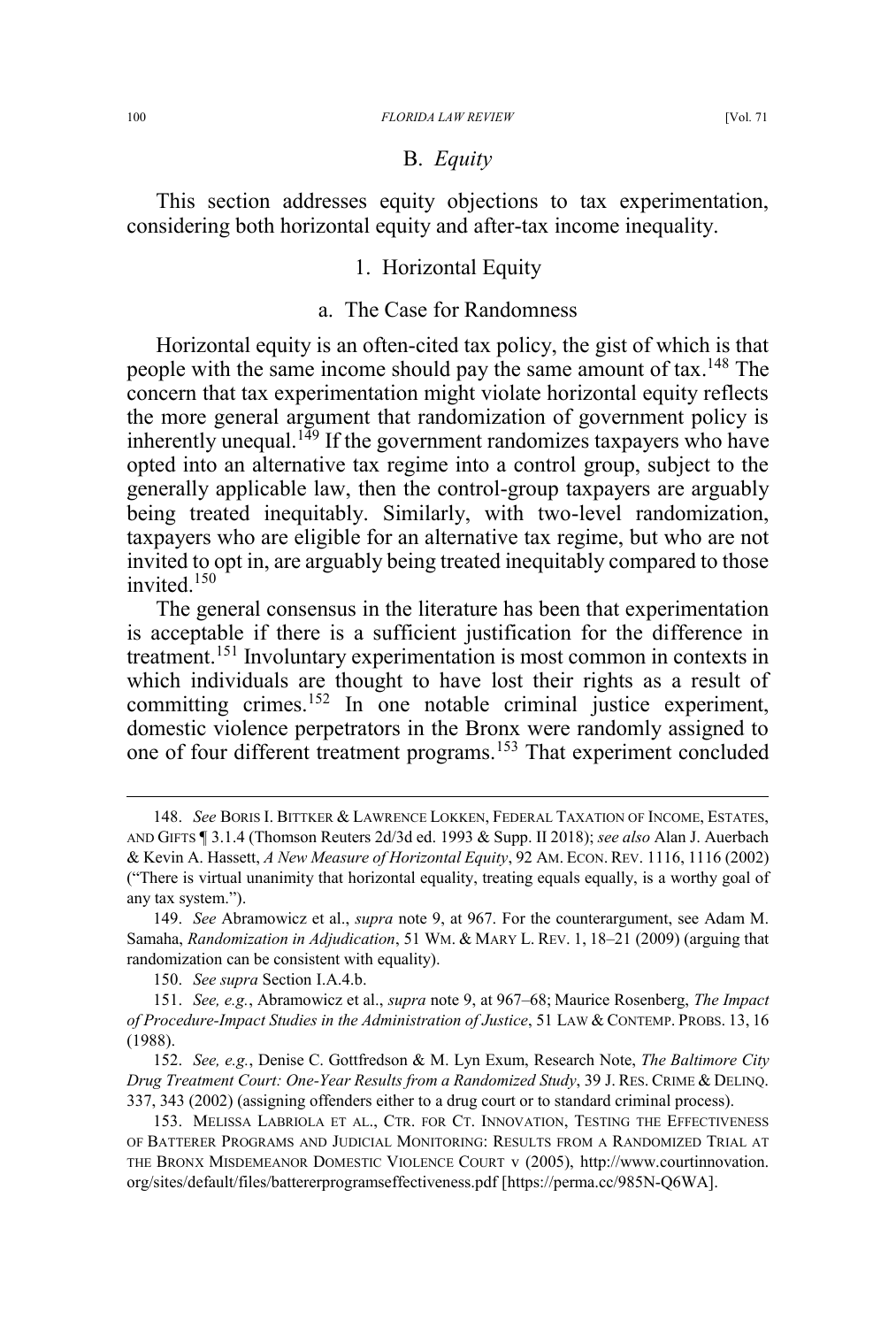### B. *Equity*

This section addresses equity objections to tax experimentation, considering both horizontal equity and after-tax income inequality.

#### 1. Horizontal Equity

##### a. The Case for Randomness

Horizontal equity is an often-cited tax policy, the gist of which is that people with the same income should pay the same amount of tax.[148] The concern that tax experimentation might violate horizontal equity reflects the more general argument that randomization of government policy is inherently unequal.[149] If the government randomizes taxpayers who have opted into an alternative tax regime into a control group, subject to the generally applicable law, then the control-group taxpayers are arguably being treated inequitably. Similarly, with two-level randomization, taxpayers who are eligible for an alternative tax regime, but who are not invited to opt in, are arguably being treated inequitably compared to those invited.[150]

The general consensus in the literature has been that experimentation is acceptable if there is a sufficient justification for the difference in treatment.[151] Involuntary experimentation is most common in contexts in which individuals are thought to have lost their rights as a result of committing crimes.[152] In one notable criminal justice experiment, domestic violence perpetrators in the Bronx were randomly assigned to one of four different treatment programs.[153] That experiment concluded

---

148. *See* BORIS I. BITTKER & LAWRENCE LOKKEN, FEDERAL TAXATION OF INCOME, ESTATES, AND GIFTS ¶ 3.1.4 (Thomson Reuters 2d/3d ed. 1993 & Supp. II 2018); *see also* Alan J. Auerbach & Kevin A. Hassett, *A New Measure of Horizontal Equity*, 92 AM. ECON. REV. 1116, 1116 (2002) ("There is virtual unanimity that horizontal equality, treating equals equally, is a worthy goal of any tax system.").

149. *See* Abramowicz et al., *supra* note 9, at 967. For the counterargument, see Adam M. Samaha, *Randomization in Adjudication*, 51 WM. & MARY L. REV. 1, 18–21 (2009) (arguing that randomization can be consistent with equality).

150. *See supra* Section I.A.4.b.

151. *See, e.g.*, Abramowicz et al., *supra* note 9, at 967–68; Maurice Rosenberg, *The Impact of Procedure-Impact Studies in the Administration of Justice*, 51 LAW & CONTEMP. PROBS. 13, 16 (1988).

152. *See, e.g.*, Denise C. Gottfredson & M. Lyn Exum, Research Note, *The Baltimore City Drug Treatment Court: One-Year Results from a Randomized Study*, 39 J. RES. CRIME & DELINQ. 337, 343 (2002) (assigning offenders either to a drug court or to standard criminal process).

153. MELISSA LABRIOLA ET AL., CTR. FOR CT. INNOVATION, TESTING THE EFFECTIVENESS OF BATTERER PROGRAMS AND JUDICIAL MONITORING: RESULTS FROM A RANDOMIZED TRIAL AT THE BRONX MISDEMEANOR DOMESTIC VIOLENCE COURT v (2005), http://www.courtinnovation.org/sites/default/files/battererprogramseffectiveness.pdf [https://perma.cc/985N-Q6WA].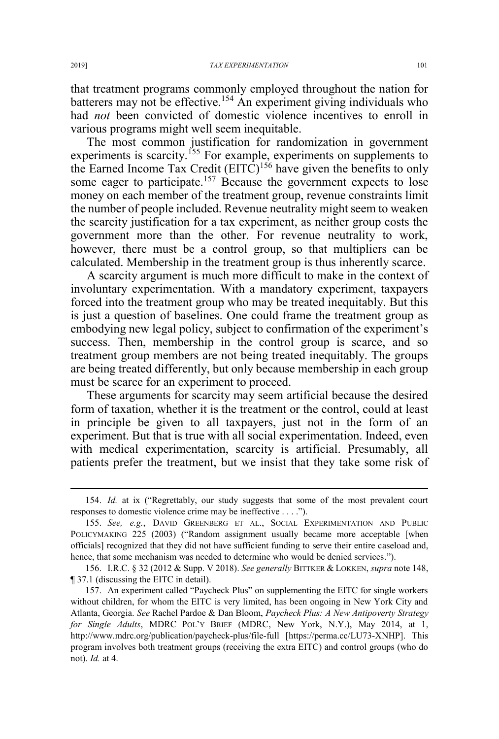that treatment programs commonly employed throughout the nation for batterers may not be effective.[154] An experiment giving individuals who had *not* been convicted of domestic violence incentives to enroll in various programs might well seem inequitable.

The most common justification for randomization in government experiments is scarcity.[155] For example, experiments on supplements to the Earned Income Tax Credit (EITC)[156] have given the benefits to only some eager to participate.[157] Because the government expects to lose money on each member of the treatment group, revenue constraints limit the number of people included. Revenue neutrality might seem to weaken the scarcity justification for a tax experiment, as neither group costs the government more than the other. For revenue neutrality to work, however, there must be a control group, so that multipliers can be calculated. Membership in the treatment group is thus inherently scarce.

A scarcity argument is much more difficult to make in the context of involuntary experimentation. With a mandatory experiment, taxpayers forced into the treatment group who may be treated inequitably. But this is just a question of baselines. One could frame the treatment group as embodying new legal policy, subject to confirmation of the experiment's success. Then, membership in the control group is scarce, and so treatment group members are not being treated inequitably. The groups are being treated differently, but only because membership in each group must be scarce for an experiment to proceed.

These arguments for scarcity may seem artificial because the desired form of taxation, whether it is the treatment or the control, could at least in principle be given to all taxpayers, just not in the form of an experiment. But that is true with all social experimentation. Indeed, even with medical experimentation, scarcity is artificial. Presumably, all patients prefer the treatment, but we insist that they take some risk of

---

154. *Id.* at ix ("Regrettably, our study suggests that some of the most prevalent court responses to domestic violence crime may be ineffective . . . .").

155. *See, e.g.*, DAVID GREENBERG ET AL., SOCIAL EXPERIMENTATION AND PUBLIC POLICYMAKING 225 (2003) ("Random assignment usually became more acceptable [when officials] recognized that they did not have sufficient funding to serve their entire caseload and, hence, that some mechanism was needed to determine who would be denied services.").

156. I.R.C. § 32 (2012 & Supp. V 2018). *See generally* BITTKER & LOKKEN, *supra* note 148, ¶ 37.1 (discussing the EITC in detail).

157. An experiment called "Paycheck Plus" on supplementing the EITC for single workers without children, for whom the EITC is very limited, has been ongoing in New York City and Atlanta, Georgia. *See* Rachel Pardoe & Dan Bloom, *Paycheck Plus: A New Antipoverty Strategy for Single Adults*, MDRC POL'Y BRIEF (MDRC, New York, N.Y.), May 2014, at 1, http://www.mdrc.org/publication/paycheck-plus/file-full [https://perma.cc/LU73-XNHP]. This program involves both treatment groups (receiving the extra EITC) and control groups (who do not). *Id.* at 4.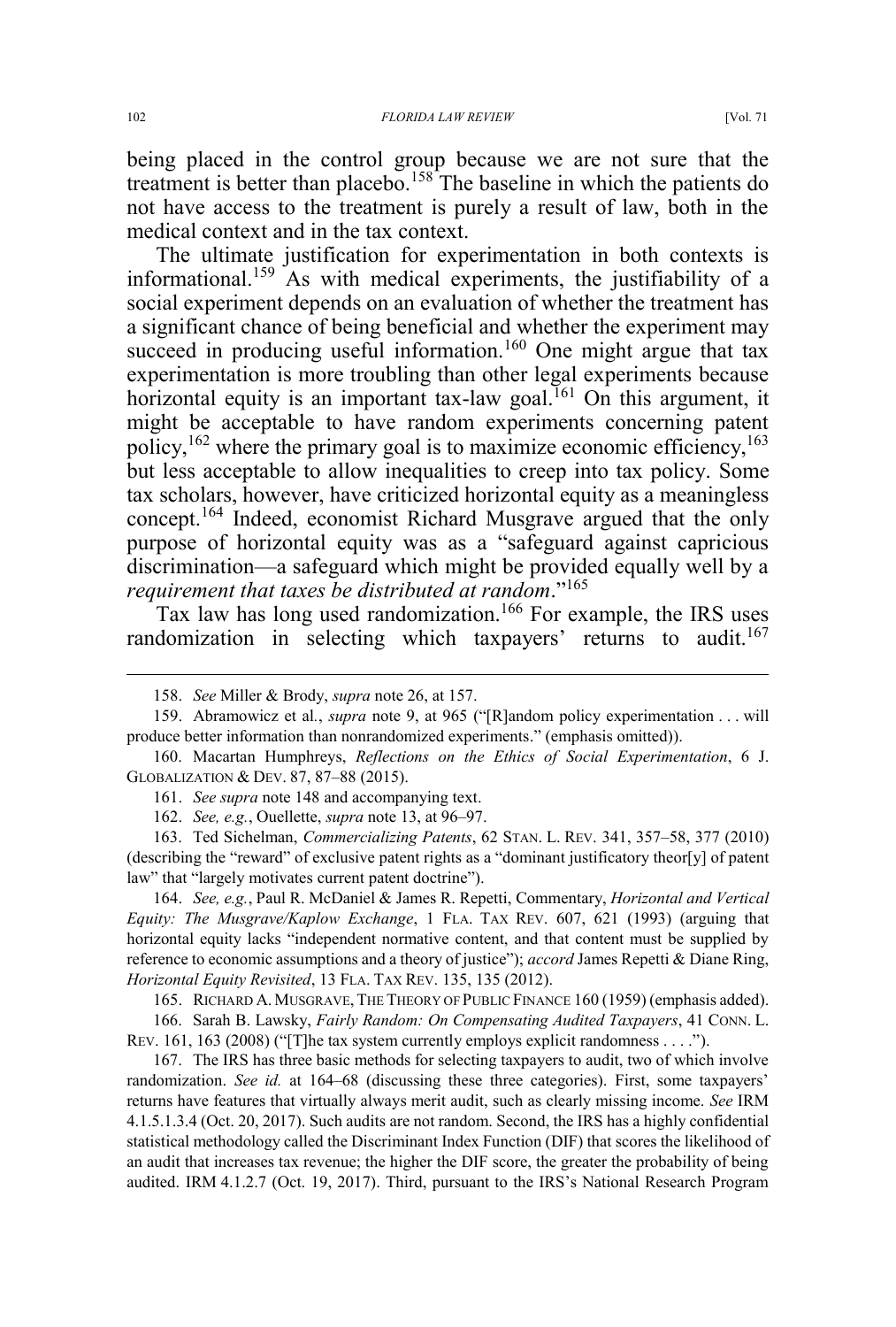being placed in the control group because we are not sure that the treatment is better than placebo.[158] The baseline in which the patients do not have access to the treatment is purely a result of law, both in the medical context and in the tax context.

The ultimate justification for experimentation in both contexts is informational.[159] As with medical experiments, the justifiability of a social experiment depends on an evaluation of whether the treatment has a significant chance of being beneficial and whether the experiment may succeed in producing useful information.[160] One might argue that tax experimentation is more troubling than other legal experiments because horizontal equity is an important tax-law goal.[161] On this argument, it might be acceptable to have random experiments concerning patent policy,[162] where the primary goal is to maximize economic efficiency,[163] but less acceptable to allow inequalities to creep into tax policy. Some tax scholars, however, have criticized horizontal equity as a meaningless concept.[164] Indeed, economist Richard Musgrave argued that the only purpose of horizontal equity was as a "safeguard against capricious discrimination—a safeguard which might be provided equally well by a *requirement that taxes be distributed at random*."[165]

Tax law has long used randomization.[166] For example, the IRS uses randomization in selecting which taxpayers' returns to audit.[167]

---

158. *See* Miller & Brody, *supra* note 26, at 157.

159. Abramowicz et al., *supra* note 9, at 965 ("[R]andom policy experimentation . . . will produce better information than nonrandomized experiments." (emphasis omitted)).

160. Macartan Humphreys, *Reflections on the Ethics of Social Experimentation*, 6 J. GLOBALIZATION & DEV. 87, 87–88 (2015).

161. *See supra* note 148 and accompanying text.

162. *See, e.g.*, Ouellette, *supra* note 13, at 96–97.

163. Ted Sichelman, *Commercializing Patents*, 62 STAN. L. REV. 341, 357–58, 377 (2010) (describing the "reward" of exclusive patent rights as a "dominant justificatory theor[y] of patent law" that "largely motivates current patent doctrine").

164. *See, e.g.*, Paul R. McDaniel & James R. Repetti, Commentary, *Horizontal and Vertical Equity: The Musgrave/Kaplow Exchange*, 1 FLA. TAX REV. 607, 621 (1993) (arguing that horizontal equity lacks "independent normative content, and that content must be supplied by reference to economic assumptions and a theory of justice"); *accord* James Repetti & Diane Ring, *Horizontal Equity Revisited*, 13 FLA. TAX REV. 135, 135 (2012).

165. RICHARD A. MUSGRAVE, THE THEORY OF PUBLIC FINANCE 160 (1959) (emphasis added).

166. Sarah B. Lawsky, *Fairly Random: On Compensating Audited Taxpayers*, 41 CONN. L. REV. 161, 163 (2008) ("[T]he tax system currently employs explicit randomness . . . .").

167. The IRS has three basic methods for selecting taxpayers to audit, two of which involve randomization. *See id.* at 164–68 (discussing these three categories). First, some taxpayers' returns have features that virtually always merit audit, such as clearly missing income. *See* IRM 4.1.5.1.3.4 (Oct. 20, 2017). Such audits are not random. Second, the IRS has a highly confidential statistical methodology called the Discriminant Index Function (DIF) that scores the likelihood of an audit that increases tax revenue; the higher the DIF score, the greater the probability of being audited. IRM 4.1.2.7 (Oct. 19, 2017). Third, pursuant to the IRS's National Research Program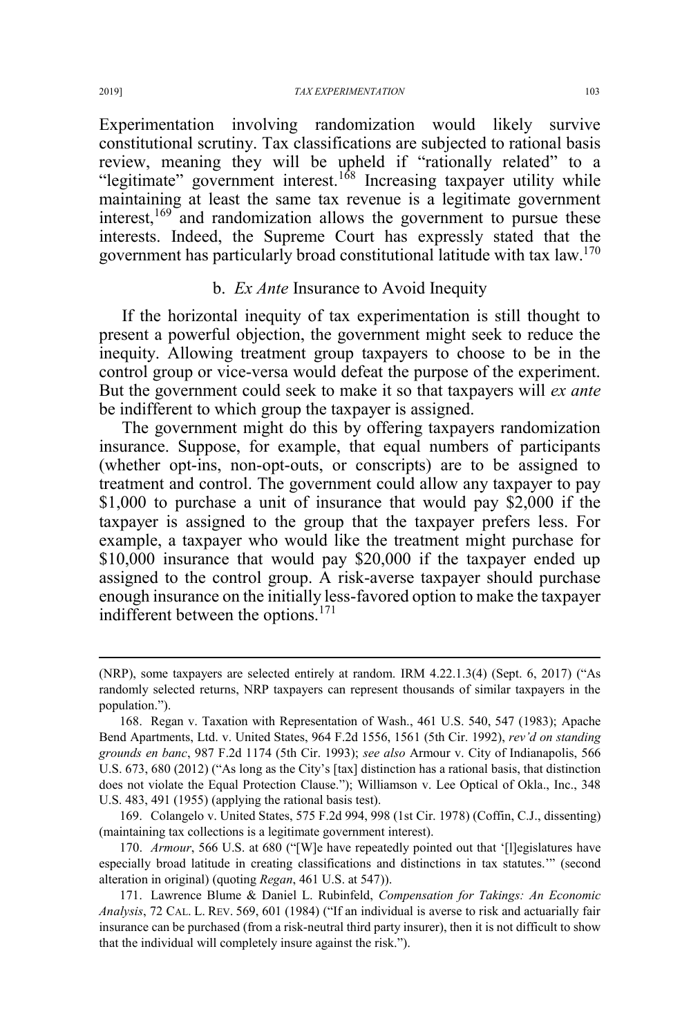Experimentation involving randomization would likely survive constitutional scrutiny. Tax classifications are subjected to rational basis review, meaning they will be upheld if "rationally related" to a "legitimate" government interest.[168] Increasing taxpayer utility while maintaining at least the same tax revenue is a legitimate government interest,[169] and randomization allows the government to pursue these interests. Indeed, the Supreme Court has expressly stated that the government has particularly broad constitutional latitude with tax law.[170]

#### b. *Ex Ante* Insurance to Avoid Inequity

If the horizontal inequity of tax experimentation is still thought to present a powerful objection, the government might seek to reduce the inequity. Allowing treatment group taxpayers to choose to be in the control group or vice-versa would defeat the purpose of the experiment. But the government could seek to make it so that taxpayers will *ex ante* be indifferent to which group the taxpayer is assigned.

The government might do this by offering taxpayers randomization insurance. Suppose, for example, that equal numbers of participants (whether opt-ins, non-opt-outs, or conscripts) are to be assigned to treatment and control. The government could allow any taxpayer to pay $1,000 to purchase a unit of insurance that would pay $2,000 if the taxpayer is assigned to the group that the taxpayer prefers less. For example, a taxpayer who would like the treatment might purchase for $10,000 insurance that would pay $20,000 if the taxpayer ended up assigned to the control group. A risk-averse taxpayer should purchase enough insurance on the initially less-favored option to make the taxpayer indifferent between the options.[171]

---

(NRP), some taxpayers are selected entirely at random. IRM 4.22.1.3(4) (Sept. 6, 2017) ("As randomly selected returns, NRP taxpayers can represent thousands of similar taxpayers in the population.").

168. Regan v. Taxation with Representation of Wash., 461 U.S. 540, 547 (1983); Apache Bend Apartments, Ltd. v. United States, 964 F.2d 1556, 1561 (5th Cir. 1992), *rev'd on standing grounds en banc*, 987 F.2d 1174 (5th Cir. 1993); *see also* Armour v. City of Indianapolis, 566 U.S. 673, 680 (2012) ("As long as the City's [tax] distinction has a rational basis, that distinction does not violate the Equal Protection Clause."); Williamson v. Lee Optical of Okla., Inc., 348 U.S. 483, 491 (1955) (applying the rational basis test).

169. Colangelo v. United States, 575 F.2d 994, 998 (1st Cir. 1978) (Coffin, C.J., dissenting) (maintaining tax collections is a legitimate government interest).

170. *Armour*, 566 U.S. at 680 ("[W]e have repeatedly pointed out that '[l]egislatures have especially broad latitude in creating classifications and distinctions in tax statutes.'" (second alteration in original) (quoting *Regan*, 461 U.S. at 547)).

171. Lawrence Blume & Daniel L. Rubinfeld, *Compensation for Takings: An Economic Analysis*, 72 CAL. L. REV. 569, 601 (1984) ("If an individual is averse to risk and actuarially fair insurance can be purchased (from a risk-neutral third party insurer), then it is not difficult to show that the individual will completely insure against the risk.").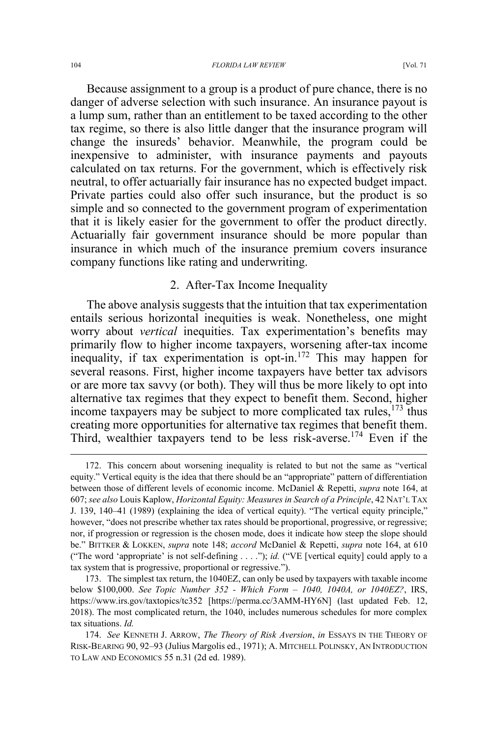Because assignment to a group is a product of pure chance, there is no danger of adverse selection with such insurance. An insurance payout is a lump sum, rather than an entitlement to be taxed according to the other tax regime, so there is also little danger that the insurance program will change the insureds' behavior. Meanwhile, the program could be inexpensive to administer, with insurance payments and payouts calculated on tax returns. For the government, which is effectively risk neutral, to offer actuarially fair insurance has no expected budget impact. Private parties could also offer such insurance, but the product is so simple and so connected to the government program of experimentation that it is likely easier for the government to offer the product directly. Actuarially fair government insurance should be more popular than insurance in which much of the insurance premium covers insurance company functions like rating and underwriting.

### 2. After-Tax Income Inequality

The above analysis suggests that the intuition that tax experimentation entails serious horizontal inequities is weak. Nonetheless, one might worry about *vertical* inequities. Tax experimentation's benefits may primarily flow to higher income taxpayers, worsening after-tax income inequality, if tax experimentation is opt-in.[172] This may happen for several reasons. First, higher income taxpayers have better tax advisors or are more tax savvy (or both). They will thus be more likely to opt into alternative tax regimes that they expect to benefit them. Second, higher income taxpayers may be subject to more complicated tax rules,[173] thus creating more opportunities for alternative tax regimes that benefit them. Third, wealthier taxpayers tend to be less risk-averse.[174] Even if the

---

172. This concern about worsening inequality is related to but not the same as "vertical equity." Vertical equity is the idea that there should be an "appropriate" pattern of differentiation between those of different levels of economic income. McDaniel & Repetti, *supra* note 164, at 607; *see also* Louis Kaplow, *Horizontal Equity: Measures in Search of a Principle*, 42 NAT'L TAX J. 139, 140–41 (1989) (explaining the idea of vertical equity). "The vertical equity principle," however, "does not prescribe whether tax rates should be proportional, progressive, or regressive; nor, if progression or regression is the chosen mode, does it indicate how steep the slope should be." BITTKER & LOKKEN, *supra* note 148; *accord* McDaniel & Repetti, *supra* note 164, at 610 ("The word 'appropriate' is not self-defining . . . ."); *id.* ("VE [vertical equity] could apply to a tax system that is progressive, proportional or regressive.").

173. The simplest tax return, the 1040EZ, can only be used by taxpayers with taxable income below $100,000. *See Topic Number 352 - Which Form – 1040, 1040A, or 1040EZ?*, IRS, https://www.irs.gov/taxtopics/tc352 [https://perma.cc/3AMM-HY6N] (last updated Feb. 12, 2018). The most complicated return, the 1040, includes numerous schedules for more complex tax situations. *Id.*

174. *See* KENNETH J. ARROW, *The Theory of Risk Aversion*, *in* ESSAYS IN THE THEORY OF RISK-BEARING 90, 92–93 (Julius Margolis ed., 1971); A. MITCHELL POLINSKY, AN INTRODUCTION TO LAW AND ECONOMICS 55 n.31 (2d ed. 1989).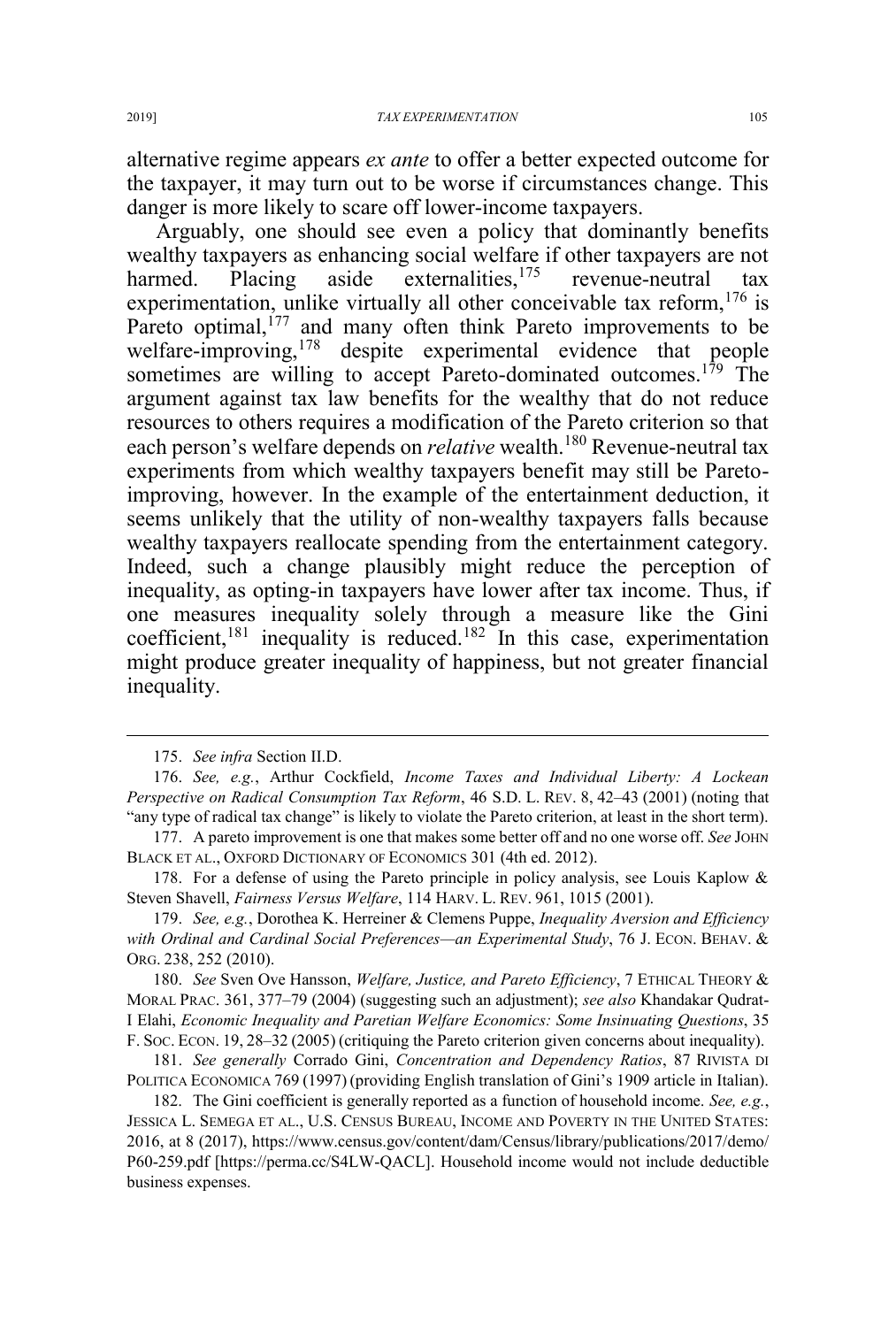alternative regime appears *ex ante* to offer a better expected outcome for the taxpayer, it may turn out to be worse if circumstances change. This danger is more likely to scare off lower-income taxpayers.

Arguably, one should see even a policy that dominantly benefits wealthy taxpayers as enhancing social welfare if other taxpayers are not harmed. Placing aside externalities,[175] revenue-neutral tax experimentation, unlike virtually all other conceivable tax reform,[176] is Pareto optimal,[177] and many often think Pareto improvements to be welfare-improving,[178] despite experimental evidence that people sometimes are willing to accept Pareto-dominated outcomes.[179] The argument against tax law benefits for the wealthy that do not reduce resources to others requires a modification of the Pareto criterion so that each person's welfare depends on *relative* wealth.[180] Revenue-neutral tax experiments from which wealthy taxpayers benefit may still be Pareto-improving, however. In the example of the entertainment deduction, it seems unlikely that the utility of non-wealthy taxpayers falls because wealthy taxpayers reallocate spending from the entertainment category. Indeed, such a change plausibly might reduce the perception of inequality, as opting-in taxpayers have lower after tax income. Thus, if one measures inequality solely through a measure like the Gini coefficient,[181] inequality is reduced.[182] In this case, experimentation might produce greater inequality of happiness, but not greater financial inequality.

---

175. *See infra* Section II.D.

176. *See, e.g.*, Arthur Cockfield, *Income Taxes and Individual Liberty: A Lockean Perspective on Radical Consumption Tax Reform*, 46 S.D. L. REV. 8, 42–43 (2001) (noting that "any type of radical tax change" is likely to violate the Pareto criterion, at least in the short term).

177. A pareto improvement is one that makes some better off and no one worse off. *See* JOHN BLACK ET AL., OXFORD DICTIONARY OF ECONOMICS 301 (4th ed. 2012).

178. For a defense of using the Pareto principle in policy analysis, see Louis Kaplow & Steven Shavell, *Fairness Versus Welfare*, 114 HARV. L. REV. 961, 1015 (2001).

179. *See, e.g.*, Dorothea K. Herreiner & Clemens Puppe, *Inequality Aversion and Efficiency with Ordinal and Cardinal Social Preferences—an Experimental Study*, 76 J. ECON. BEHAV. & ORG. 238, 252 (2010).

180. *See* Sven Ove Hansson, *Welfare, Justice, and Pareto Efficiency*, 7 ETHICAL THEORY & MORAL PRAC. 361, 377–79 (2004) (suggesting such an adjustment); *see also* Khandakar Qudrat-I Elahi, *Economic Inequality and Paretian Welfare Economics: Some Insinuating Questions*, 35 F. SOC. ECON. 19, 28–32 (2005) (critiquing the Pareto criterion given concerns about inequality).

181. *See generally* Corrado Gini, *Concentration and Dependency Ratios*, 87 RIVISTA DI POLITICA ECONOMICA 769 (1997) (providing English translation of Gini's 1909 article in Italian).

182. The Gini coefficient is generally reported as a function of household income. *See, e.g.*, JESSICA L. SEMEGA ET AL., U.S. CENSUS BUREAU, INCOME AND POVERTY IN THE UNITED STATES: 2016, at 8 (2017), https://www.census.gov/content/dam/Census/library/publications/2017/demo/P60-259.pdf [https://perma.cc/S4LW-QACL]. Household income would not include deductible business expenses.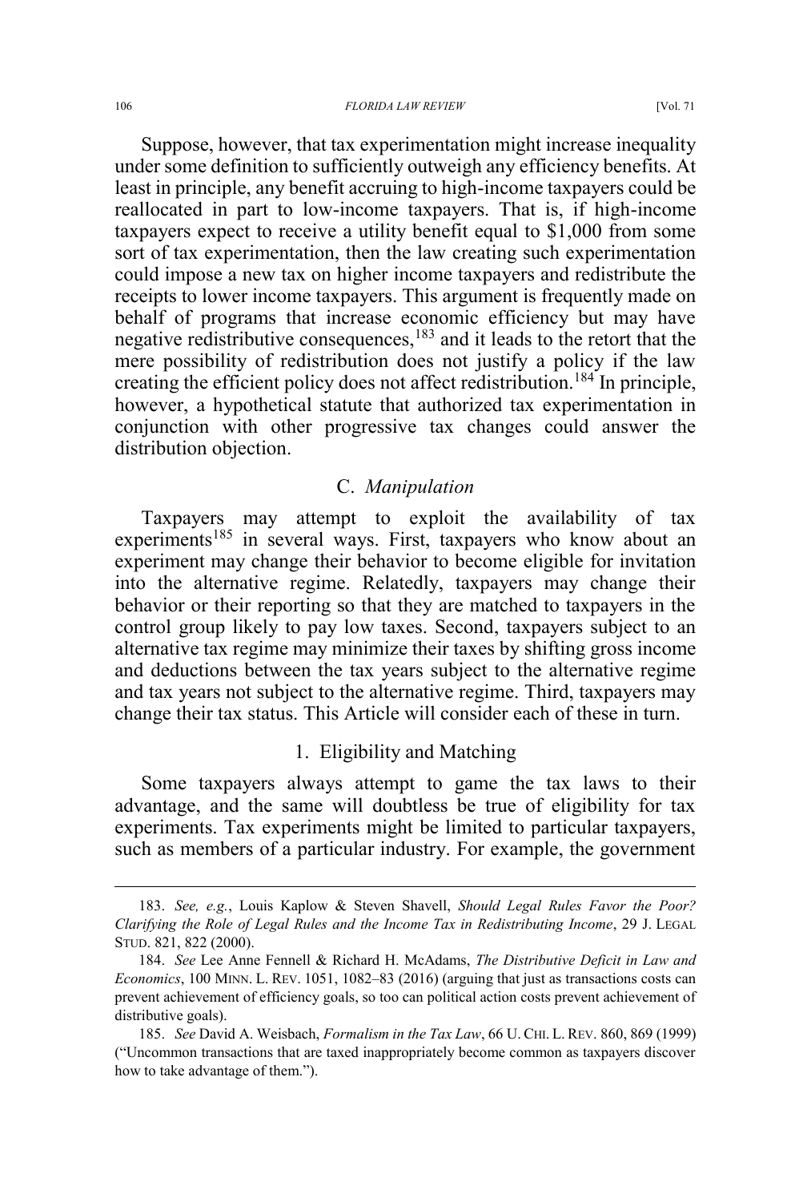Suppose, however, that tax experimentation might increase inequality under some definition to sufficiently outweigh any efficiency benefits. At least in principle, any benefit accruing to high-income taxpayers could be reallocated in part to low-income taxpayers. That is, if high-income taxpayers expect to receive a utility benefit equal to $1,000 from some sort of tax experimentation, then the law creating such experimentation could impose a new tax on higher income taxpayers and redistribute the receipts to lower income taxpayers. This argument is frequently made on behalf of programs that increase economic efficiency but may have negative redistributive consequences,[183] and it leads to the retort that the mere possibility of redistribution does not justify a policy if the law creating the efficient policy does not affect redistribution.[184] In principle, however, a hypothetical statute that authorized tax experimentation in conjunction with other progressive tax changes could answer the distribution objection.

## C. *Manipulation*

Taxpayers may attempt to exploit the availability of tax experiments[185] in several ways. First, taxpayers who know about an experiment may change their behavior to become eligible for invitation into the alternative regime. Relatedly, taxpayers may change their behavior or their reporting so that they are matched to taxpayers in the control group likely to pay low taxes. Second, taxpayers subject to an alternative tax regime may minimize their taxes by shifting gross income and deductions between the tax years subject to the alternative regime and tax years not subject to the alternative regime. Third, taxpayers may change their tax status. This Article will consider each of these in turn.

### 1. Eligibility and Matching

Some taxpayers always attempt to game the tax laws to their advantage, and the same will doubtless be true of eligibility for tax experiments. Tax experiments might be limited to particular taxpayers, such as members of a particular industry. For example, the government

---

183. *See, e.g.*, Louis Kaplow & Steven Shavell, *Should Legal Rules Favor the Poor? Clarifying the Role of Legal Rules and the Income Tax in Redistributing Income*, 29 J. LEGAL STUD. 821, 822 (2000).

184. *See* Lee Anne Fennell & Richard H. McAdams, *The Distributive Deficit in Law and Economics*, 100 MINN. L. REV. 1051, 1082–83 (2016) (arguing that just as transactions costs can prevent achievement of efficiency goals, so too can political action costs prevent achievement of distributive goals).

185. *See* David A. Weisbach, *Formalism in the Tax Law*, 66 U. CHI. L. REV. 860, 869 (1999) ("Uncommon transactions that are taxed inappropriately become common as taxpayers discover how to take advantage of them.").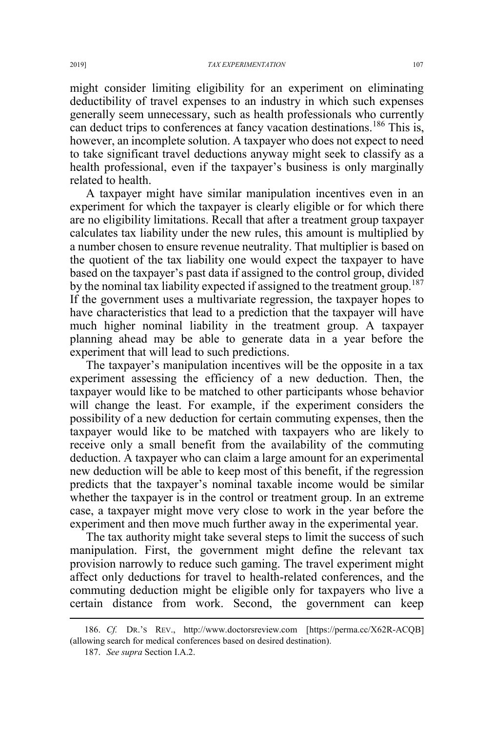might consider limiting eligibility for an experiment on eliminating deductibility of travel expenses to an industry in which such expenses generally seem unnecessary, such as health professionals who currently can deduct trips to conferences at fancy vacation destinations.[186] This is, however, an incomplete solution. A taxpayer who does not expect to need to take significant travel deductions anyway might seek to classify as a health professional, even if the taxpayer's business is only marginally related to health.

A taxpayer might have similar manipulation incentives even in an experiment for which the taxpayer is clearly eligible or for which there are no eligibility limitations. Recall that after a treatment group taxpayer calculates tax liability under the new rules, this amount is multiplied by a number chosen to ensure revenue neutrality. That multiplier is based on the quotient of the tax liability one would expect the taxpayer to have based on the taxpayer's past data if assigned to the control group, divided by the nominal tax liability expected if assigned to the treatment group.[187] If the government uses a multivariate regression, the taxpayer hopes to have characteristics that lead to a prediction that the taxpayer will have much higher nominal liability in the treatment group. A taxpayer planning ahead may be able to generate data in a year before the experiment that will lead to such predictions.

The taxpayer's manipulation incentives will be the opposite in a tax experiment assessing the efficiency of a new deduction. Then, the taxpayer would like to be matched to other participants whose behavior will change the least. For example, if the experiment considers the possibility of a new deduction for certain commuting expenses, then the taxpayer would like to be matched with taxpayers who are likely to receive only a small benefit from the availability of the commuting deduction. A taxpayer who can claim a large amount for an experimental new deduction will be able to keep most of this benefit, if the regression predicts that the taxpayer's nominal taxable income would be similar whether the taxpayer is in the control or treatment group. In an extreme case, a taxpayer might move very close to work in the year before the experiment and then move much further away in the experimental year.

The tax authority might take several steps to limit the success of such manipulation. First, the government might define the relevant tax provision narrowly to reduce such gaming. The travel experiment might affect only deductions for travel to health-related conferences, and the commuting deduction might be eligible only for taxpayers who live a certain distance from work. Second, the government can keep

---

186. *Cf.* DR.'S REV., http://www.doctorsreview.com [https://perma.cc/X62R-ACQB] (allowing search for medical conferences based on desired destination).

187. *See supra* Section I.A.2.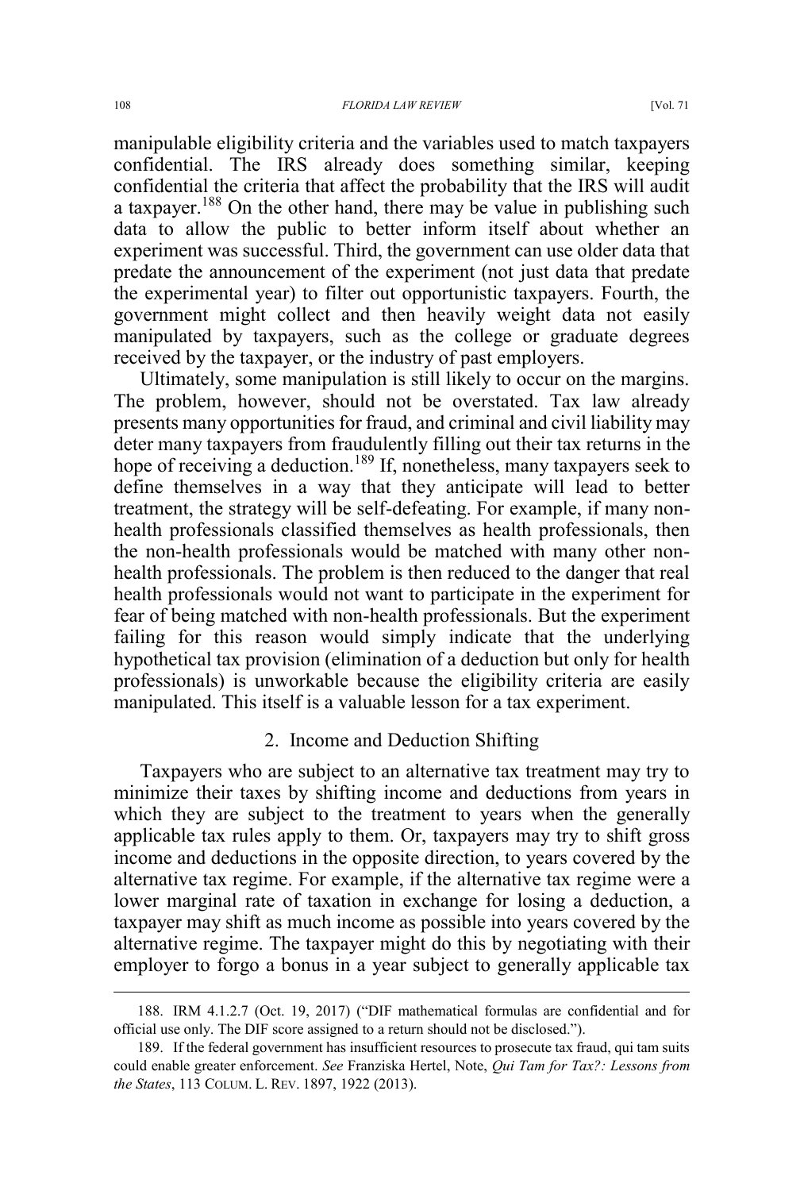manipulable eligibility criteria and the variables used to match taxpayers confidential. The IRS already does something similar, keeping confidential the criteria that affect the probability that the IRS will audit a taxpayer.[188] On the other hand, there may be value in publishing such data to allow the public to better inform itself about whether an experiment was successful. Third, the government can use older data that predate the announcement of the experiment (not just data that predate the experimental year) to filter out opportunistic taxpayers. Fourth, the government might collect and then heavily weight data not easily manipulated by taxpayers, such as the college or graduate degrees received by the taxpayer, or the industry of past employers.

Ultimately, some manipulation is still likely to occur on the margins. The problem, however, should not be overstated. Tax law already presents many opportunities for fraud, and criminal and civil liability may deter many taxpayers from fraudulently filling out their tax returns in the hope of receiving a deduction.[189] If, nonetheless, many taxpayers seek to define themselves in a way that they anticipate will lead to better treatment, the strategy will be self-defeating. For example, if many non-health professionals classified themselves as health professionals, then the non-health professionals would be matched with many other non-health professionals. The problem is then reduced to the danger that real health professionals would not want to participate in the experiment for fear of being matched with non-health professionals. But the experiment failing for this reason would simply indicate that the underlying hypothetical tax provision (elimination of a deduction but only for health professionals) is unworkable because the eligibility criteria are easily manipulated. This itself is a valuable lesson for a tax experiment.

### 2. Income and Deduction Shifting

Taxpayers who are subject to an alternative tax treatment may try to minimize their taxes by shifting income and deductions from years in which they are subject to the treatment to years when the generally applicable tax rules apply to them. Or, taxpayers may try to shift gross income and deductions in the opposite direction, to years covered by the alternative tax regime. For example, if the alternative tax regime were a lower marginal rate of taxation in exchange for losing a deduction, a taxpayer may shift as much income as possible into years covered by the alternative regime. The taxpayer might do this by negotiating with their employer to forgo a bonus in a year subject to generally applicable tax

---

188. IRM 4.1.2.7 (Oct. 19, 2017) ("DIF mathematical formulas are confidential and for official use only. The DIF score assigned to a return should not be disclosed.").

189. If the federal government has insufficient resources to prosecute tax fraud, qui tam suits could enable greater enforcement. *See* Franziska Hertel, Note, *Qui Tam for Tax?: Lessons from the States*, 113 COLUM. L. REV. 1897, 1922 (2013).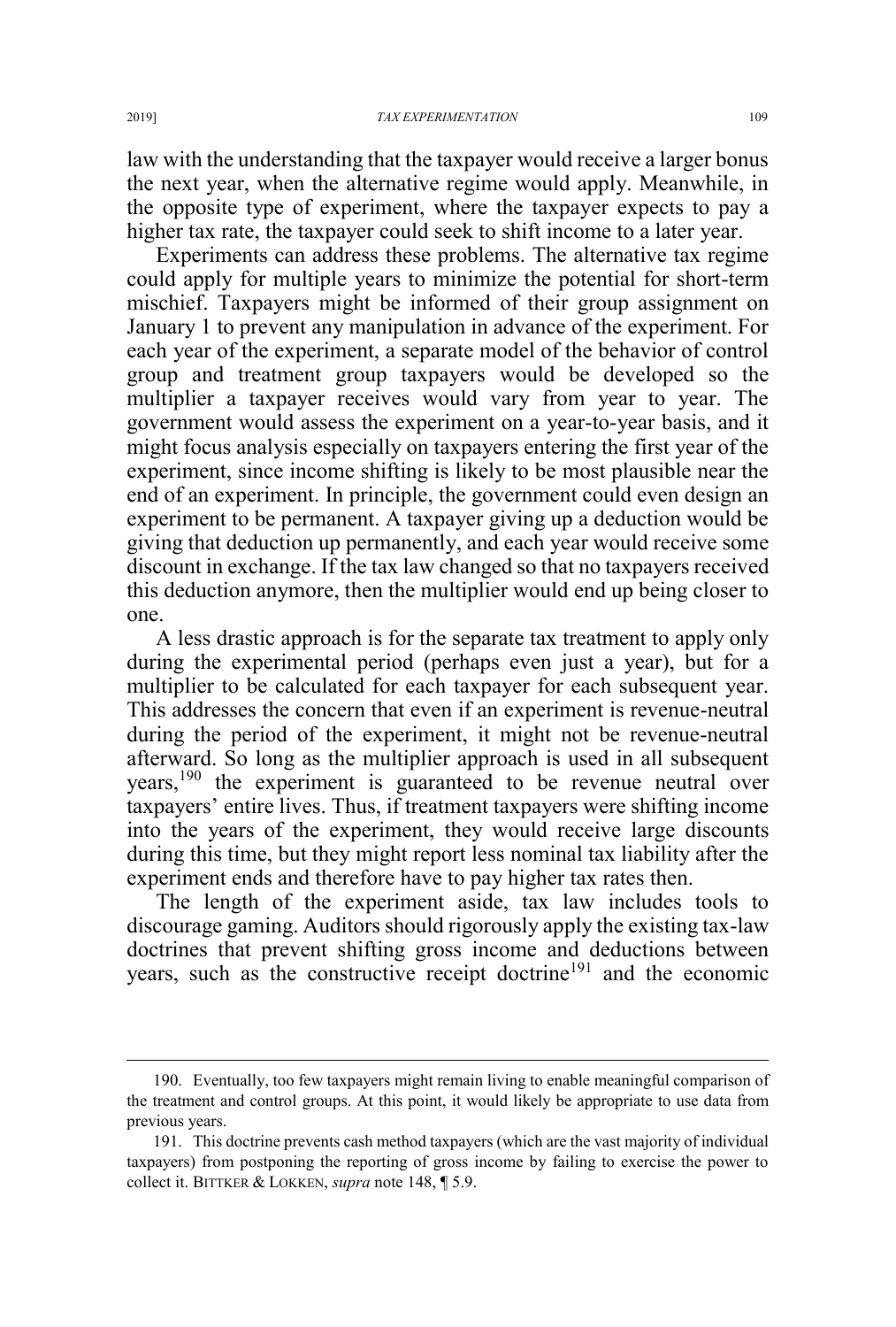law with the understanding that the taxpayer would receive a larger bonus the next year, when the alternative regime would apply. Meanwhile, in the opposite type of experiment, where the taxpayer expects to pay a higher tax rate, the taxpayer could seek to shift income to a later year.

Experiments can address these problems. The alternative tax regime could apply for multiple years to minimize the potential for short-term mischief. Taxpayers might be informed of their group assignment on January 1 to prevent any manipulation in advance of the experiment. For each year of the experiment, a separate model of the behavior of control group and treatment group taxpayers would be developed so the multiplier a taxpayer receives would vary from year to year. The government would assess the experiment on a year-to-year basis, and it might focus analysis especially on taxpayers entering the first year of the experiment, since income shifting is likely to be most plausible near the end of an experiment. In principle, the government could even design an experiment to be permanent. A taxpayer giving up a deduction would be giving that deduction up permanently, and each year would receive some discount in exchange. If the tax law changed so that no taxpayers received this deduction anymore, then the multiplier would end up being closer to one.

A less drastic approach is for the separate tax treatment to apply only during the experimental period (perhaps even just a year), but for a multiplier to be calculated for each taxpayer for each subsequent year. This addresses the concern that even if an experiment is revenue-neutral during the period of the experiment, it might not be revenue-neutral afterward. So long as the multiplier approach is used in all subsequent years,[190] the experiment is guaranteed to be revenue neutral over taxpayers' entire lives. Thus, if treatment taxpayers were shifting income into the years of the experiment, they would receive large discounts during this time, but they might report less nominal tax liability after the experiment ends and therefore have to pay higher tax rates then.

The length of the experiment aside, tax law includes tools to discourage gaming. Auditors should rigorously apply the existing tax-law doctrines that prevent shifting gross income and deductions between years, such as the constructive receipt doctrine[191] and the economic

---

190. Eventually, too few taxpayers might remain living to enable meaningful comparison of the treatment and control groups. At this point, it would likely be appropriate to use data from previous years.

191. This doctrine prevents cash method taxpayers (which are the vast majority of individual taxpayers) from postponing the reporting of gross income by failing to exercise the power to collect it. BITTKER & LOKKEN, *supra* note 148, ¶ 5.9.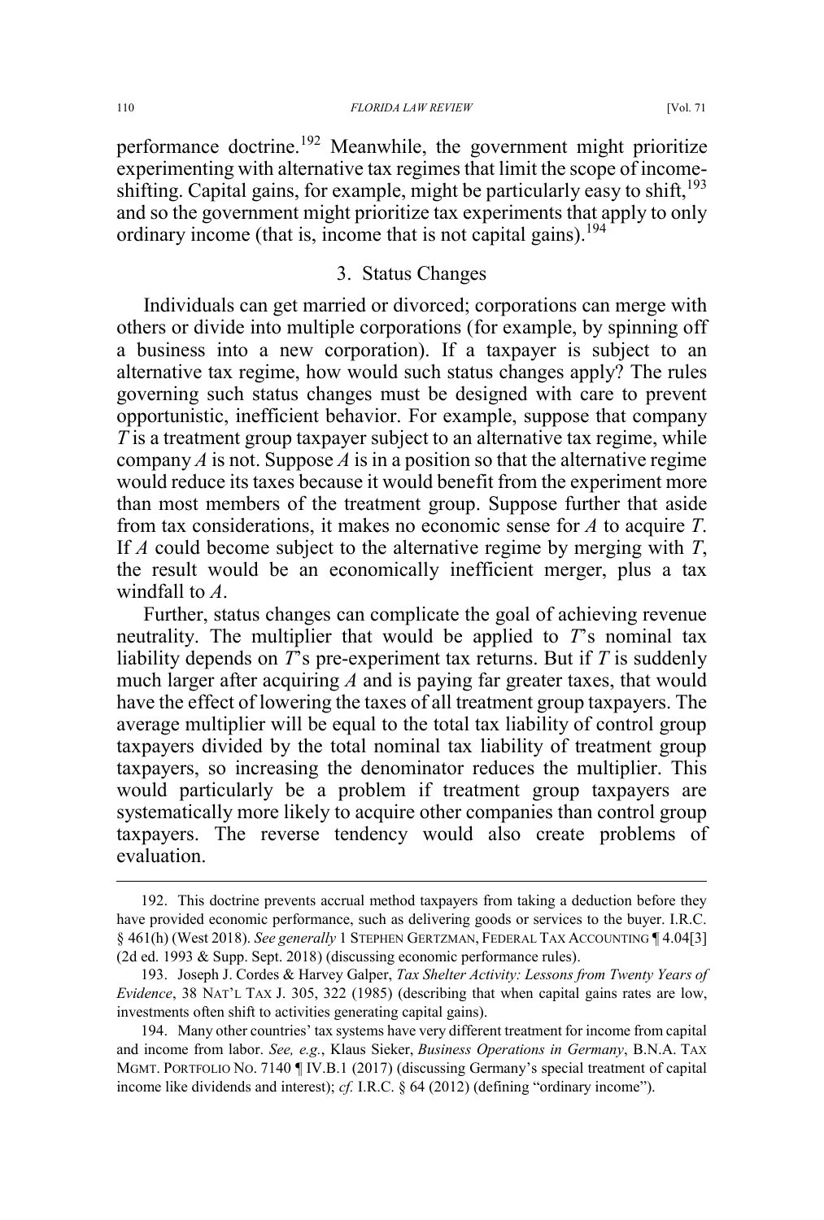performance doctrine.[192] Meanwhile, the government might prioritize experimenting with alternative tax regimes that limit the scope of income-shifting. Capital gains, for example, might be particularly easy to shift,[193] and so the government might prioritize tax experiments that apply to only ordinary income (that is, income that is not capital gains).[194]

### 3. Status Changes

Individuals can get married or divorced; corporations can merge with others or divide into multiple corporations (for example, by spinning off a business into a new corporation). If a taxpayer is subject to an alternative tax regime, how would such status changes apply? The rules governing such status changes must be designed with care to prevent opportunistic, inefficient behavior. For example, suppose that company *T* is a treatment group taxpayer subject to an alternative tax regime, while company *A* is not. Suppose *A* is in a position so that the alternative regime would reduce its taxes because it would benefit from the experiment more than most members of the treatment group. Suppose further that aside from tax considerations, it makes no economic sense for *A* to acquire *T*. If *A* could become subject to the alternative regime by merging with *T*, the result would be an economically inefficient merger, plus a tax windfall to *A*.

Further, status changes can complicate the goal of achieving revenue neutrality. The multiplier that would be applied to *T*'s nominal tax liability depends on *T*'s pre-experiment tax returns. But if *T* is suddenly much larger after acquiring *A* and is paying far greater taxes, that would have the effect of lowering the taxes of all treatment group taxpayers. The average multiplier will be equal to the total tax liability of control group taxpayers divided by the total nominal tax liability of treatment group taxpayers, so increasing the denominator reduces the multiplier. This would particularly be a problem if treatment group taxpayers are systematically more likely to acquire other companies than control group taxpayers. The reverse tendency would also create problems of evaluation.

---

192. This doctrine prevents accrual method taxpayers from taking a deduction before they have provided economic performance, such as delivering goods or services to the buyer. I.R.C. § 461(h) (West 2018). *See generally* 1 STEPHEN GERTZMAN, FEDERAL TAX ACCOUNTING ¶ 4.04[3] (2d ed. 1993 & Supp. Sept. 2018) (discussing economic performance rules).

193. Joseph J. Cordes & Harvey Galper, *Tax Shelter Activity: Lessons from Twenty Years of Evidence*, 38 NAT'L TAX J. 305, 322 (1985) (describing that when capital gains rates are low, investments often shift to activities generating capital gains).

194. Many other countries' tax systems have very different treatment for income from capital and income from labor. *See, e.g.*, Klaus Sieker, *Business Operations in Germany*, B.N.A. TAX MGMT. PORTFOLIO NO. 7140 ¶ IV.B.1 (2017) (discussing Germany's special treatment of capital income like dividends and interest); *cf.* I.R.C. § 64 (2012) (defining "ordinary income").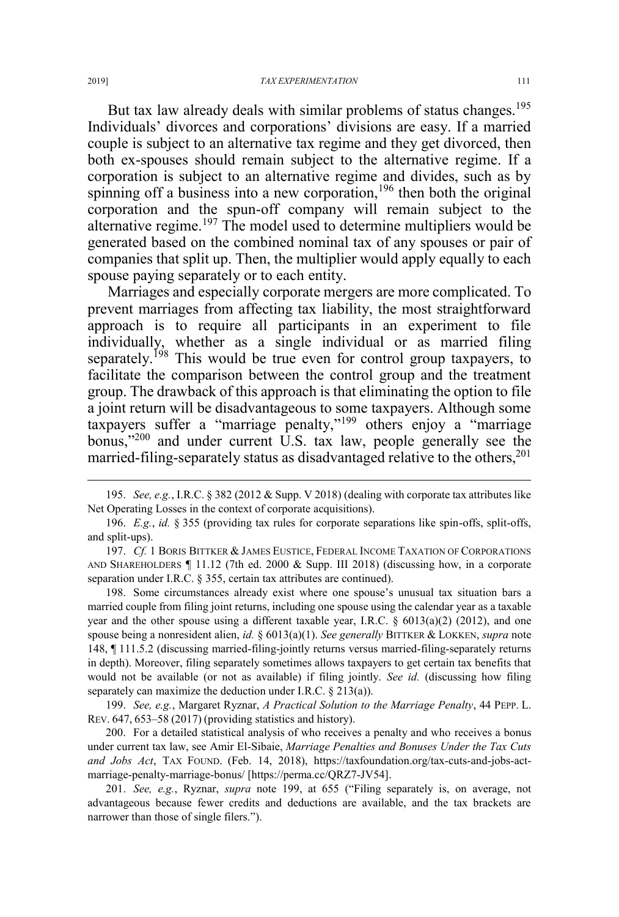But tax law already deals with similar problems of status changes.[195] Individuals' divorces and corporations' divisions are easy. If a married couple is subject to an alternative tax regime and they get divorced, then both ex-spouses should remain subject to the alternative regime. If a corporation is subject to an alternative regime and divides, such as by spinning off a business into a new corporation,[196] then both the original corporation and the spun-off company will remain subject to the alternative regime.[197] The model used to determine multipliers would be generated based on the combined nominal tax of any spouses or pair of companies that split up. Then, the multiplier would apply equally to each spouse paying separately or to each entity.

Marriages and especially corporate mergers are more complicated. To prevent marriages from affecting tax liability, the most straightforward approach is to require all participants in an experiment to file individually, whether as a single individual or as married filing separately.[198] This would be true even for control group taxpayers, to facilitate the comparison between the control group and the treatment group. The drawback of this approach is that eliminating the option to file a joint return will be disadvantageous to some taxpayers. Although some taxpayers suffer a "marriage penalty,"[199] others enjoy a "marriage bonus,"[200] and under current U.S. tax law, people generally see the married-filing-separately status as disadvantaged relative to the others,[201]

---

195. *See, e.g.*, I.R.C. § 382 (2012 & Supp. V 2018) (dealing with corporate tax attributes like Net Operating Losses in the context of corporate acquisitions).

196. *E.g.*, *id.* § 355 (providing tax rules for corporate separations like spin-offs, split-offs, and split-ups).

197. *Cf.* 1 BORIS BITTKER & JAMES EUSTICE, FEDERAL INCOME TAXATION OF CORPORATIONS AND SHAREHOLDERS ¶ 11.12 (7th ed. 2000 & Supp. III 2018) (discussing how, in a corporate separation under I.R.C. § 355, certain tax attributes are continued).

198. Some circumstances already exist where one spouse's unusual tax situation bars a married couple from filing joint returns, including one spouse using the calendar year as a taxable year and the other spouse using a different taxable year, I.R.C. § 6013(a)(2) (2012), and one spouse being a nonresident alien, *id.* § 6013(a)(1). *See generally* BITTKER & LOKKEN, *supra* note 148, ¶ 111.5.2 (discussing married-filing-jointly returns versus married-filing-separately returns in depth). Moreover, filing separately sometimes allows taxpayers to get certain tax benefits that would not be available (or not as available) if filing jointly. *See id.* (discussing how filing separately can maximize the deduction under I.R.C. § 213(a)).

199. *See, e.g.*, Margaret Ryznar, *A Practical Solution to the Marriage Penalty*, 44 PEPP. L. REV. 647, 653–58 (2017) (providing statistics and history).

200. For a detailed statistical analysis of who receives a penalty and who receives a bonus under current tax law, see Amir El-Sibaie, *Marriage Penalties and Bonuses Under the Tax Cuts and Jobs Act*, TAX FOUND. (Feb. 14, 2018), https://taxfoundation.org/tax-cuts-and-jobs-act-marriage-penalty-marriage-bonus/ [https://perma.cc/QRZ7-JV54].

201. *See, e.g.*, Ryznar, *supra* note 199, at 655 ("Filing separately is, on average, not advantageous because fewer credits and deductions are available, and the tax brackets are narrower than those of single filers.").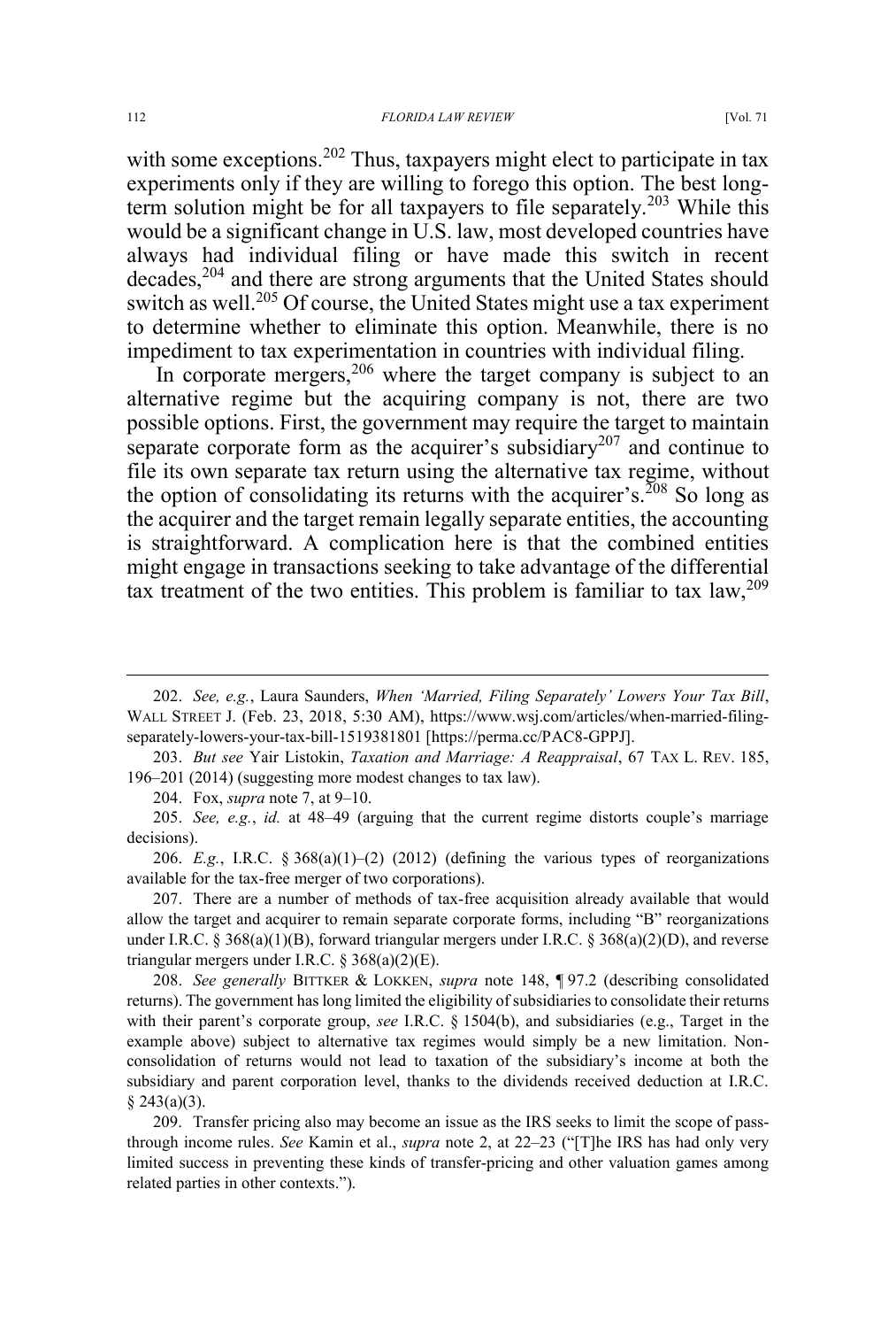with some exceptions.[202] Thus, taxpayers might elect to participate in tax experiments only if they are willing to forego this option. The best long-term solution might be for all taxpayers to file separately.[203] While this would be a significant change in U.S. law, most developed countries have always had individual filing or have made this switch in recent decades,[204] and there are strong arguments that the United States should switch as well.[205] Of course, the United States might use a tax experiment to determine whether to eliminate this option. Meanwhile, there is no impediment to tax experimentation in countries with individual filing.

In corporate mergers,[206] where the target company is subject to an alternative regime but the acquiring company is not, there are two possible options. First, the government may require the target to maintain separate corporate form as the acquirer's subsidiary[207] and continue to file its own separate tax return using the alternative tax regime, without the option of consolidating its returns with the acquirer's.[208] So long as the acquirer and the target remain legally separate entities, the accounting is straightforward. A complication here is that the combined entities might engage in transactions seeking to take advantage of the differential tax treatment of the two entities. This problem is familiar to tax law,[209]

---

202. *See, e.g.*, Laura Saunders, *When 'Married, Filing Separately' Lowers Your Tax Bill*, WALL STREET J. (Feb. 23, 2018, 5:30 AM), https://www.wsj.com/articles/when-married-filing-separately-lowers-your-tax-bill-1519381801 [https://perma.cc/PAC8-GPPJ].

203. *But see* Yair Listokin, *Taxation and Marriage: A Reappraisal*, 67 TAX L. REV. 185, 196–201 (2014) (suggesting more modest changes to tax law).

204. Fox, *supra* note 7, at 9–10.

205. *See, e.g.*, *id.* at 48–49 (arguing that the current regime distorts couple's marriage decisions).

206. *E.g.*, I.R.C. § 368(a)(1)–(2) (2012) (defining the various types of reorganizations available for the tax-free merger of two corporations).

207. There are a number of methods of tax-free acquisition already available that would allow the target and acquirer to remain separate corporate forms, including "B" reorganizations under I.R.C. § 368(a)(1)(B), forward triangular mergers under I.R.C. § 368(a)(2)(D), and reverse triangular mergers under I.R.C. § 368(a)(2)(E).

208. *See generally* BITTKER & LOKKEN, *supra* note 148, ¶ 97.2 (describing consolidated returns). The government has long limited the eligibility of subsidiaries to consolidate their returns with their parent's corporate group, *see* I.R.C. § 1504(b), and subsidiaries (e.g., Target in the example above) subject to alternative tax regimes would simply be a new limitation. Non-consolidation of returns would not lead to taxation of the subsidiary's income at both the subsidiary and parent corporation level, thanks to the dividends received deduction at I.R.C. § 243(a)(3).

209. Transfer pricing also may become an issue as the IRS seeks to limit the scope of pass-through income rules. *See* Kamin et al., *supra* note 2, at 22–23 ("[T]he IRS has had only very limited success in preventing these kinds of transfer-pricing and other valuation games among related parties in other contexts.").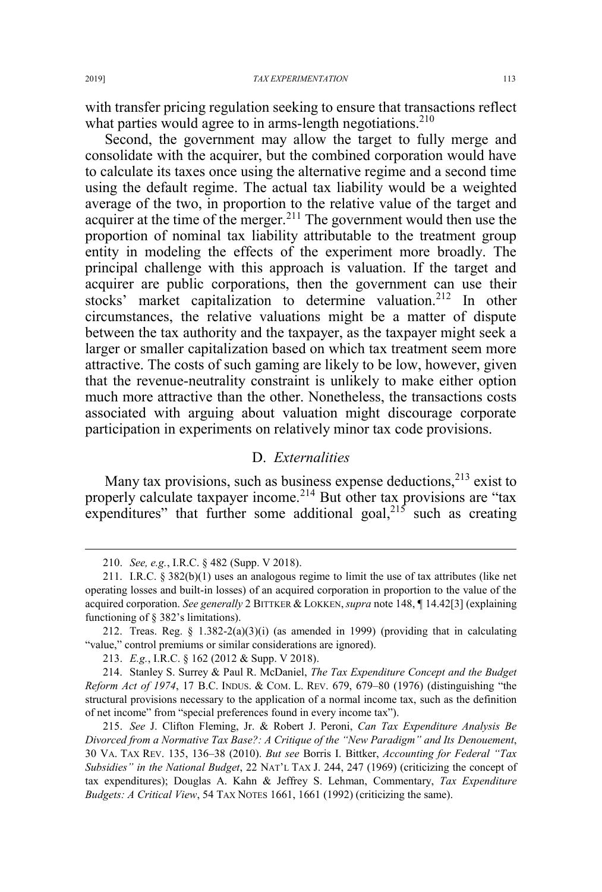with transfer pricing regulation seeking to ensure that transactions reflect what parties would agree to in arms-length negotiations.[210]

Second, the government may allow the target to fully merge and consolidate with the acquirer, but the combined corporation would have to calculate its taxes once using the alternative regime and a second time using the default regime. The actual tax liability would be a weighted average of the two, in proportion to the relative value of the target and acquirer at the time of the merger.[211] The government would then use the proportion of nominal tax liability attributable to the treatment group entity in modeling the effects of the experiment more broadly. The principal challenge with this approach is valuation. If the target and acquirer are public corporations, then the government can use their stocks' market capitalization to determine valuation.[212] In other circumstances, the relative valuations might be a matter of dispute between the tax authority and the taxpayer, as the taxpayer might seek a larger or smaller capitalization based on which tax treatment seem more attractive. The costs of such gaming are likely to be low, however, given that the revenue-neutrality constraint is unlikely to make either option much more attractive than the other. Nonetheless, the transactions costs associated with arguing about valuation might discourage corporate participation in experiments on relatively minor tax code provisions.

## D. *Externalities*

Many tax provisions, such as business expense deductions,[213] exist to properly calculate taxpayer income.[214] But other tax provisions are "tax expenditures" that further some additional goal,[215] such as creating

---

210. *See, e.g.*, I.R.C. § 482 (Supp. V 2018).

211. I.R.C. § 382(b)(1) uses an analogous regime to limit the use of tax attributes (like net operating losses and built-in losses) of an acquired corporation in proportion to the value of the acquired corporation. *See generally* 2 BITTKER & LOKKEN, *supra* note 148, ¶ 14.42[3] (explaining functioning of § 382's limitations).

212. Treas. Reg. § 1.382-2(a)(3)(i) (as amended in 1999) (providing that in calculating "value," control premiums or similar considerations are ignored).

213. *E.g.*, I.R.C. § 162 (2012 & Supp. V 2018).

214. Stanley S. Surrey & Paul R. McDaniel, *The Tax Expenditure Concept and the Budget Reform Act of 1974*, 17 B.C. INDUS. & COM. L. REV. 679, 679–80 (1976) (distinguishing "the structural provisions necessary to the application of a normal income tax, such as the definition of net income" from "special preferences found in every income tax").

215. *See* J. Clifton Fleming, Jr. & Robert J. Peroni, *Can Tax Expenditure Analysis Be Divorced from a Normative Tax Base?: A Critique of the "New Paradigm" and Its Denouement*, 30 VA. TAX REV. 135, 136–38 (2010). *But see* Borris I. Bittker, *Accounting for Federal "Tax Subsidies" in the National Budget*, 22 NAT'L TAX J. 244, 247 (1969) (criticizing the concept of tax expenditures); Douglas A. Kahn & Jeffrey S. Lehman, Commentary, *Tax Expenditure Budgets: A Critical View*, 54 TAX NOTES 1661, 1661 (1992) (criticizing the same).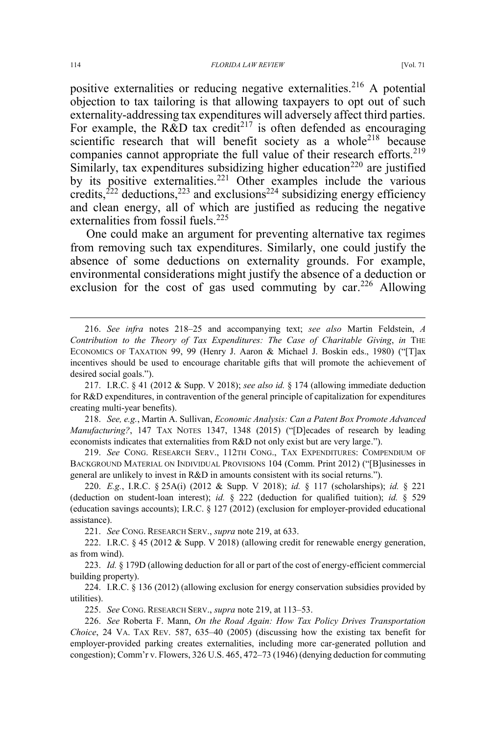positive externalities or reducing negative externalities.[216] A potential objection to tax tailoring is that allowing taxpayers to opt out of such externality-addressing tax expenditures will adversely affect third parties. For example, the R&D tax credit[217] is often defended as encouraging scientific research that will benefit society as a whole[218] because companies cannot appropriate the full value of their research efforts.[219] Similarly, tax expenditures subsidizing higher education[220] are justified by its positive externalities.[221] Other examples include the various credits,[222] deductions,[223] and exclusions[224] subsidizing energy efficiency and clean energy, all of which are justified as reducing the negative externalities from fossil fuels.[225]

One could make an argument for preventing alternative tax regimes from removing such tax expenditures. Similarly, one could justify the absence of some deductions on externality grounds. For example, environmental considerations might justify the absence of a deduction or exclusion for the cost of gas used commuting by car.[226] Allowing

---

216. *See infra* notes 218–25 and accompanying text; *see also* Martin Feldstein, *A Contribution to the Theory of Tax Expenditures: The Case of Charitable Giving*, *in* THE ECONOMICS OF TAXATION 99, 99 (Henry J. Aaron & Michael J. Boskin eds., 1980) ("[T]ax incentives should be used to encourage charitable gifts that will promote the achievement of desired social goals.").

217. I.R.C. § 41 (2012 & Supp. V 2018); *see also id.* § 174 (allowing immediate deduction for R&D expenditures, in contravention of the general principle of capitalization for expenditures creating multi-year benefits).

218. *See, e.g.*, Martin A. Sullivan, *Economic Analysis: Can a Patent Box Promote Advanced Manufacturing?*, 147 TAX NOTES 1347, 1348 (2015) ("[D]ecades of research by leading economists indicates that externalities from R&D not only exist but are very large.").

219. *See* CONG. RESEARCH SERV., 112TH CONG., TAX EXPENDITURES: COMPENDIUM OF BACKGROUND MATERIAL ON INDIVIDUAL PROVISIONS 104 (Comm. Print 2012) ("[B]usinesses in general are unlikely to invest in R&D in amounts consistent with its social returns.").

220. *E.g.*, I.R.C. § 25A(i) (2012 & Supp. V 2018); *id.* § 117 (scholarships); *id.* § 221 (deduction on student-loan interest); *id.* § 222 (deduction for qualified tuition); *id.* § 529 (education savings accounts); I.R.C. § 127 (2012) (exclusion for employer-provided educational assistance).

221. *See* CONG. RESEARCH SERV., *supra* note 219, at 633.

222. I.R.C. § 45 (2012 & Supp. V 2018) (allowing credit for renewable energy generation, as from wind).

223. *Id.* § 179D (allowing deduction for all or part of the cost of energy-efficient commercial building property).

224. I.R.C. § 136 (2012) (allowing exclusion for energy conservation subsidies provided by utilities).

225. *See* CONG. RESEARCH SERV., *supra* note 219, at 113–53.

226. *See* Roberta F. Mann, *On the Road Again: How Tax Policy Drives Transportation Choice*, 24 VA. TAX REV. 587, 635–40 (2005) (discussing how the existing tax benefit for employer-provided parking creates externalities, including more car-generated pollution and congestion); Comm'r v. Flowers, 326 U.S. 465, 472–73 (1946) (denying deduction for commuting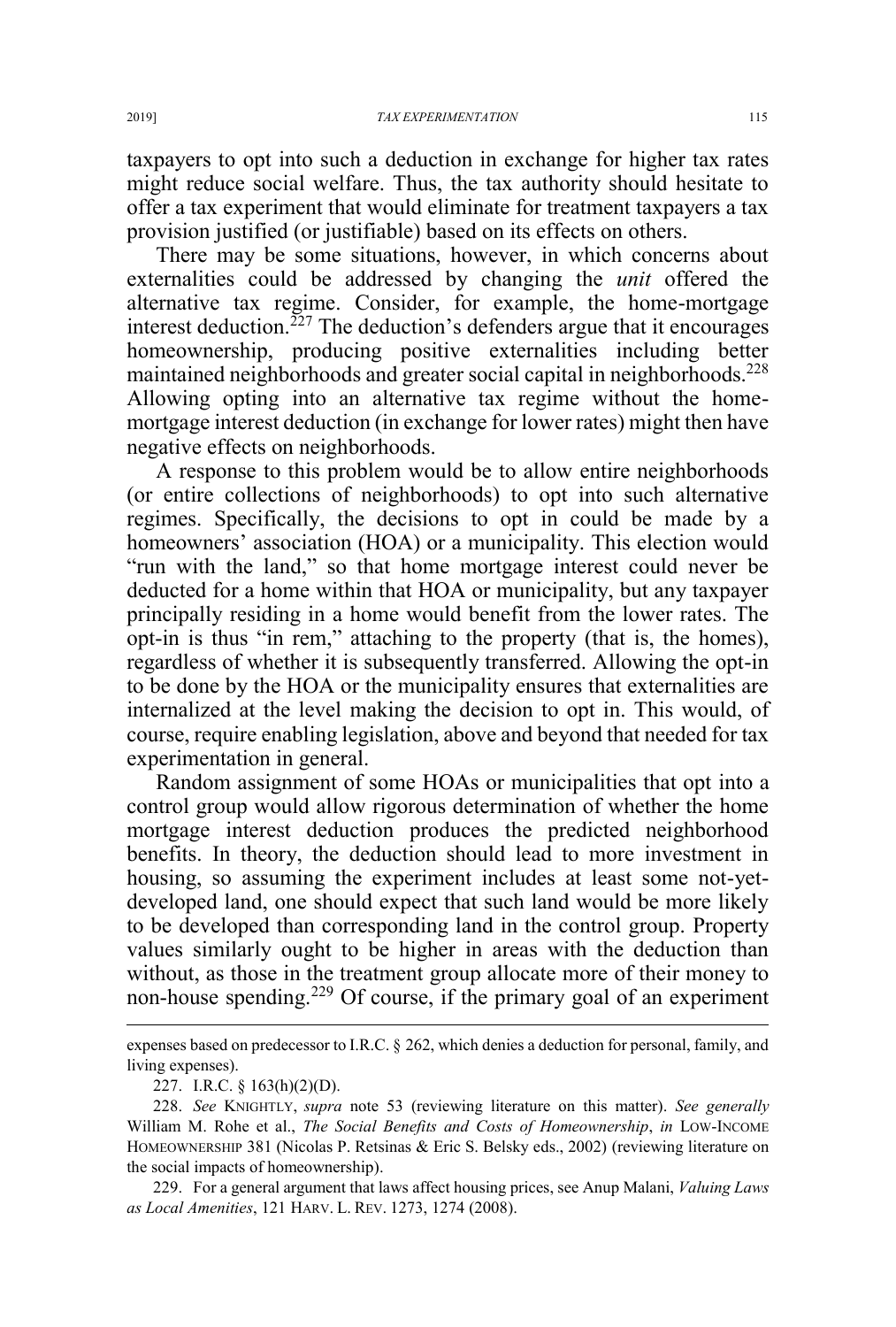taxpayers to opt into such a deduction in exchange for higher tax rates might reduce social welfare. Thus, the tax authority should hesitate to offer a tax experiment that would eliminate for treatment taxpayers a tax provision justified (or justifiable) based on its effects on others.

There may be some situations, however, in which concerns about externalities could be addressed by changing the *unit* offered the alternative tax regime. Consider, for example, the home-mortgage interest deduction.[227] The deduction's defenders argue that it encourages homeownership, producing positive externalities including better maintained neighborhoods and greater social capital in neighborhoods.[228] Allowing opting into an alternative tax regime without the home-mortgage interest deduction (in exchange for lower rates) might then have negative effects on neighborhoods.

A response to this problem would be to allow entire neighborhoods (or entire collections of neighborhoods) to opt into such alternative regimes. Specifically, the decisions to opt in could be made by a homeowners' association (HOA) or a municipality. This election would "run with the land," so that home mortgage interest could never be deducted for a home within that HOA or municipality, but any taxpayer principally residing in a home would benefit from the lower rates. The opt-in is thus "in rem," attaching to the property (that is, the homes), regardless of whether it is subsequently transferred. Allowing the opt-in to be done by the HOA or the municipality ensures that externalities are internalized at the level making the decision to opt in. This would, of course, require enabling legislation, above and beyond that needed for tax experimentation in general.

Random assignment of some HOAs or municipalities that opt into a control group would allow rigorous determination of whether the home mortgage interest deduction produces the predicted neighborhood benefits. In theory, the deduction should lead to more investment in housing, so assuming the experiment includes at least some not-yet-developed land, one should expect that such land would be more likely to be developed than corresponding land in the control group. Property values similarly ought to be higher in areas with the deduction than without, as those in the treatment group allocate more of their money to non-house spending.[229] Of course, if the primary goal of an experiment

---

expenses based on predecessor to I.R.C. § 262, which denies a deduction for personal, family, and living expenses).

227. I.R.C. § 163(h)(2)(D).

228. *See* KNIGHTLY, *supra* note 53 (reviewing literature on this matter). *See generally* William M. Rohe et al., *The Social Benefits and Costs of Homeownership*, *in* LOW-INCOME HOMEOWNERSHIP 381 (Nicolas P. Retsinas & Eric S. Belsky eds., 2002) (reviewing literature on the social impacts of homeownership).

229. For a general argument that laws affect housing prices, see Anup Malani, *Valuing Laws as Local Amenities*, 121 HARV. L. REV. 1273, 1274 (2008).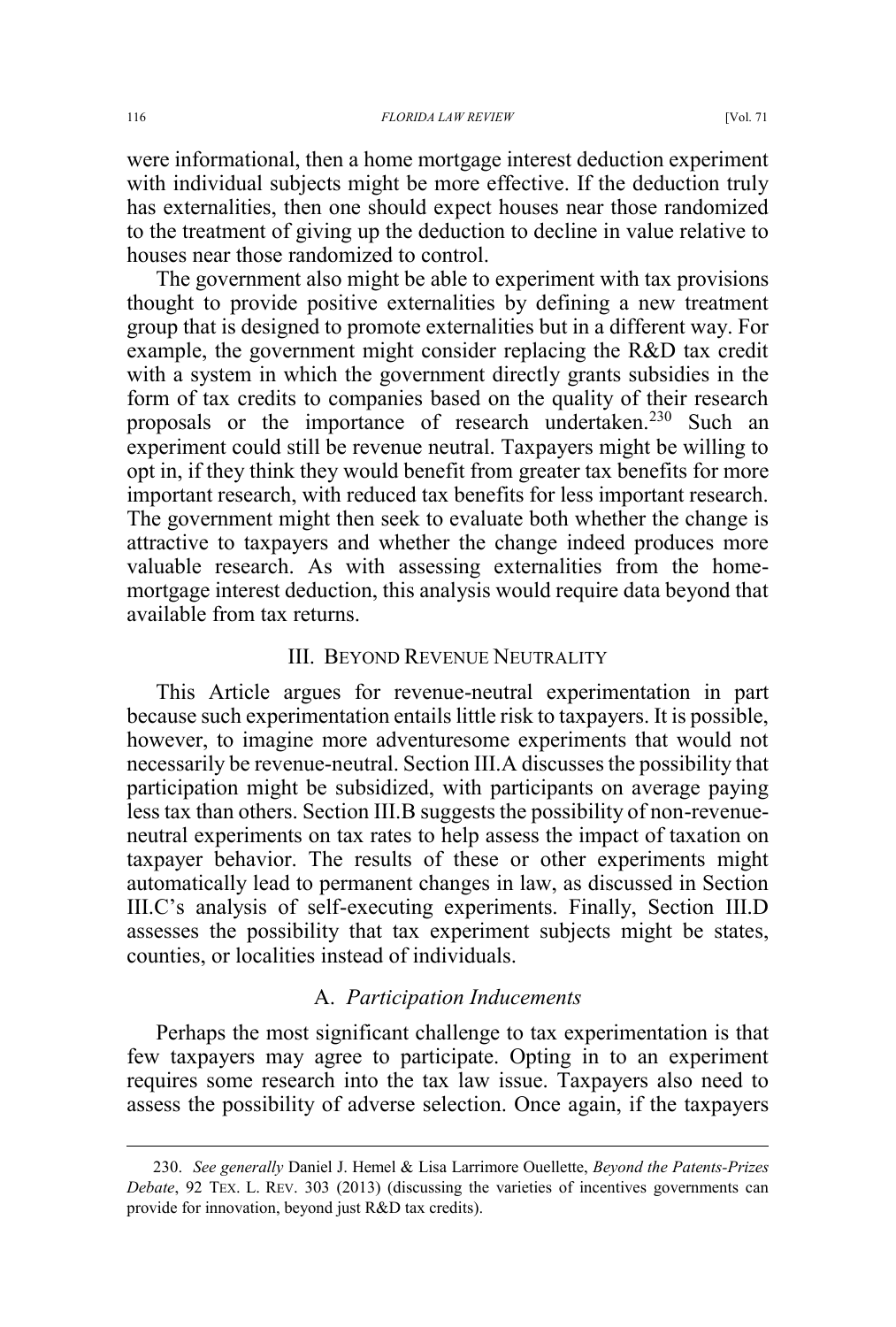were informational, then a home mortgage interest deduction experiment with individual subjects might be more effective. If the deduction truly has externalities, then one should expect houses near those randomized to the treatment of giving up the deduction to decline in value relative to houses near those randomized to control.

The government also might be able to experiment with tax provisions thought to provide positive externalities by defining a new treatment group that is designed to promote externalities but in a different way. For example, the government might consider replacing the R&D tax credit with a system in which the government directly grants subsidies in the form of tax credits to companies based on the quality of their research proposals or the importance of research undertaken.[230] Such an experiment could still be revenue neutral. Taxpayers might be willing to opt in, if they think they would benefit from greater tax benefits for more important research, with reduced tax benefits for less important research. The government might then seek to evaluate both whether the change is attractive to taxpayers and whether the change indeed produces more valuable research. As with assessing externalities from the home-mortgage interest deduction, this analysis would require data beyond that available from tax returns.

## III. Beyond Revenue Neutrality

This Article argues for revenue-neutral experimentation in part because such experimentation entails little risk to taxpayers. It is possible, however, to imagine more adventuresome experiments that would not necessarily be revenue-neutral. Section III.A discusses the possibility that participation might be subsidized, with participants on average paying less tax than others. Section III.B suggests the possibility of non-revenue-neutral experiments on tax rates to help assess the impact of taxation on taxpayer behavior. The results of these or other experiments might automatically lead to permanent changes in law, as discussed in Section III.C's analysis of self-executing experiments. Finally, Section III.D assesses the possibility that tax experiment subjects might be states, counties, or localities instead of individuals.

### A. *Participation Inducements*

Perhaps the most significant challenge to tax experimentation is that few taxpayers may agree to participate. Opting in to an experiment requires some research into the tax law issue. Taxpayers also need to assess the possibility of adverse selection. Once again, if the taxpayers

---

230. *See generally* Daniel J. Hemel & Lisa Larrimore Ouellette, *Beyond the Patents-Prizes Debate*, 92 Tex. L. Rev. 303 (2013) (discussing the varieties of incentives governments can provide for innovation, beyond just R&D tax credits).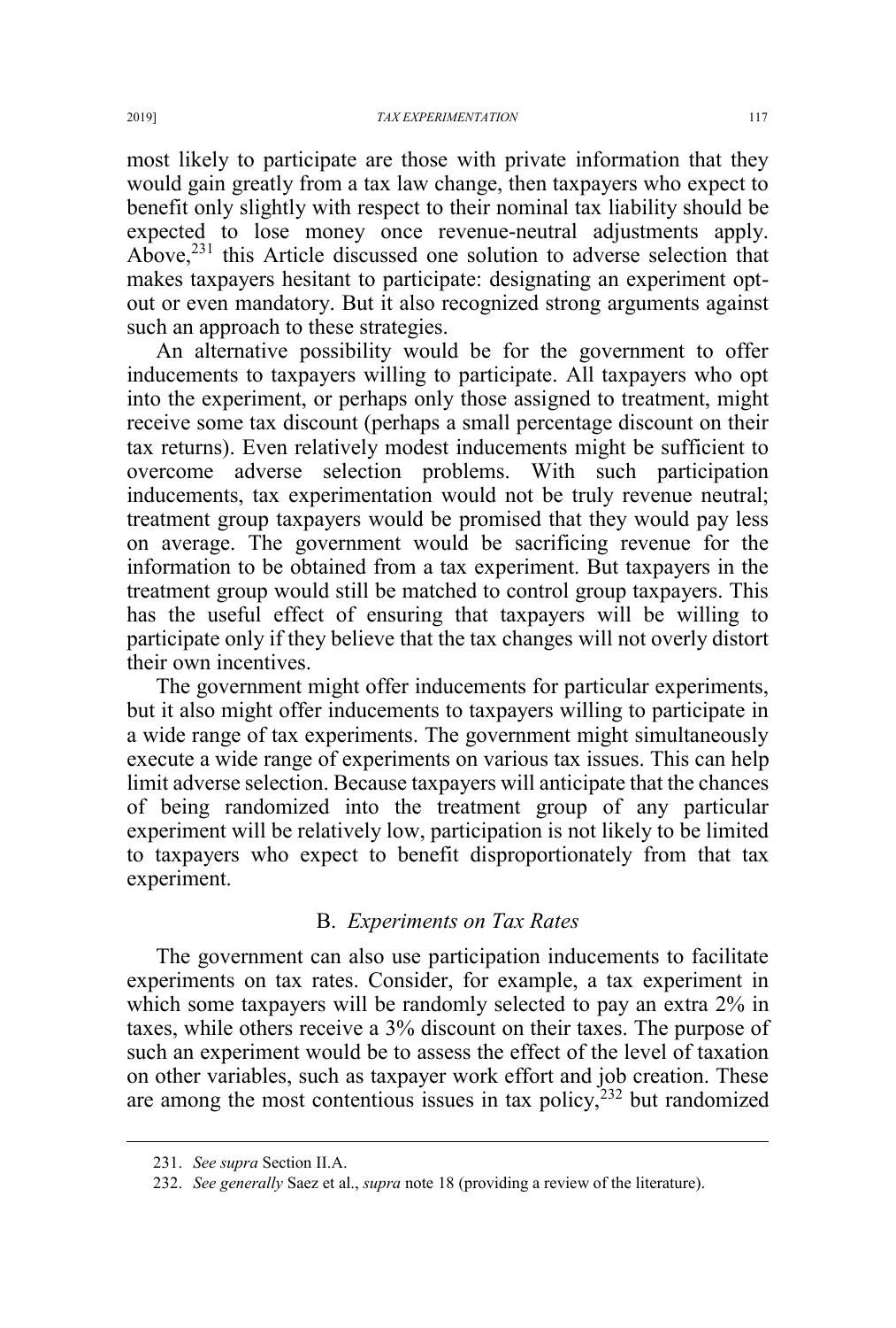most likely to participate are those with private information that they would gain greatly from a tax law change, then taxpayers who expect to benefit only slightly with respect to their nominal tax liability should be expected to lose money once revenue-neutral adjustments apply. Above,[231] this Article discussed one solution to adverse selection that makes taxpayers hesitant to participate: designating an experiment opt-out or even mandatory. But it also recognized strong arguments against such an approach to these strategies.

An alternative possibility would be for the government to offer inducements to taxpayers willing to participate. All taxpayers who opt into the experiment, or perhaps only those assigned to treatment, might receive some tax discount (perhaps a small percentage discount on their tax returns). Even relatively modest inducements might be sufficient to overcome adverse selection problems. With such participation inducements, tax experimentation would not be truly revenue neutral; treatment group taxpayers would be promised that they would pay less on average. The government would be sacrificing revenue for the information to be obtained from a tax experiment. But taxpayers in the treatment group would still be matched to control group taxpayers. This has the useful effect of ensuring that taxpayers will be willing to participate only if they believe that the tax changes will not overly distort their own incentives.

The government might offer inducements for particular experiments, but it also might offer inducements to taxpayers willing to participate in a wide range of tax experiments. The government might simultaneously execute a wide range of experiments on various tax issues. This can help limit adverse selection. Because taxpayers will anticipate that the chances of being randomized into the treatment group of any particular experiment will be relatively low, participation is not likely to be limited to taxpayers who expect to benefit disproportionately from that tax experiment.

## B. *Experiments on Tax Rates*

The government can also use participation inducements to facilitate experiments on tax rates. Consider, for example, a tax experiment in which some taxpayers will be randomly selected to pay an extra 2% in taxes, while others receive a 3% discount on their taxes. The purpose of such an experiment would be to assess the effect of the level of taxation on other variables, such as taxpayer work effort and job creation. These are among the most contentious issues in tax policy,[232] but randomized

231. *See supra* Section II.A.

232. *See generally* Saez et al., *supra* note 18 (providing a review of the literature).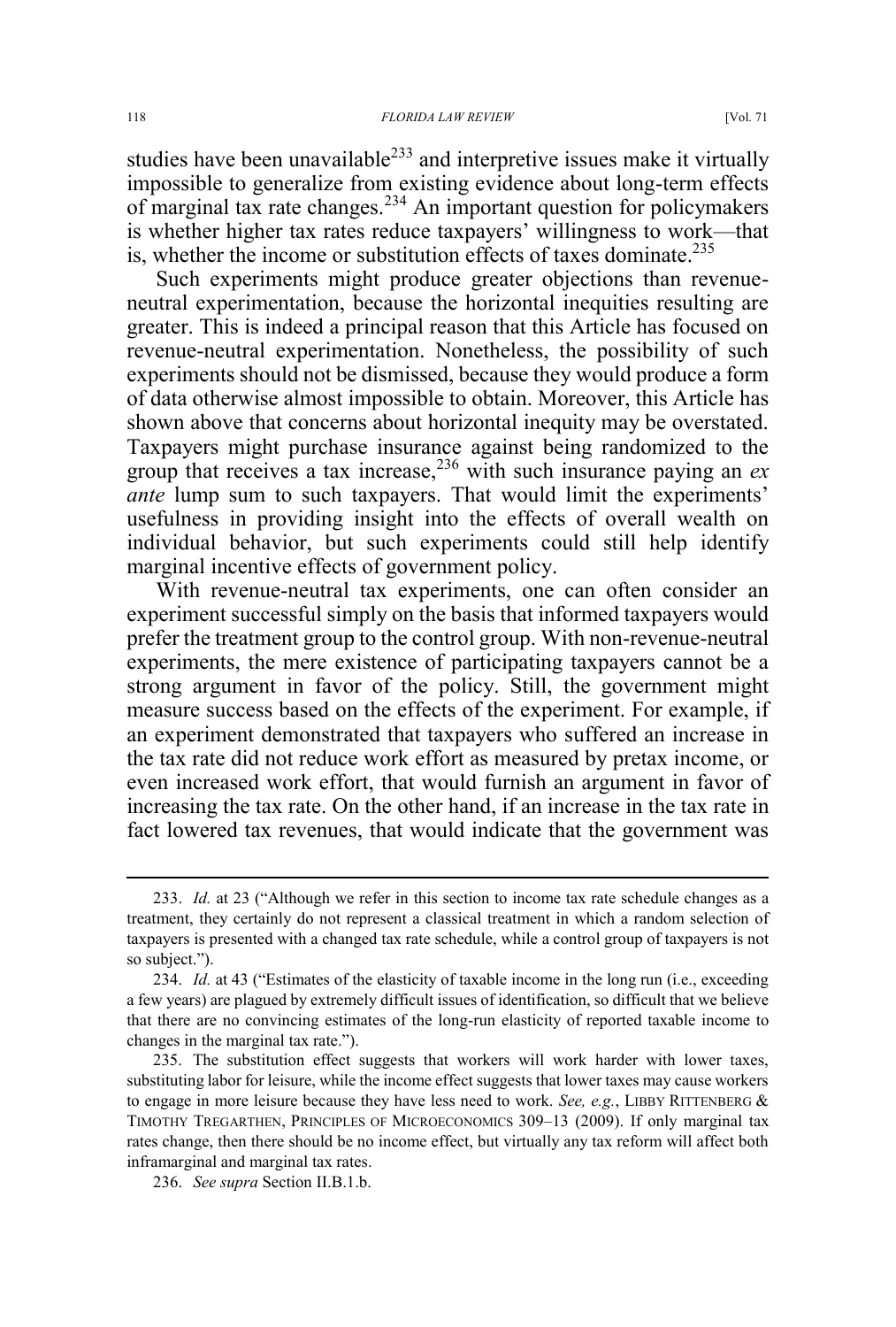studies have been unavailable[233] and interpretive issues make it virtually impossible to generalize from existing evidence about long-term effects of marginal tax rate changes.[234] An important question for policymakers is whether higher tax rates reduce taxpayers' willingness to work—that is, whether the income or substitution effects of taxes dominate.[235]

Such experiments might produce greater objections than revenue-neutral experimentation, because the horizontal inequities resulting are greater. This is indeed a principal reason that this Article has focused on revenue-neutral experimentation. Nonetheless, the possibility of such experiments should not be dismissed, because they would produce a form of data otherwise almost impossible to obtain. Moreover, this Article has shown above that concerns about horizontal inequity may be overstated. Taxpayers might purchase insurance against being randomized to the group that receives a tax increase,[236] with such insurance paying an *ex ante* lump sum to such taxpayers. That would limit the experiments' usefulness in providing insight into the effects of overall wealth on individual behavior, but such experiments could still help identify marginal incentive effects of government policy.

With revenue-neutral tax experiments, one can often consider an experiment successful simply on the basis that informed taxpayers would prefer the treatment group to the control group. With non-revenue-neutral experiments, the mere existence of participating taxpayers cannot be a strong argument in favor of the policy. Still, the government might measure success based on the effects of the experiment. For example, if an experiment demonstrated that taxpayers who suffered an increase in the tax rate did not reduce work effort as measured by pretax income, or even increased work effort, that would furnish an argument in favor of increasing the tax rate. On the other hand, if an increase in the tax rate in fact lowered tax revenues, that would indicate that the government was

---

233. *Id.* at 23 ("Although we refer in this section to income tax rate schedule changes as a treatment, they certainly do not represent a classical treatment in which a random selection of taxpayers is presented with a changed tax rate schedule, while a control group of taxpayers is not so subject.").

234. *Id.* at 43 ("Estimates of the elasticity of taxable income in the long run (i.e., exceeding a few years) are plagued by extremely difficult issues of identification, so difficult that we believe that there are no convincing estimates of the long-run elasticity of reported taxable income to changes in the marginal tax rate.").

235. The substitution effect suggests that workers will work harder with lower taxes, substituting labor for leisure, while the income effect suggests that lower taxes may cause workers to engage in more leisure because they have less need to work. *See, e.g.*, LIBBY RITTENBERG & TIMOTHY TREGARTHEN, PRINCIPLES OF MICROECONOMICS 309–13 (2009). If only marginal tax rates change, then there should be no income effect, but virtually any tax reform will affect both inframarginal and marginal tax rates.

236. *See supra* Section II.B.1.b.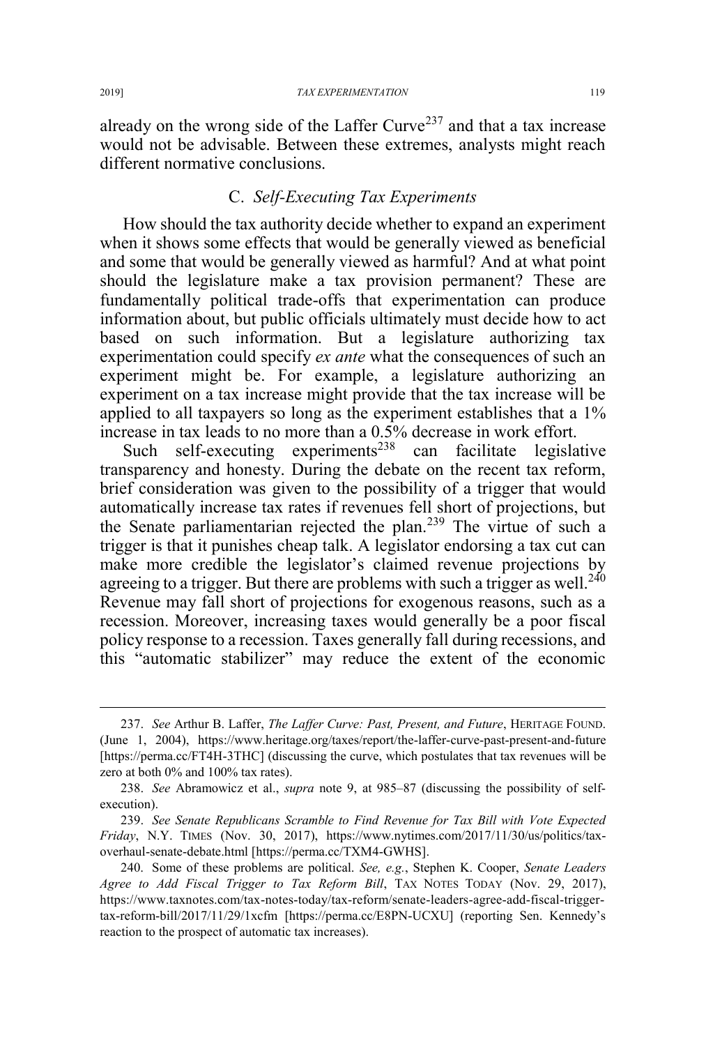already on the wrong side of the Laffer Curve[237] and that a tax increase would not be advisable. Between these extremes, analysts might reach different normative conclusions.

### C. *Self-Executing Tax Experiments*

How should the tax authority decide whether to expand an experiment when it shows some effects that would be generally viewed as beneficial and some that would be generally viewed as harmful? And at what point should the legislature make a tax provision permanent? These are fundamentally political trade-offs that experimentation can produce information about, but public officials ultimately must decide how to act based on such information. But a legislature authorizing tax experimentation could specify *ex ante* what the consequences of such an experiment might be. For example, a legislature authorizing an experiment on a tax increase might provide that the tax increase will be applied to all taxpayers so long as the experiment establishes that a 1% increase in tax leads to no more than a 0.5% decrease in work effort.

Such self-executing experiments[238] can facilitate legislative transparency and honesty. During the debate on the recent tax reform, brief consideration was given to the possibility of a trigger that would automatically increase tax rates if revenues fell short of projections, but the Senate parliamentarian rejected the plan.[239] The virtue of such a trigger is that it punishes cheap talk. A legislator endorsing a tax cut can make more credible the legislator's claimed revenue projections by agreeing to a trigger. But there are problems with such a trigger as well.[240] Revenue may fall short of projections for exogenous reasons, such as a recession. Moreover, increasing taxes would generally be a poor fiscal policy response to a recession. Taxes generally fall during recessions, and this "automatic stabilizer" may reduce the extent of the economic

---

237. *See* Arthur B. Laffer, *The Laffer Curve: Past, Present, and Future*, HERITAGE FOUND. (June 1, 2004), https://www.heritage.org/taxes/report/the-laffer-curve-past-present-and-future [https://perma.cc/FT4H-3THC] (discussing the curve, which postulates that tax revenues will be zero at both 0% and 100% tax rates).

238. *See* Abramowicz et al., *supra* note 9, at 985–87 (discussing the possibility of self-execution).

239. *See Senate Republicans Scramble to Find Revenue for Tax Bill with Vote Expected Friday*, N.Y. TIMES (Nov. 30, 2017), https://www.nytimes.com/2017/11/30/us/politics/tax-overhaul-senate-debate.html [https://perma.cc/TXM4-GWHS].

240. Some of these problems are political. *See, e.g.*, Stephen K. Cooper, *Senate Leaders Agree to Add Fiscal Trigger to Tax Reform Bill*, TAX NOTES TODAY (Nov. 29, 2017), https://www.taxnotes.com/tax-notes-today/tax-reform/senate-leaders-agree-add-fiscal-trigger-tax-reform-bill/2017/11/29/1xcfm [https://perma.cc/E8PN-UCXU] (reporting Sen. Kennedy's reaction to the prospect of automatic tax increases).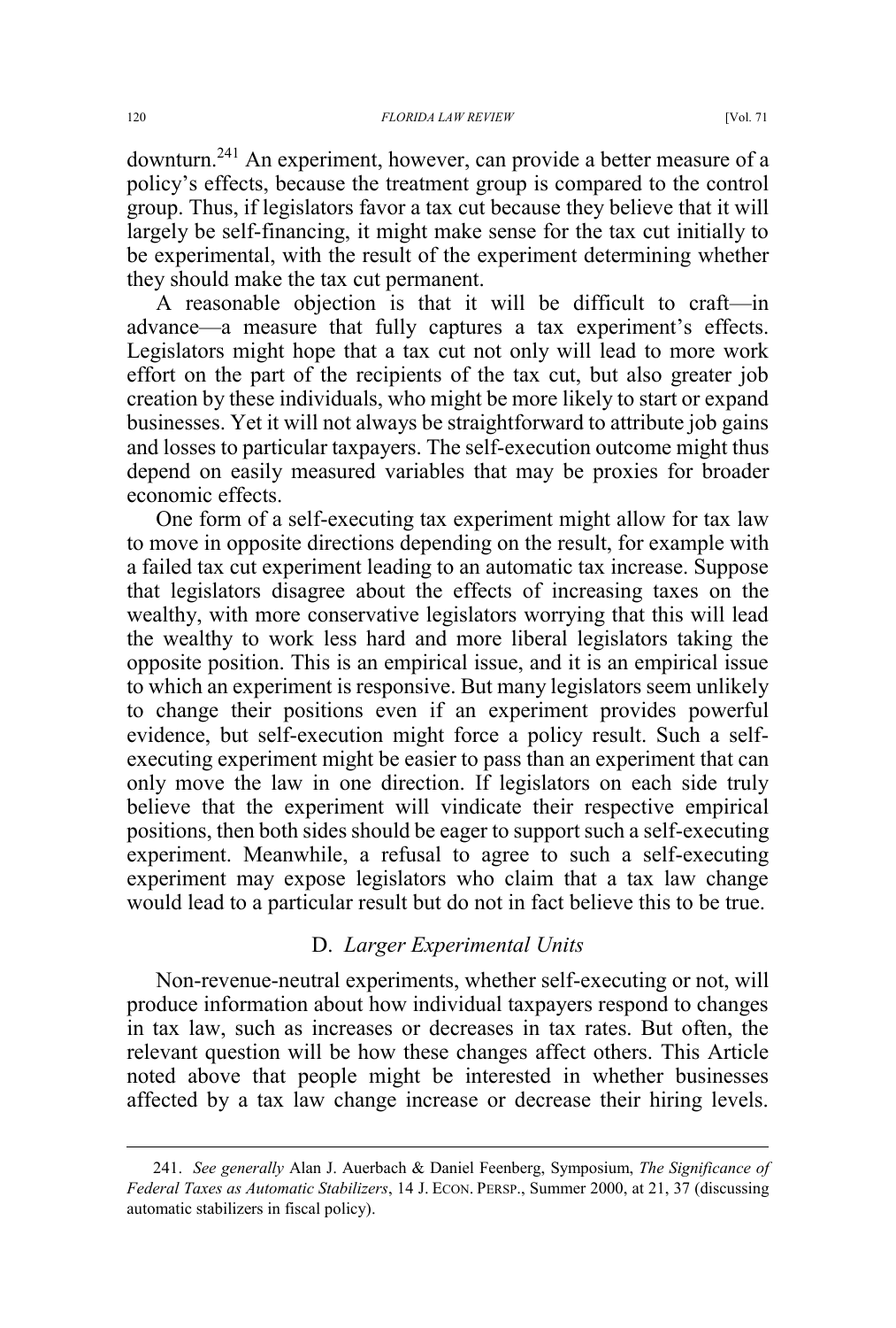downturn.[241] An experiment, however, can provide a better measure of a policy's effects, because the treatment group is compared to the control group. Thus, if legislators favor a tax cut because they believe that it will largely be self-financing, it might make sense for the tax cut initially to be experimental, with the result of the experiment determining whether they should make the tax cut permanent.

A reasonable objection is that it will be difficult to craft—in advance—a measure that fully captures a tax experiment's effects. Legislators might hope that a tax cut not only will lead to more work effort on the part of the recipients of the tax cut, but also greater job creation by these individuals, who might be more likely to start or expand businesses. Yet it will not always be straightforward to attribute job gains and losses to particular taxpayers. The self-execution outcome might thus depend on easily measured variables that may be proxies for broader economic effects.

One form of a self-executing tax experiment might allow for tax law to move in opposite directions depending on the result, for example with a failed tax cut experiment leading to an automatic tax increase. Suppose that legislators disagree about the effects of increasing taxes on the wealthy, with more conservative legislators worrying that this will lead the wealthy to work less hard and more liberal legislators taking the opposite position. This is an empirical issue, and it is an empirical issue to which an experiment is responsive. But many legislators seem unlikely to change their positions even if an experiment provides powerful evidence, but self-execution might force a policy result. Such a self-executing experiment might be easier to pass than an experiment that can only move the law in one direction. If legislators on each side truly believe that the experiment will vindicate their respective empirical positions, then both sides should be eager to support such a self-executing experiment. Meanwhile, a refusal to agree to such a self-executing experiment may expose legislators who claim that a tax law change would lead to a particular result but do not in fact believe this to be true.

### D. *Larger Experimental Units*

Non-revenue-neutral experiments, whether self-executing or not, will produce information about how individual taxpayers respond to changes in tax law, such as increases or decreases in tax rates. But often, the relevant question will be how these changes affect others. This Article noted above that people might be interested in whether businesses affected by a tax law change increase or decrease their hiring levels.

---

241. *See generally* Alan J. Auerbach & Daniel Feenberg, Symposium, *The Significance of Federal Taxes as Automatic Stabilizers*, 14 J. ECON. PERSP., Summer 2000, at 21, 37 (discussing automatic stabilizers in fiscal policy).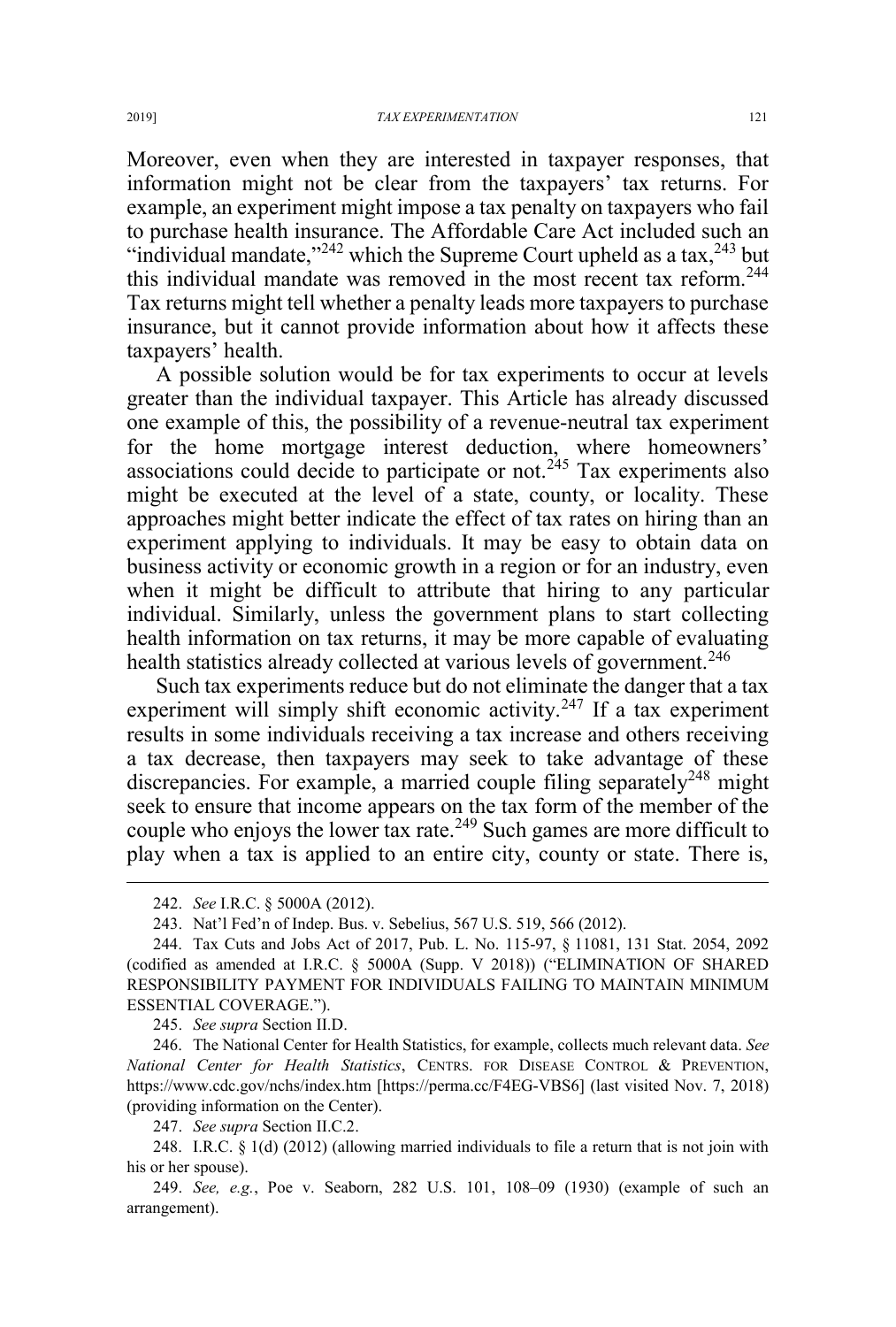Moreover, even when they are interested in taxpayer responses, that information might not be clear from the taxpayers' tax returns. For example, an experiment might impose a tax penalty on taxpayers who fail to purchase health insurance. The Affordable Care Act included such an "individual mandate,"[242] which the Supreme Court upheld as a tax,[243] but this individual mandate was removed in the most recent tax reform.[244] Tax returns might tell whether a penalty leads more taxpayers to purchase insurance, but it cannot provide information about how it affects these taxpayers' health.

A possible solution would be for tax experiments to occur at levels greater than the individual taxpayer. This Article has already discussed one example of this, the possibility of a revenue-neutral tax experiment for the home mortgage interest deduction, where homeowners' associations could decide to participate or not.[245] Tax experiments also might be executed at the level of a state, county, or locality. These approaches might better indicate the effect of tax rates on hiring than an experiment applying to individuals. It may be easy to obtain data on business activity or economic growth in a region or for an industry, even when it might be difficult to attribute that hiring to any particular individual. Similarly, unless the government plans to start collecting health information on tax returns, it may be more capable of evaluating health statistics already collected at various levels of government.[246]

Such tax experiments reduce but do not eliminate the danger that a tax experiment will simply shift economic activity.[247] If a tax experiment results in some individuals receiving a tax increase and others receiving a tax decrease, then taxpayers may seek to take advantage of these discrepancies. For example, a married couple filing separately[248] might seek to ensure that income appears on the tax form of the member of the couple who enjoys the lower tax rate.[249] Such games are more difficult to play when a tax is applied to an entire city, county or state. There is,

---

242. *See* I.R.C. § 5000A (2012).

243. Nat'l Fed'n of Indep. Bus. v. Sebelius, 567 U.S. 519, 566 (2012).

244. Tax Cuts and Jobs Act of 2017, Pub. L. No. 115-97, § 11081, 131 Stat. 2054, 2092 (codified as amended at I.R.C. § 5000A (Supp. V 2018)) ("ELIMINATION OF SHARED RESPONSIBILITY PAYMENT FOR INDIVIDUALS FAILING TO MAINTAIN MINIMUM ESSENTIAL COVERAGE.").

245. *See supra* Section II.D.

246. The National Center for Health Statistics, for example, collects much relevant data. *See National Center for Health Statistics*, CENTRS. FOR DISEASE CONTROL & PREVENTION, https://www.cdc.gov/nchs/index.htm [https://perma.cc/F4EG-VBS6] (last visited Nov. 7, 2018) (providing information on the Center).

247. *See supra* Section II.C.2.

248. I.R.C. § 1(d) (2012) (allowing married individuals to file a return that is not join with his or her spouse).

249. *See, e.g.*, Poe v. Seaborn, 282 U.S. 101, 108–09 (1930) (example of such an arrangement).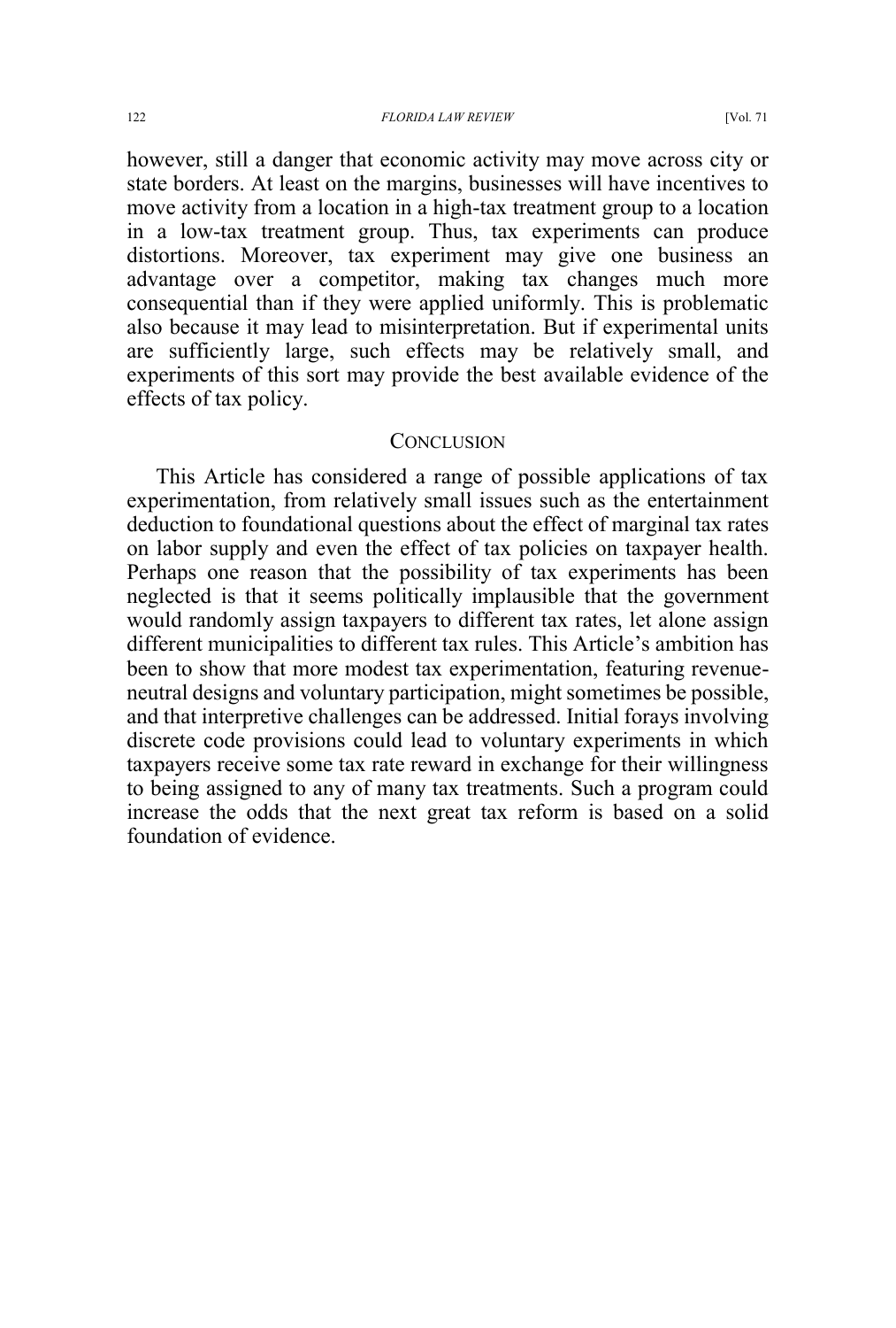however, still a danger that economic activity may move across city or state borders. At least on the margins, businesses will have incentives to move activity from a location in a high-tax treatment group to a location in a low-tax treatment group. Thus, tax experiments can produce distortions. Moreover, tax experiment may give one business an advantage over a competitor, making tax changes much more consequential than if they were applied uniformly. This is problematic also because it may lead to misinterpretation. But if experimental units are sufficiently large, such effects may be relatively small, and experiments of this sort may provide the best available evidence of the effects of tax policy.

## CONCLUSION

This Article has considered a range of possible applications of tax experimentation, from relatively small issues such as the entertainment deduction to foundational questions about the effect of marginal tax rates on labor supply and even the effect of tax policies on taxpayer health. Perhaps one reason that the possibility of tax experiments has been neglected is that it seems politically implausible that the government would randomly assign taxpayers to different tax rates, let alone assign different municipalities to different tax rules. This Article's ambition has been to show that more modest tax experimentation, featuring revenue-neutral designs and voluntary participation, might sometimes be possible, and that interpretive challenges can be addressed. Initial forays involving discrete code provisions could lead to voluntary experiments in which taxpayers receive some tax rate reward in exchange for their willingness to being assigned to any of many tax treatments. Such a program could increase the odds that the next great tax reform is based on a solid foundation of evidence.